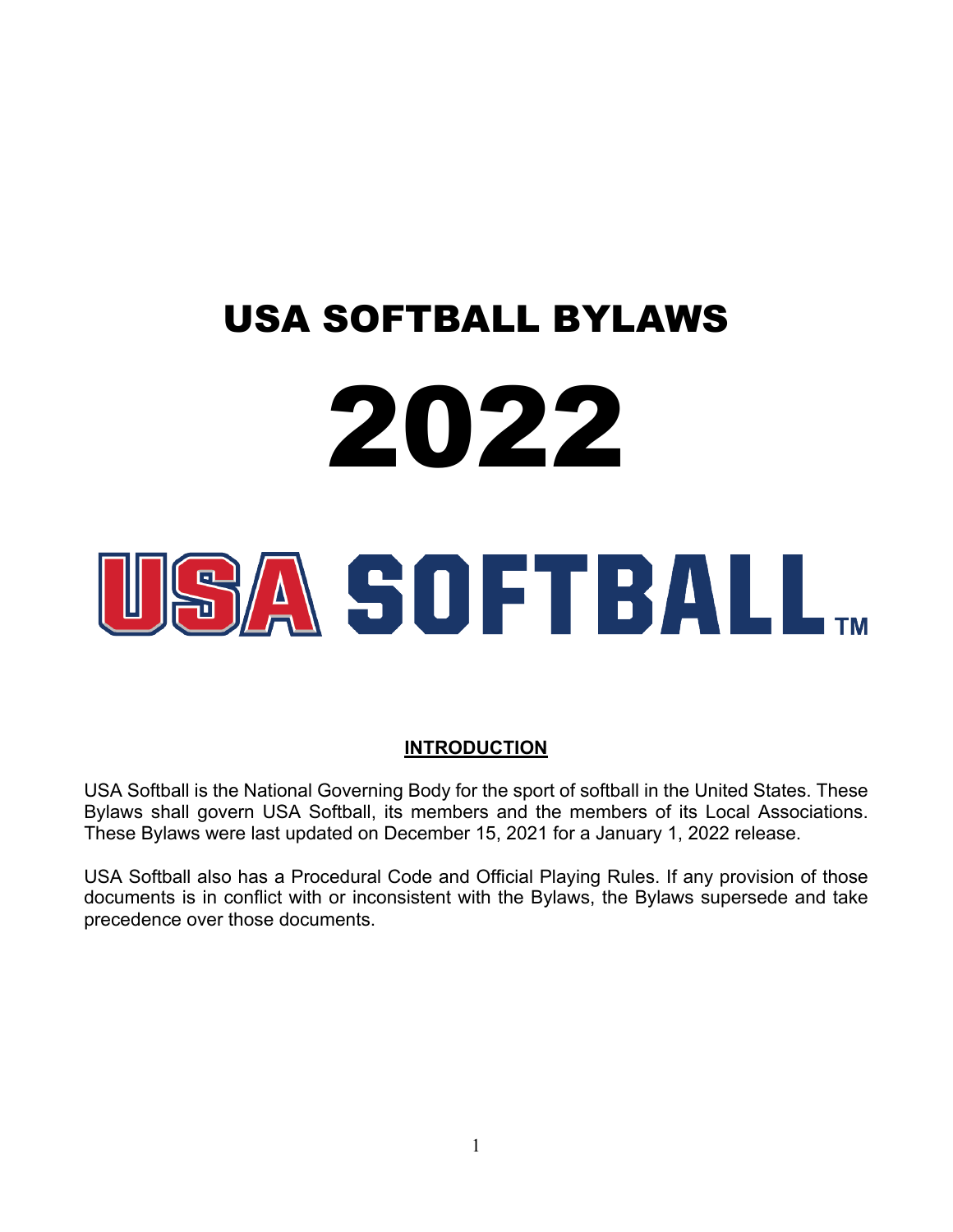# USA SOFTBALL BYLAWS

# 2022

# USA SOFTBALL™

## INTRODUCTION

USA Softball is the National Governing Body for the sport of softball in the United States. These Bylaws shall govern USA Softball, its members and the members of its Local Associations. These Bylaws were last updated on December 15, 2021 for a January 1, 2022 release.

USA Softball also has a Procedural Code and Official Playing Rules. If any provision of those documents is in conflict with or inconsistent with the Bylaws, the Bylaws supersede and take precedence over those documents.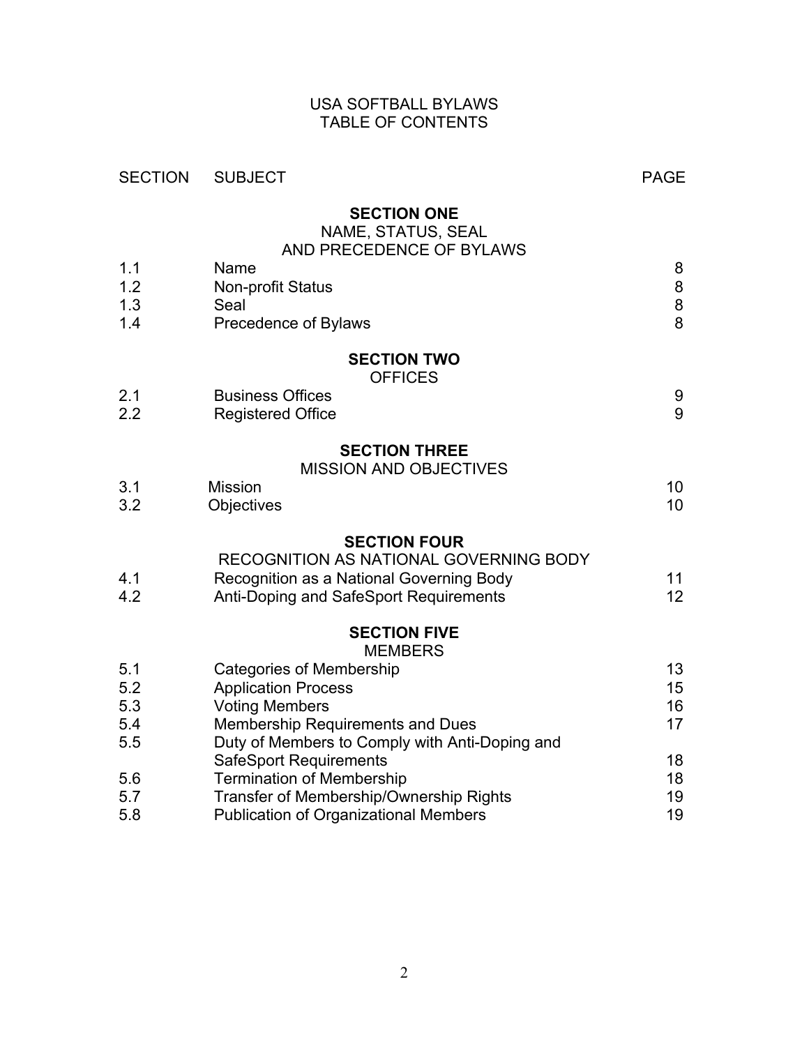# USA SOFTBALL BYLAWS
# TABLE OF CONTENTS

| SECTION | SUBJECT | PAGE |
|---|---|---|
| | **SECTION ONE**<br>NAME, STATUS, SEAL<br>AND PRECEDENCE OF BYLAWS | |
| 1.1 | Name | 8 |
| 1.2 | Non-profit Status | 8 |
| 1.3 | Seal | 8 |
| 1.4 | Precedence of Bylaws | 8 |
| | **SECTION TWO**<br>OFFICES | |
| 2.1 | Business Offices | 9 |
| 2.2 | Registered Office | 9 |
| | **SECTION THREE**<br>MISSION AND OBJECTIVES | |
| 3.1 | Mission | 10 |
| 3.2 | Objectives | 10 |
| | **SECTION FOUR**<br>RECOGNITION AS NATIONAL GOVERNING BODY | |
| 4.1 | Recognition as a National Governing Body | 11 |
| 4.2 | Anti-Doping and SafeSport Requirements | 12 |
| | **SECTION FIVE**<br>MEMBERS | |
| 5.1 | Categories of Membership | 13 |
| 5.2 | Application Process | 15 |
| 5.3 | Voting Members | 16 |
| 5.4 | Membership Requirements and Dues | 17 |
| 5.5 | Duty of Members to Comply with Anti-Doping and SafeSport Requirements | 18 |
| 5.6 | Termination of Membership | 18 |
| 5.7 | Transfer of Membership/Ownership Rights | 19 |
| 5.8 | Publication of Organizational Members | 19 |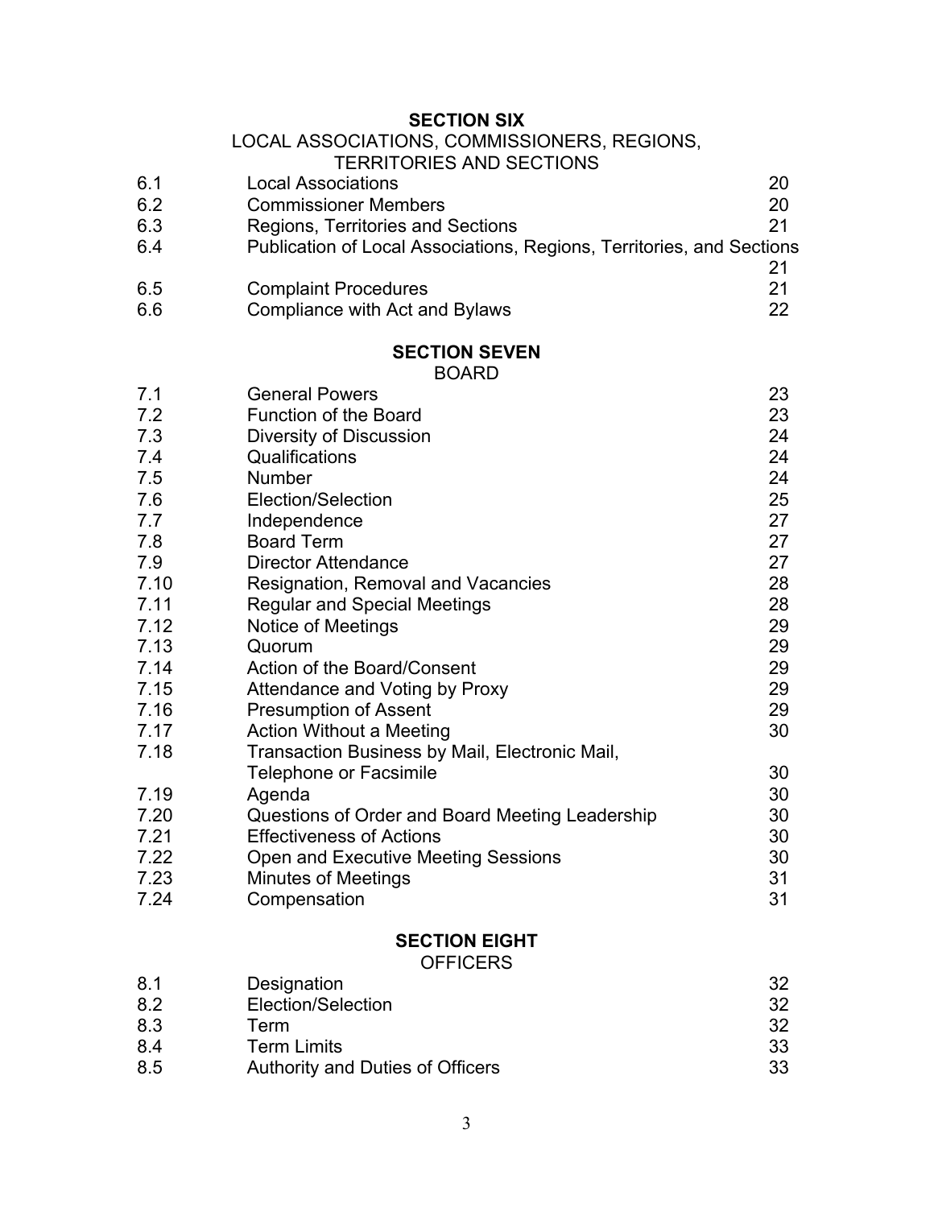## SECTION SIX

LOCAL ASSOCIATIONS, COMMISSIONERS, REGIONS, TERRITORIES AND SECTIONS

| | | |
|---|---|---|
| 6.1 | Local Associations | 20 |
| 6.2 | Commissioner Members | 20 |
| 6.3 | Regions, Territories and Sections | 21 |
| 6.4 | Publication of Local Associations, Regions, Territories, and Sections | 21 |
| 6.5 | Complaint Procedures | 21 |
| 6.6 | Compliance with Act and Bylaws | 22 |

## SECTION SEVEN

BOARD

| | | |
|---|---|---|
| 7.1 | General Powers | 23 |
| 7.2 | Function of the Board | 23 |
| 7.3 | Diversity of Discussion | 24 |
| 7.4 | Qualifications | 24 |
| 7.5 | Number | 24 |
| 7.6 | Election/Selection | 25 |
| 7.7 | Independence | 27 |
| 7.8 | Board Term | 27 |
| 7.9 | Director Attendance | 27 |
| 7.10 | Resignation, Removal and Vacancies | 28 |
| 7.11 | Regular and Special Meetings | 28 |
| 7.12 | Notice of Meetings | 29 |
| 7.13 | Quorum | 29 |
| 7.14 | Action of the Board/Consent | 29 |
| 7.15 | Attendance and Voting by Proxy | 29 |
| 7.16 | Presumption of Assent | 29 |
| 7.17 | Action Without a Meeting | 30 |
| 7.18 | Transaction Business by Mail, Electronic Mail, Telephone or Facsimile | 30 |
| 7.19 | Agenda | 30 |
| 7.20 | Questions of Order and Board Meeting Leadership | 30 |
| 7.21 | Effectiveness of Actions | 30 |
| 7.22 | Open and Executive Meeting Sessions | 30 |
| 7.23 | Minutes of Meetings | 31 |
| 7.24 | Compensation | 31 |

## SECTION EIGHT

OFFICERS

| | | |
|---|---|---|
| 8.1 | Designation | 32 |
| 8.2 | Election/Selection | 32 |
| 8.3 | Term | 32 |
| 8.4 | Term Limits | 33 |
| 8.5 | Authority and Duties of Officers | 33 |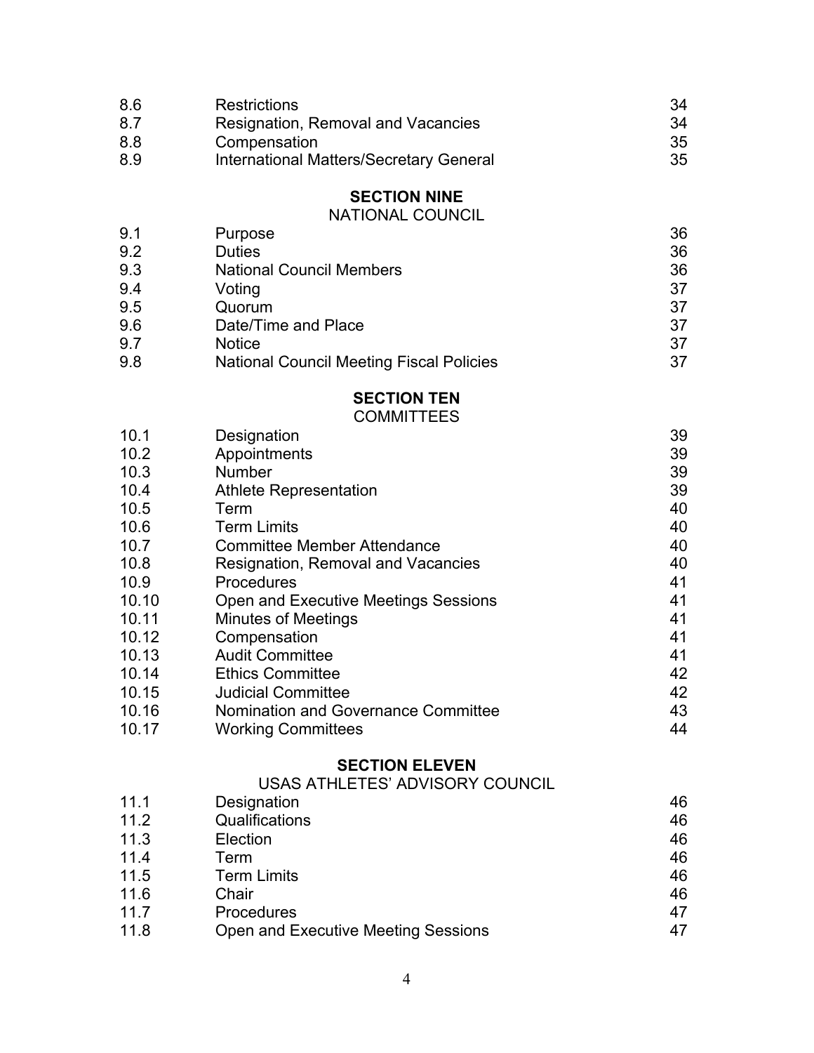| | | |
|---|---|---|
| 8.6 | Restrictions | 34 |
| 8.7 | Resignation, Removal and Vacancies | 34 |
| 8.8 | Compensation | 35 |
| 8.9 | International Matters/Secretary General | 35 |

**SECTION NINE**
NATIONAL COUNCIL

| | | |
|---|---|---|
| 9.1 | Purpose | 36 |
| 9.2 | Duties | 36 |
| 9.3 | National Council Members | 36 |
| 9.4 | Voting | 37 |
| 9.5 | Quorum | 37 |
| 9.6 | Date/Time and Place | 37 |
| 9.7 | Notice | 37 |
| 9.8 | National Council Meeting Fiscal Policies | 37 |

**SECTION TEN**
COMMITTEES

| | | |
|---|---|---|
| 10.1 | Designation | 39 |
| 10.2 | Appointments | 39 |
| 10.3 | Number | 39 |
| 10.4 | Athlete Representation | 39 |
| 10.5 | Term | 40 |
| 10.6 | Term Limits | 40 |
| 10.7 | Committee Member Attendance | 40 |
| 10.8 | Resignation, Removal and Vacancies | 40 |
| 10.9 | Procedures | 41 |
| 10.10 | Open and Executive Meetings Sessions | 41 |
| 10.11 | Minutes of Meetings | 41 |
| 10.12 | Compensation | 41 |
| 10.13 | Audit Committee | 41 |
| 10.14 | Ethics Committee | 42 |
| 10.15 | Judicial Committee | 42 |
| 10.16 | Nomination and Governance Committee | 43 |
| 10.17 | Working Committees | 44 |

**SECTION ELEVEN**
USAS ATHLETES' ADVISORY COUNCIL

| | | |
|---|---|---|
| 11.1 | Designation | 46 |
| 11.2 | Qualifications | 46 |
| 11.3 | Election | 46 |
| 11.4 | Term | 46 |
| 11.5 | Term Limits | 46 |
| 11.6 | Chair | 46 |
| 11.7 | Procedures | 47 |
| 11.8 | Open and Executive Meeting Sessions | 47 |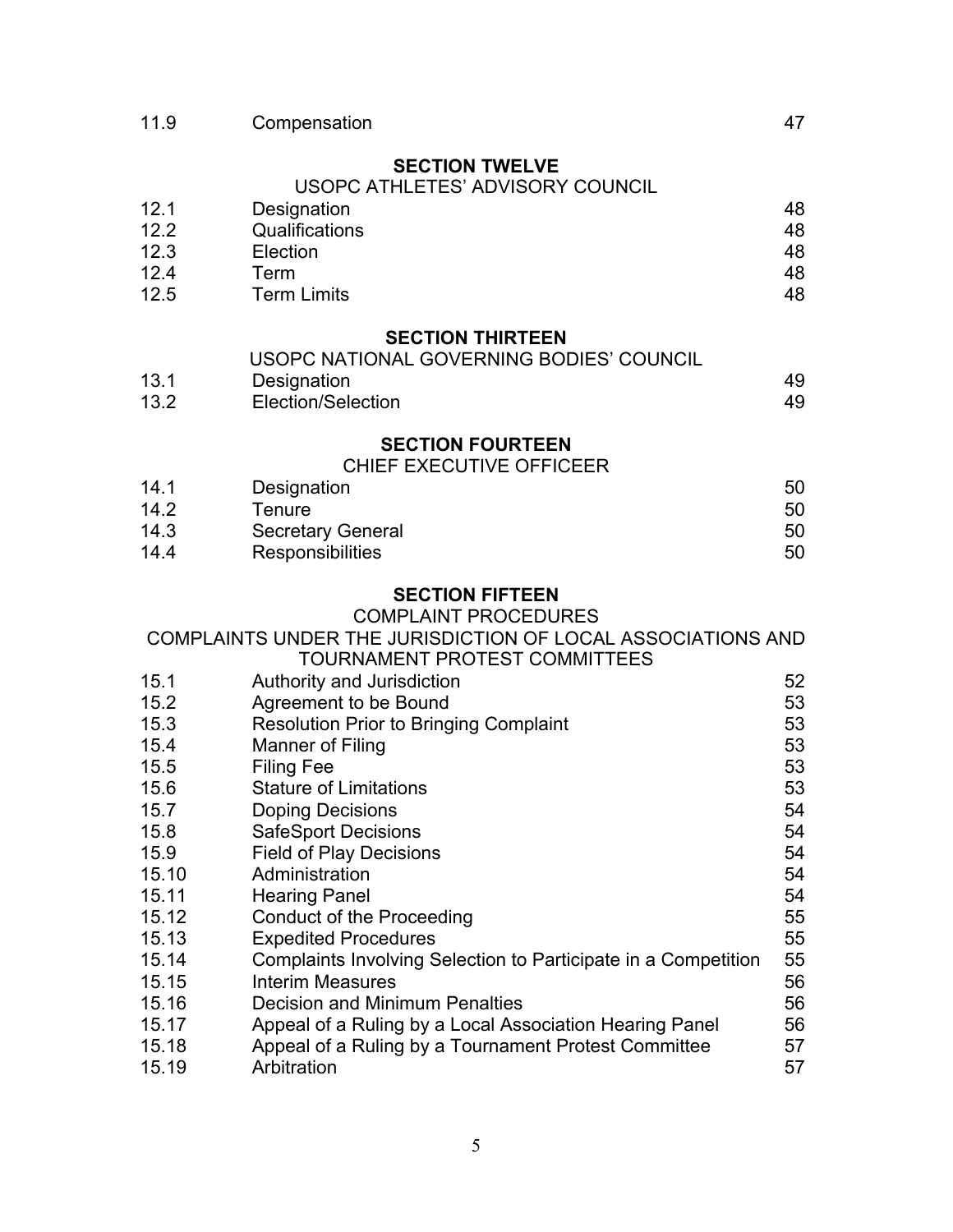| | | |
|---|---|---|
| 11.9 | Compensation | 47 |

## SECTION TWELVE

USOPC ATHLETES' ADVISORY COUNCIL

| | | |
|---|---|---|
| 12.1 | Designation | 48 |
| 12.2 | Qualifications | 48 |
| 12.3 | Election | 48 |
| 12.4 | Term | 48 |
| 12.5 | Term Limits | 48 |

## SECTION THIRTEEN

USOPC NATIONAL GOVERNING BODIES' COUNCIL

| | | |
|---|---|---|
| 13.1 | Designation | 49 |
| 13.2 | Election/Selection | 49 |

## SECTION FOURTEEN

CHIEF EXECUTIVE OFFICEER

| | | |
|---|---|---|
| 14.1 | Designation | 50 |
| 14.2 | Tenure | 50 |
| 14.3 | Secretary General | 50 |
| 14.4 | Responsibilities | 50 |

## SECTION FIFTEEN

COMPLAINT PROCEDURES

COMPLAINTS UNDER THE JURISDICTION OF LOCAL ASSOCIATIONS AND TOURNAMENT PROTEST COMMITTEES

| | | |
|---|---|---|
| 15.1 | Authority and Jurisdiction | 52 |
| 15.2 | Agreement to be Bound | 53 |
| 15.3 | Resolution Prior to Bringing Complaint | 53 |
| 15.4 | Manner of Filing | 53 |
| 15.5 | Filing Fee | 53 |
| 15.6 | Stature of Limitations | 53 |
| 15.7 | Doping Decisions | 54 |
| 15.8 | SafeSport Decisions | 54 |
| 15.9 | Field of Play Decisions | 54 |
| 15.10 | Administration | 54 |
| 15.11 | Hearing Panel | 54 |
| 15.12 | Conduct of the Proceeding | 55 |
| 15.13 | Expedited Procedures | 55 |
| 15.14 | Complaints Involving Selection to Participate in a Competition | 55 |
| 15.15 | Interim Measures | 56 |
| 15.16 | Decision and Minimum Penalties | 56 |
| 15.17 | Appeal of a Ruling by a Local Association Hearing Panel | 56 |
| 15.18 | Appeal of a Ruling by a Tournament Protest Committee | 57 |
| 15.19 | Arbitration | 57 |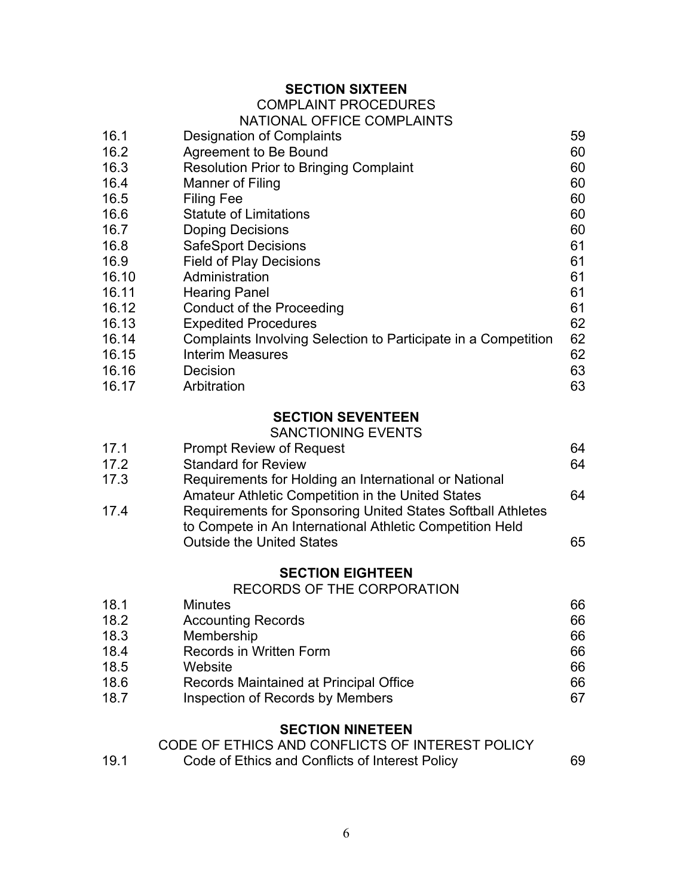## SECTION SIXTEEN

COMPLAINT PROCEDURES

NATIONAL OFFICE COMPLAINTS

| | | |
|---|---|---|
| 16.1 | Designation of Complaints | 59 |
| 16.2 | Agreement to Be Bound | 60 |
| 16.3 | Resolution Prior to Bringing Complaint | 60 |
| 16.4 | Manner of Filing | 60 |
| 16.5 | Filing Fee | 60 |
| 16.6 | Statute of Limitations | 60 |
| 16.7 | Doping Decisions | 60 |
| 16.8 | SafeSport Decisions | 61 |
| 16.9 | Field of Play Decisions | 61 |
| 16.10 | Administration | 61 |
| 16.11 | Hearing Panel | 61 |
| 16.12 | Conduct of the Proceeding | 61 |
| 16.13 | Expedited Procedures | 62 |
| 16.14 | Complaints Involving Selection to Participate in a Competition | 62 |
| 16.15 | Interim Measures | 62 |
| 16.16 | Decision | 63 |
| 16.17 | Arbitration | 63 |

## SECTION SEVENTEEN

SANCTIONING EVENTS

| | | |
|---|---|---|
| 17.1 | Prompt Review of Request | 64 |
| 17.2 | Standard for Review | 64 |
| 17.3 | Requirements for Holding an International or National Amateur Athletic Competition in the United States | 64 |
| 17.4 | Requirements for Sponsoring United States Softball Athletes to Compete in An International Athletic Competition Held Outside the United States | 65 |

## SECTION EIGHTEEN

RECORDS OF THE CORPORATION

| | | |
|---|---|---|
| 18.1 | Minutes | 66 |
| 18.2 | Accounting Records | 66 |
| 18.3 | Membership | 66 |
| 18.4 | Records in Written Form | 66 |
| 18.5 | Website | 66 |
| 18.6 | Records Maintained at Principal Office | 66 |
| 18.7 | Inspection of Records by Members | 67 |

## SECTION NINETEEN

CODE OF ETHICS AND CONFLICTS OF INTEREST POLICY

| | | |
|---|---|---|
| 19.1 | Code of Ethics and Conflicts of Interest Policy | 69 |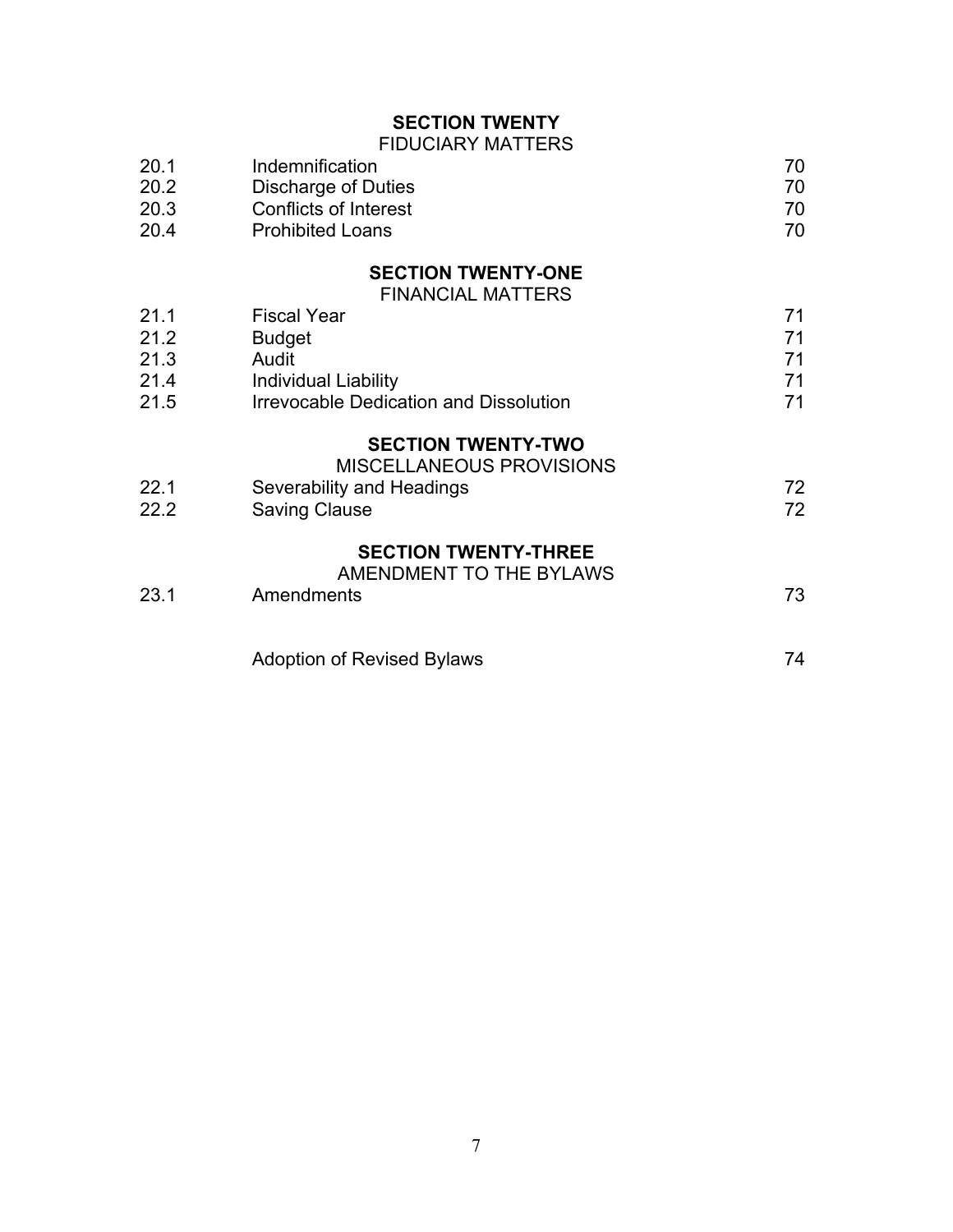## SECTION TWENTY
FIDUCIARY MATTERS

| | | |
|---|---|---|
| 20.1 | Indemnification | 70 |
| 20.2 | Discharge of Duties | 70 |
| 20.3 | Conflicts of Interest | 70 |
| 20.4 | Prohibited Loans | 70 |

## SECTION TWENTY-ONE
FINANCIAL MATTERS

| | | |
|---|---|---|
| 21.1 | Fiscal Year | 71 |
| 21.2 | Budget | 71 |
| 21.3 | Audit | 71 |
| 21.4 | Individual Liability | 71 |
| 21.5 | Irrevocable Dedication and Dissolution | 71 |

## SECTION TWENTY-TWO
MISCELLANEOUS PROVISIONS

| | | |
|---|---|---|
| 22.1 | Severability and Headings | 72 |
| 22.2 | Saving Clause | 72 |

## SECTION TWENTY-THREE
AMENDMENT TO THE BYLAWS

| | | |
|---|---|---|
| 23.1 | Amendments | 73 |
| | Adoption of Revised Bylaws | 74 |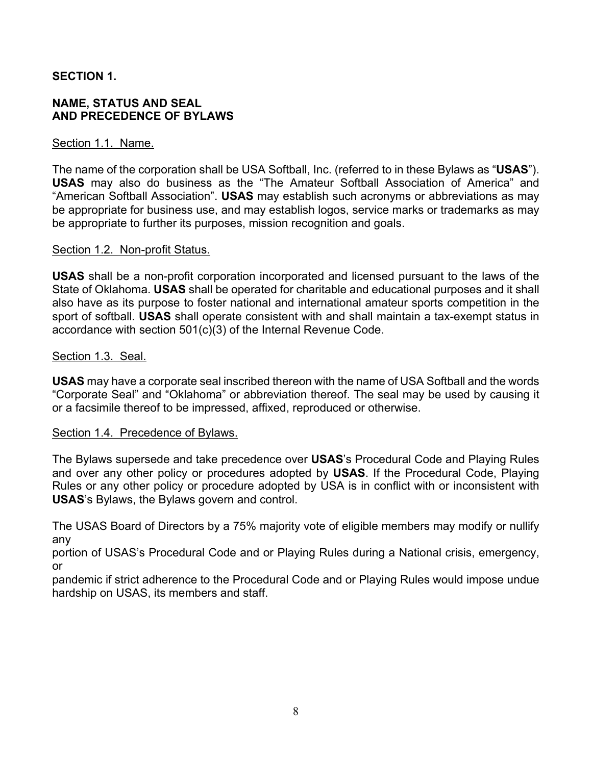## SECTION 1.

## NAME, STATUS AND SEAL AND PRECEDENCE OF BYLAWS

Section 1.1. Name.

The name of the corporation shall be USA Softball, Inc. (referred to in these Bylaws as "**USAS**"). **USAS** may also do business as the "The Amateur Softball Association of America" and "American Softball Association". **USAS** may establish such acronyms or abbreviations as may be appropriate for business use, and may establish logos, service marks or trademarks as may be appropriate to further its purposes, mission recognition and goals.

Section 1.2. Non-profit Status.

**USAS** shall be a non-profit corporation incorporated and licensed pursuant to the laws of the State of Oklahoma. **USAS** shall be operated for charitable and educational purposes and it shall also have as its purpose to foster national and international amateur sports competition in the sport of softball. **USAS** shall operate consistent with and shall maintain a tax-exempt status in accordance with section 501(c)(3) of the Internal Revenue Code.

Section 1.3. Seal.

**USAS** may have a corporate seal inscribed thereon with the name of USA Softball and the words "Corporate Seal" and "Oklahoma" or abbreviation thereof. The seal may be used by causing it or a facsimile thereof to be impressed, affixed, reproduced or otherwise.

Section 1.4. Precedence of Bylaws.

The Bylaws supersede and take precedence over **USAS**'s Procedural Code and Playing Rules and over any other policy or procedures adopted by **USAS**. If the Procedural Code, Playing Rules or any other policy or procedure adopted by USA is in conflict with or inconsistent with **USAS**'s Bylaws, the Bylaws govern and control.

The USAS Board of Directors by a 75% majority vote of eligible members may modify or nullify any portion of USAS's Procedural Code and or Playing Rules during a National crisis, emergency, or pandemic if strict adherence to the Procedural Code and or Playing Rules would impose undue hardship on USAS, its members and staff.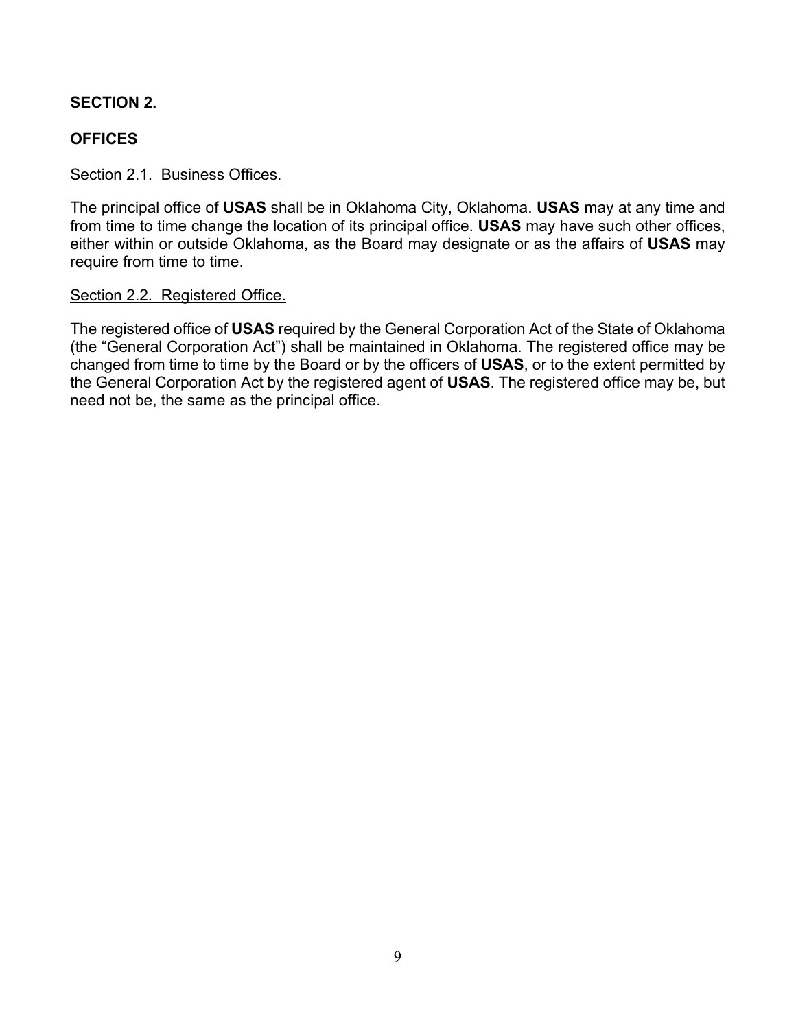## SECTION 2.

## OFFICES

### Section 2.1. Business Offices.

The principal office of **USAS** shall be in Oklahoma City, Oklahoma. **USAS** may at any time and from time to time change the location of its principal office. **USAS** may have such other offices, either within or outside Oklahoma, as the Board may designate or as the affairs of **USAS** may require from time to time.

### Section 2.2. Registered Office.

The registered office of **USAS** required by the General Corporation Act of the State of Oklahoma (the "General Corporation Act") shall be maintained in Oklahoma. The registered office may be changed from time to time by the Board or by the officers of **USAS**, or to the extent permitted by the General Corporation Act by the registered agent of **USAS**. The registered office may be, but need not be, the same as the principal office.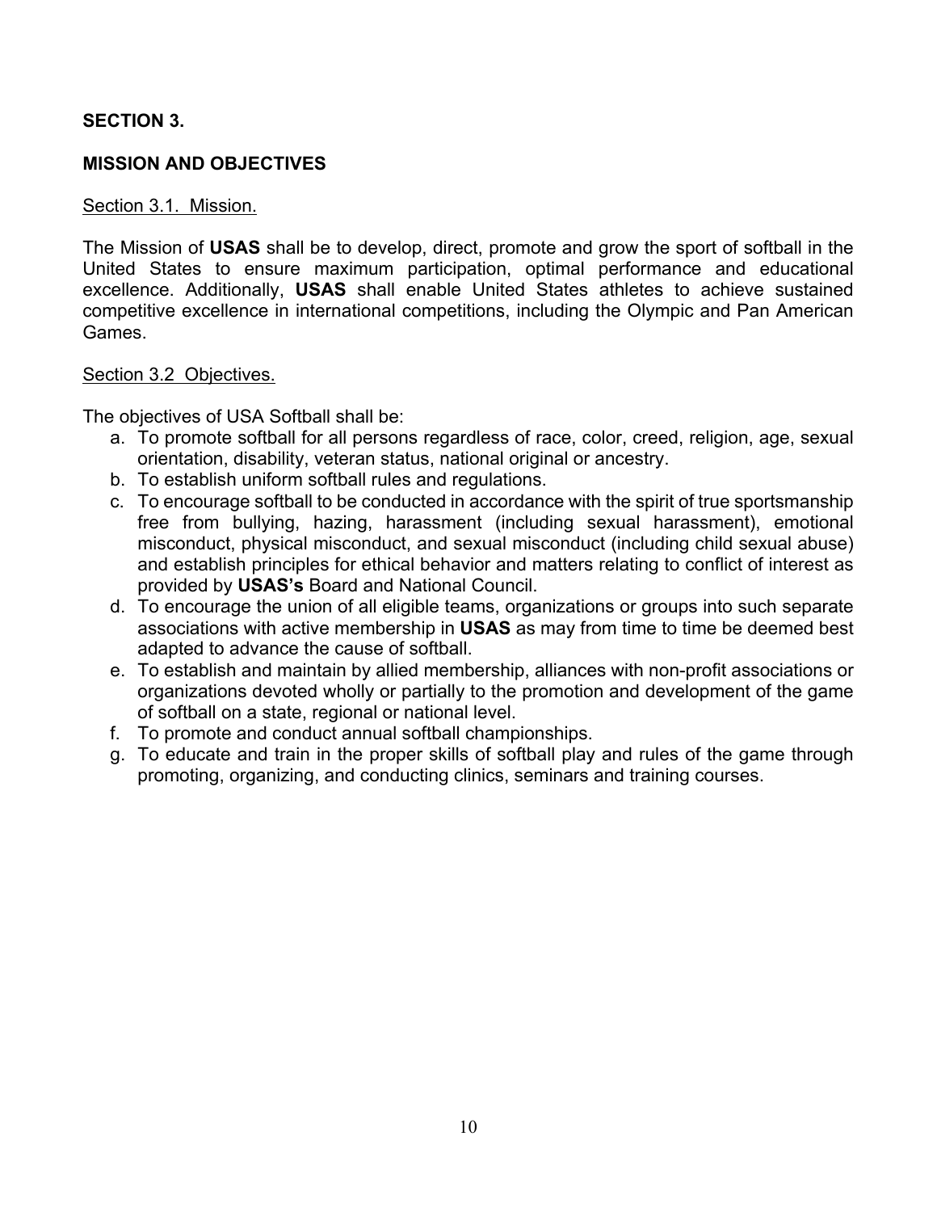## SECTION 3.

## MISSION AND OBJECTIVES

<u>Section 3.1. Mission.</u>

The Mission of **USAS** shall be to develop, direct, promote and grow the sport of softball in the United States to ensure maximum participation, optimal performance and educational excellence. Additionally, **USAS** shall enable United States athletes to achieve sustained competitive excellence in international competitions, including the Olympic and Pan American Games.

<u>Section 3.2 Objectives.</u>

The objectives of USA Softball shall be:

a. To promote softball for all persons regardless of race, color, creed, religion, age, sexual orientation, disability, veteran status, national original or ancestry.
b. To establish uniform softball rules and regulations.
c. To encourage softball to be conducted in accordance with the spirit of true sportsmanship free from bullying, hazing, harassment (including sexual harassment), emotional misconduct, physical misconduct, and sexual misconduct (including child sexual abuse) and establish principles for ethical behavior and matters relating to conflict of interest as provided by **USAS's** Board and National Council.
d. To encourage the union of all eligible teams, organizations or groups into such separate associations with active membership in **USAS** as may from time to time be deemed best adapted to advance the cause of softball.
e. To establish and maintain by allied membership, alliances with non-profit associations or organizations devoted wholly or partially to the promotion and development of the game of softball on a state, regional or national level.
f. To promote and conduct annual softball championships.
g. To educate and train in the proper skills of softball play and rules of the game through promoting, organizing, and conducting clinics, seminars and training courses.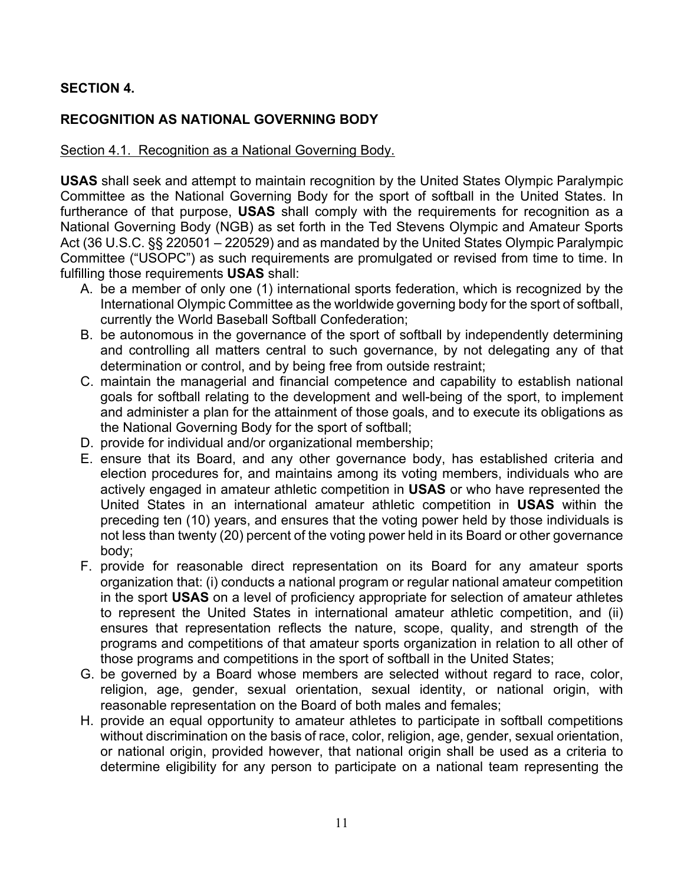## SECTION 4.

## RECOGNITION AS NATIONAL GOVERNING BODY

Section 4.1. Recognition as a National Governing Body.

**USAS** shall seek and attempt to maintain recognition by the United States Olympic Paralympic Committee as the National Governing Body for the sport of softball in the United States. In furtherance of that purpose, **USAS** shall comply with the requirements for recognition as a National Governing Body (NGB) as set forth in the Ted Stevens Olympic and Amateur Sports Act (36 U.S.C. §§ 220501 – 220529) and as mandated by the United States Olympic Paralympic Committee ("USOPC") as such requirements are promulgated or revised from time to time. In fulfilling those requirements **USAS** shall:

A. be a member of only one (1) international sports federation, which is recognized by the International Olympic Committee as the worldwide governing body for the sport of softball, currently the World Baseball Softball Confederation;
B. be autonomous in the governance of the sport of softball by independently determining and controlling all matters central to such governance, by not delegating any of that determination or control, and by being free from outside restraint;
C. maintain the managerial and financial competence and capability to establish national goals for softball relating to the development and well-being of the sport, to implement and administer a plan for the attainment of those goals, and to execute its obligations as the National Governing Body for the sport of softball;
D. provide for individual and/or organizational membership;
E. ensure that its Board, and any other governance body, has established criteria and election procedures for, and maintains among its voting members, individuals who are actively engaged in amateur athletic competition in **USAS** or who have represented the United States in an international amateur athletic competition in **USAS** within the preceding ten (10) years, and ensures that the voting power held by those individuals is not less than twenty (20) percent of the voting power held in its Board or other governance body;
F. provide for reasonable direct representation on its Board for any amateur sports organization that: (i) conducts a national program or regular national amateur competition in the sport **USAS** on a level of proficiency appropriate for selection of amateur athletes to represent the United States in international amateur athletic competition, and (ii) ensures that representation reflects the nature, scope, quality, and strength of the programs and competitions of that amateur sports organization in relation to all other of those programs and competitions in the sport of softball in the United States;
G. be governed by a Board whose members are selected without regard to race, color, religion, age, gender, sexual orientation, sexual identity, or national origin, with reasonable representation on the Board of both males and females;
H. provide an equal opportunity to amateur athletes to participate in softball competitions without discrimination on the basis of race, color, religion, age, gender, sexual orientation, or national origin, provided however, that national origin shall be used as a criteria to determine eligibility for any person to participate on a national team representing the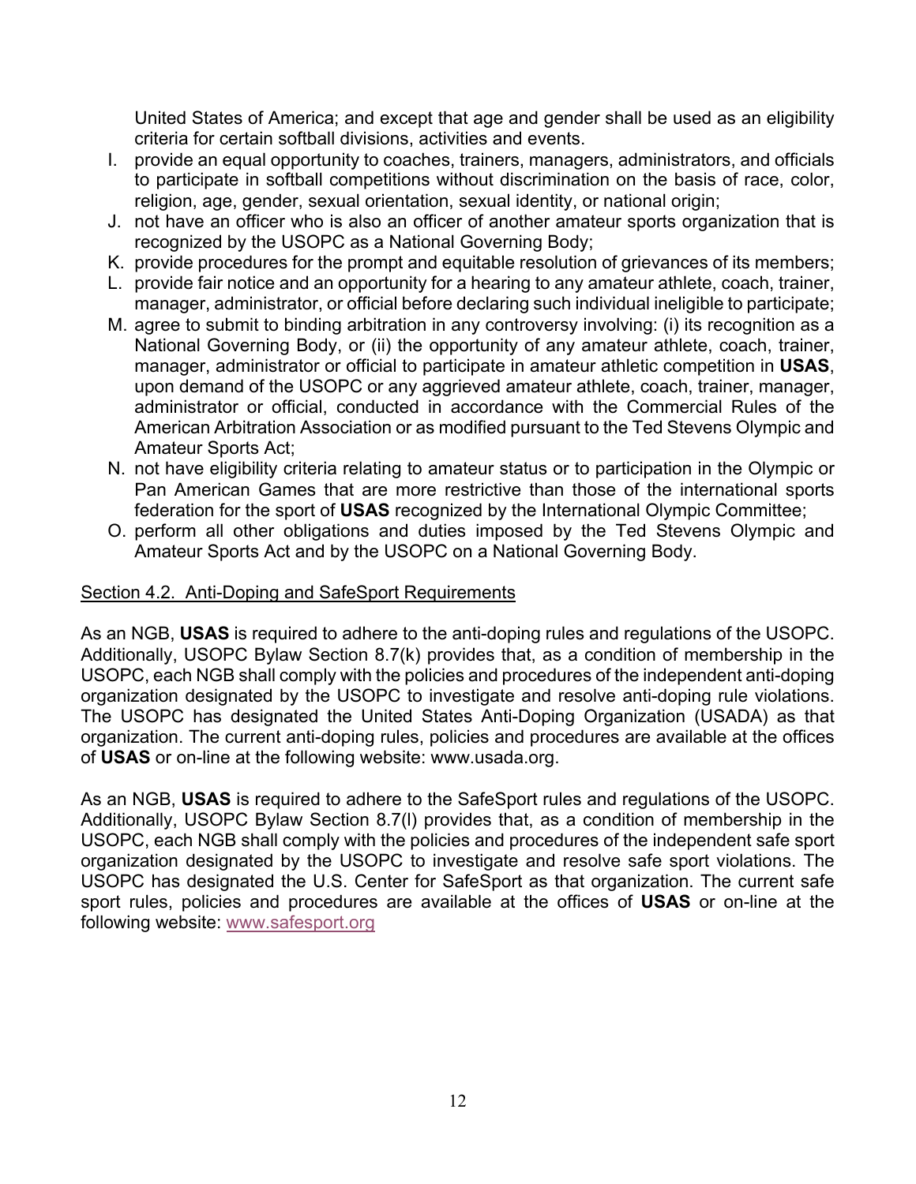United States of America; and except that age and gender shall be used as an eligibility criteria for certain softball divisions, activities and events.

I. provide an equal opportunity to coaches, trainers, managers, administrators, and officials to participate in softball competitions without discrimination on the basis of race, color, religion, age, gender, sexual orientation, sexual identity, or national origin;

J. not have an officer who is also an officer of another amateur sports organization that is recognized by the USOPC as a National Governing Body;

K. provide procedures for the prompt and equitable resolution of grievances of its members;

L. provide fair notice and an opportunity for a hearing to any amateur athlete, coach, trainer, manager, administrator, or official before declaring such individual ineligible to participate;

M. agree to submit to binding arbitration in any controversy involving: (i) its recognition as a National Governing Body, or (ii) the opportunity of any amateur athlete, coach, trainer, manager, administrator or official to participate in amateur athletic competition in **USAS**, upon demand of the USOPC or any aggrieved amateur athlete, coach, trainer, manager, administrator or official, conducted in accordance with the Commercial Rules of the American Arbitration Association or as modified pursuant to the Ted Stevens Olympic and Amateur Sports Act;

N. not have eligibility criteria relating to amateur status or to participation in the Olympic or Pan American Games that are more restrictive than those of the international sports federation for the sport of **USAS** recognized by the International Olympic Committee;

O. perform all other obligations and duties imposed by the Ted Stevens Olympic and Amateur Sports Act and by the USOPC on a National Governing Body.

<u>Section 4.2. Anti-Doping and SafeSport Requirements</u>

As an NGB, **USAS** is required to adhere to the anti-doping rules and regulations of the USOPC. Additionally, USOPC Bylaw Section 8.7(k) provides that, as a condition of membership in the USOPC, each NGB shall comply with the policies and procedures of the independent anti-doping organization designated by the USOPC to investigate and resolve anti-doping rule violations. The USOPC has designated the United States Anti-Doping Organization (USADA) as that organization. The current anti-doping rules, policies and procedures are available at the offices of **USAS** or on-line at the following website: www.usada.org.

As an NGB, **USAS** is required to adhere to the SafeSport rules and regulations of the USOPC. Additionally, USOPC Bylaw Section 8.7(l) provides that, as a condition of membership in the USOPC, each NGB shall comply with the policies and procedures of the independent safe sport organization designated by the USOPC to investigate and resolve safe sport violations. The USOPC has designated the U.S. Center for SafeSport as that organization. The current safe sport rules, policies and procedures are available at the offices of **USAS** or on-line at the following website: www.safesport.org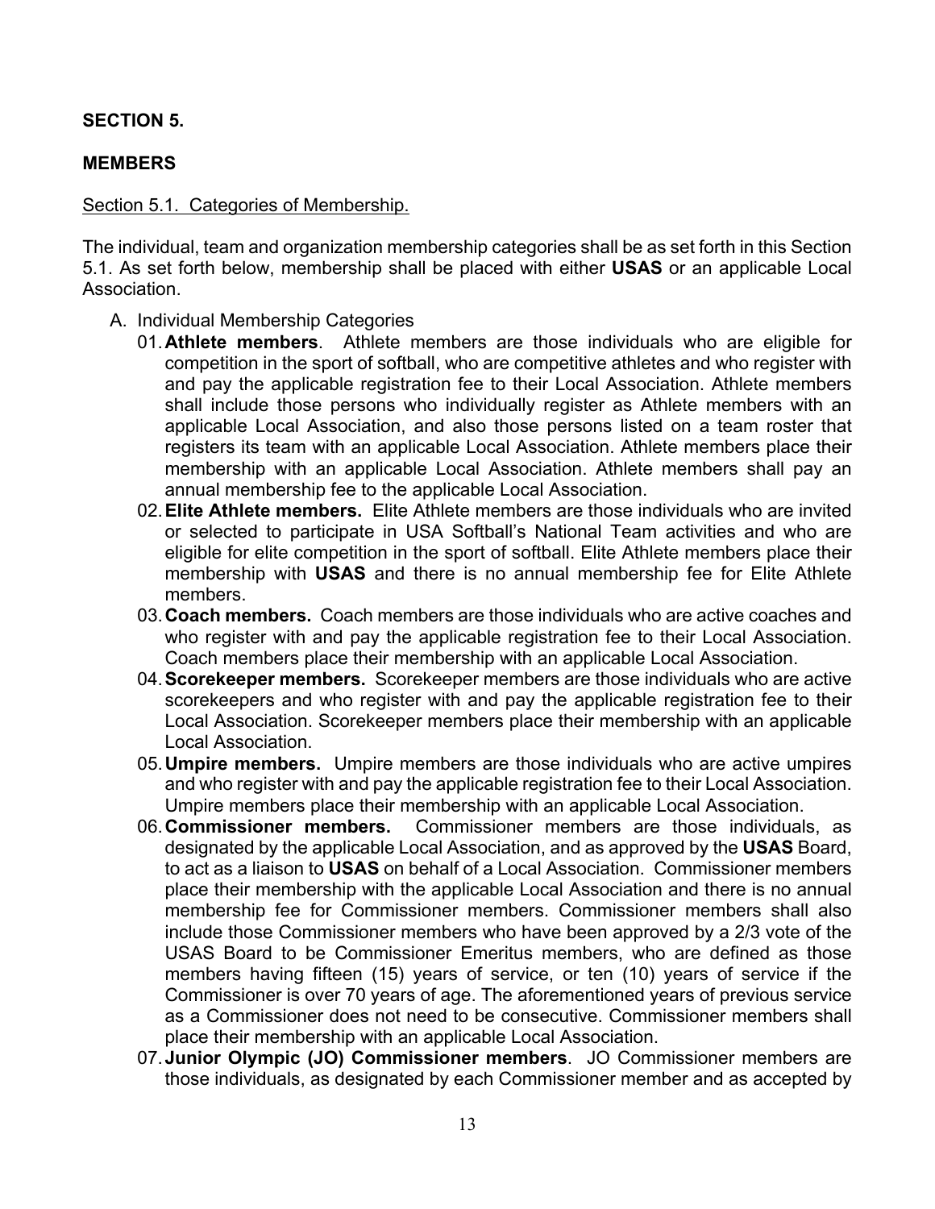**SECTION 5.**

**MEMBERS**

Section 5.1. Categories of Membership.

The individual, team and organization membership categories shall be as set forth in this Section 5.1. As set forth below, membership shall be placed with either **USAS** or an applicable Local Association.

A. Individual Membership Categories

01. **Athlete members**. Athlete members are those individuals who are eligible for competition in the sport of softball, who are competitive athletes and who register with and pay the applicable registration fee to their Local Association. Athlete members shall include those persons who individually register as Athlete members with an applicable Local Association, and also those persons listed on a team roster that registers its team with an applicable Local Association. Athlete members place their membership with an applicable Local Association. Athlete members shall pay an annual membership fee to the applicable Local Association.

02. **Elite Athlete members.** Elite Athlete members are those individuals who are invited or selected to participate in USA Softball's National Team activities and who are eligible for elite competition in the sport of softball. Elite Athlete members place their membership with **USAS** and there is no annual membership fee for Elite Athlete members.

03. **Coach members.** Coach members are those individuals who are active coaches and who register with and pay the applicable registration fee to their Local Association. Coach members place their membership with an applicable Local Association.

04. **Scorekeeper members.** Scorekeeper members are those individuals who are active scorekeepers and who register with and pay the applicable registration fee to their Local Association. Scorekeeper members place their membership with an applicable Local Association.

05. **Umpire members.** Umpire members are those individuals who are active umpires and who register with and pay the applicable registration fee to their Local Association. Umpire members place their membership with an applicable Local Association.

06. **Commissioner members.** Commissioner members are those individuals, as designated by the applicable Local Association, and as approved by the **USAS** Board, to act as a liaison to **USAS** on behalf of a Local Association. Commissioner members place their membership with the applicable Local Association and there is no annual membership fee for Commissioner members. Commissioner members shall also include those Commissioner members who have been approved by a 2/3 vote of the USAS Board to be Commissioner Emeritus members, who are defined as those members having fifteen (15) years of service, or ten (10) years of service if the Commissioner is over 70 years of age. The aforementioned years of previous service as a Commissioner does not need to be consecutive. Commissioner members shall place their membership with an applicable Local Association.

07. **Junior Olympic (JO) Commissioner members**. JO Commissioner members are those individuals, as designated by each Commissioner member and as accepted by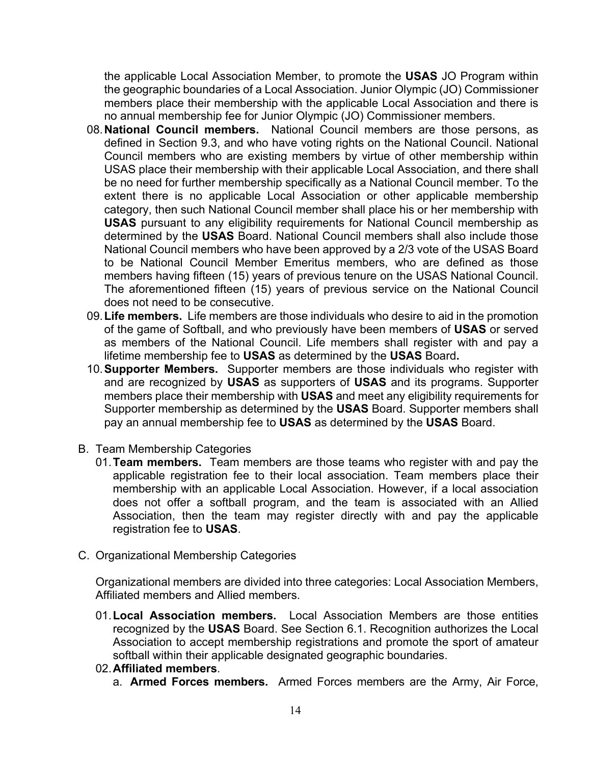the applicable Local Association Member, to promote the **USAS** JO Program within the geographic boundaries of a Local Association. Junior Olympic (JO) Commissioner members place their membership with the applicable Local Association and there is no annual membership fee for Junior Olympic (JO) Commissioner members.

08. **National Council members.** National Council members are those persons, as defined in Section 9.3, and who have voting rights on the National Council. National Council members who are existing members by virtue of other membership within USAS place their membership with their applicable Local Association, and there shall be no need for further membership specifically as a National Council member. To the extent there is no applicable Local Association or other applicable membership category, then such National Council member shall place his or her membership with **USAS** pursuant to any eligibility requirements for National Council membership as determined by the **USAS** Board. National Council members shall also include those National Council members who have been approved by a 2/3 vote of the USAS Board to be National Council Member Emeritus members, who are defined as those members having fifteen (15) years of previous tenure on the USAS National Council. The aforementioned fifteen (15) years of previous service on the National Council does not need to be consecutive.
09. **Life members.** Life members are those individuals who desire to aid in the promotion of the game of Softball, and who previously have been members of **USAS** or served as members of the National Council. Life members shall register with and pay a lifetime membership fee to **USAS** as determined by the **USAS** Board**.**
10. **Supporter Members.** Supporter members are those individuals who register with and are recognized by **USAS** as supporters of **USAS** and its programs. Supporter members place their membership with **USAS** and meet any eligibility requirements for Supporter membership as determined by the **USAS** Board. Supporter members shall pay an annual membership fee to **USAS** as determined by the **USAS** Board.

B. Team Membership Categories

01. **Team members.** Team members are those teams who register with and pay the applicable registration fee to their local association. Team members place their membership with an applicable Local Association. However, if a local association does not offer a softball program, and the team is associated with an Allied Association, then the team may register directly with and pay the applicable registration fee to **USAS**.

C. Organizational Membership Categories

Organizational members are divided into three categories: Local Association Members, Affiliated members and Allied members.

01. **Local Association members.** Local Association Members are those entities recognized by the **USAS** Board. See Section 6.1. Recognition authorizes the Local Association to accept membership registrations and promote the sport of amateur softball within their applicable designated geographic boundaries.
02. **Affiliated members**.
    a. **Armed Forces members.** Armed Forces members are the Army, Air Force,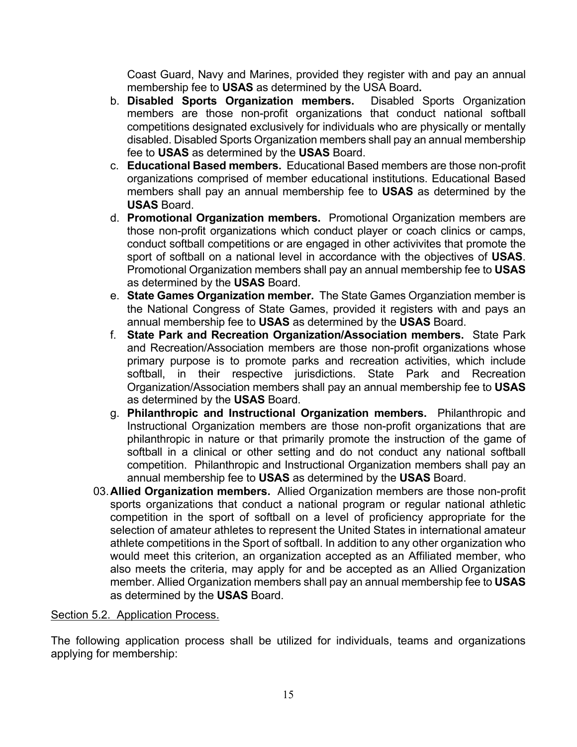Coast Guard, Navy and Marines, provided they register with and pay an annual membership fee to **USAS** as determined by the USA Board**.**

b. **Disabled Sports Organization members.** Disabled Sports Organization members are those non-profit organizations that conduct national softball competitions designated exclusively for individuals who are physically or mentally disabled. Disabled Sports Organization members shall pay an annual membership fee to **USAS** as determined by the **USAS** Board.
c. **Educational Based members.** Educational Based members are those non-profit organizations comprised of member educational institutions. Educational Based members shall pay an annual membership fee to **USAS** as determined by the **USAS** Board.
d. **Promotional Organization members.** Promotional Organization members are those non-profit organizations which conduct player or coach clinics or camps, conduct softball competitions or are engaged in other activivites that promote the sport of softball on a national level in accordance with the objectives of **USAS**. Promotional Organization members shall pay an annual membership fee to **USAS** as determined by the **USAS** Board.
e. **State Games Organization member.** The State Games Organziation member is the National Congress of State Games, provided it registers with and pays an annual membership fee to **USAS** as determined by the **USAS** Board.
f. **State Park and Recreation Organization/Association members.** State Park and Recreation/Association members are those non-profit organizations whose primary purpose is to promote parks and recreation activities, which include softball, in their respective jurisdictions. State Park and Recreation Organization/Association members shall pay an annual membership fee to **USAS** as determined by the **USAS** Board.
g. **Philanthropic and Instructional Organization members.** Philanthropic and Instructional Organization members are those non-profit organizations that are philanthropic in nature or that primarily promote the instruction of the game of softball in a clinical or other setting and do not conduct any national softball competition. Philanthropic and Instructional Organization members shall pay an annual membership fee to **USAS** as determined by the **USAS** Board.

03. **Allied Organization members.** Allied Organization members are those non-profit sports organizations that conduct a national program or regular national athletic competition in the sport of softball on a level of proficiency appropriate for the selection of amateur athletes to represent the United States in international amateur athlete competitions in the Sport of softball. In addition to any other organization who would meet this criterion, an organization accepted as an Affiliated member, who also meets the criteria, may apply for and be accepted as an Allied Organization member. Allied Organization members shall pay an annual membership fee to **USAS** as determined by the **USAS** Board.

Section 5.2. Application Process.

The following application process shall be utilized for individuals, teams and organizations applying for membership: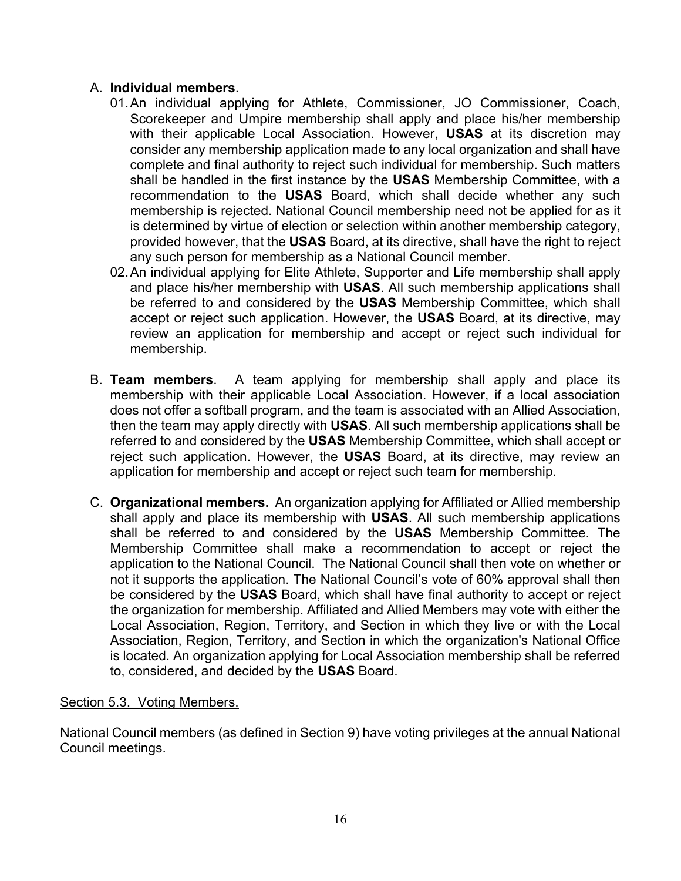A. **Individual members**.

01. An individual applying for Athlete, Commissioner, JO Commissioner, Coach, Scorekeeper and Umpire membership shall apply and place his/her membership with their applicable Local Association. However, **USAS** at its discretion may consider any membership application made to any local organization and shall have complete and final authority to reject such individual for membership. Such matters shall be handled in the first instance by the **USAS** Membership Committee, with a recommendation to the **USAS** Board, which shall decide whether any such membership is rejected. National Council membership need not be applied for as it is determined by virtue of election or selection within another membership category, provided however, that the **USAS** Board, at its directive, shall have the right to reject any such person for membership as a National Council member.

02. An individual applying for Elite Athlete, Supporter and Life membership shall apply and place his/her membership with **USAS**. All such membership applications shall be referred to and considered by the **USAS** Membership Committee, which shall accept or reject such application. However, the **USAS** Board, at its directive, may review an application for membership and accept or reject such individual for membership.

B. **Team members**. A team applying for membership shall apply and place its membership with their applicable Local Association. However, if a local association does not offer a softball program, and the team is associated with an Allied Association, then the team may apply directly with **USAS**. All such membership applications shall be referred to and considered by the **USAS** Membership Committee, which shall accept or reject such application. However, the **USAS** Board, at its directive, may review an application for membership and accept or reject such team for membership.

C. **Organizational members.** An organization applying for Affiliated or Allied membership shall apply and place its membership with **USAS**. All such membership applications shall be referred to and considered by the **USAS** Membership Committee. The Membership Committee shall make a recommendation to accept or reject the application to the National Council. The National Council shall then vote on whether or not it supports the application. The National Council's vote of 60% approval shall then be considered by the **USAS** Board, which shall have final authority to accept or reject the organization for membership. Affiliated and Allied Members may vote with either the Local Association, Region, Territory, and Section in which they live or with the Local Association, Region, Territory, and Section in which the organization's National Office is located. An organization applying for Local Association membership shall be referred to, considered, and decided by the **USAS** Board.

<u>Section 5.3. Voting Members.</u>

National Council members (as defined in Section 9) have voting privileges at the annual National Council meetings.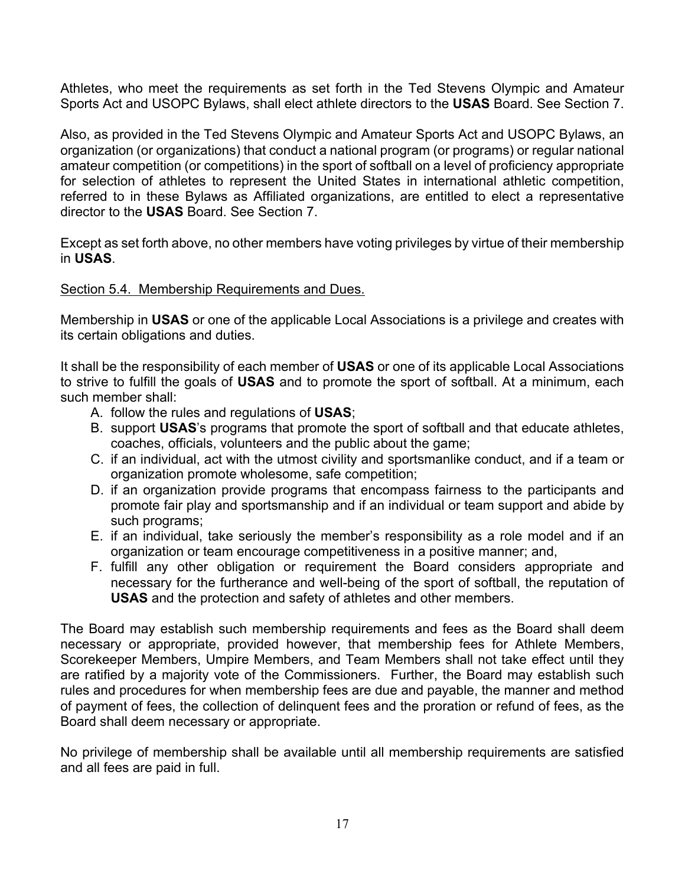Athletes, who meet the requirements as set forth in the Ted Stevens Olympic and Amateur Sports Act and USOPC Bylaws, shall elect athlete directors to the **USAS** Board. See Section 7.

Also, as provided in the Ted Stevens Olympic and Amateur Sports Act and USOPC Bylaws, an organization (or organizations) that conduct a national program (or programs) or regular national amateur competition (or competitions) in the sport of softball on a level of proficiency appropriate for selection of athletes to represent the United States in international athletic competition, referred to in these Bylaws as Affiliated organizations, are entitled to elect a representative director to the **USAS** Board. See Section 7.

Except as set forth above, no other members have voting privileges by virtue of their membership in **USAS**.

Section 5.4. Membership Requirements and Dues.

Membership in **USAS** or one of the applicable Local Associations is a privilege and creates with its certain obligations and duties.

It shall be the responsibility of each member of **USAS** or one of its applicable Local Associations to strive to fulfill the goals of **USAS** and to promote the sport of softball. At a minimum, each such member shall:

A. follow the rules and regulations of **USAS**;
B. support **USAS**'s programs that promote the sport of softball and that educate athletes, coaches, officials, volunteers and the public about the game;
C. if an individual, act with the utmost civility and sportsmanlike conduct, and if a team or organization promote wholesome, safe competition;
D. if an organization provide programs that encompass fairness to the participants and promote fair play and sportsmanship and if an individual or team support and abide by such programs;
E. if an individual, take seriously the member's responsibility as a role model and if an organization or team encourage competitiveness in a positive manner; and,
F. fulfill any other obligation or requirement the Board considers appropriate and necessary for the furtherance and well-being of the sport of softball, the reputation of **USAS** and the protection and safety of athletes and other members.

The Board may establish such membership requirements and fees as the Board shall deem necessary or appropriate, provided however, that membership fees for Athlete Members, Scorekeeper Members, Umpire Members, and Team Members shall not take effect until they are ratified by a majority vote of the Commissioners. Further, the Board may establish such rules and procedures for when membership fees are due and payable, the manner and method of payment of fees, the collection of delinquent fees and the proration or refund of fees, as the Board shall deem necessary or appropriate.

No privilege of membership shall be available until all membership requirements are satisfied and all fees are paid in full.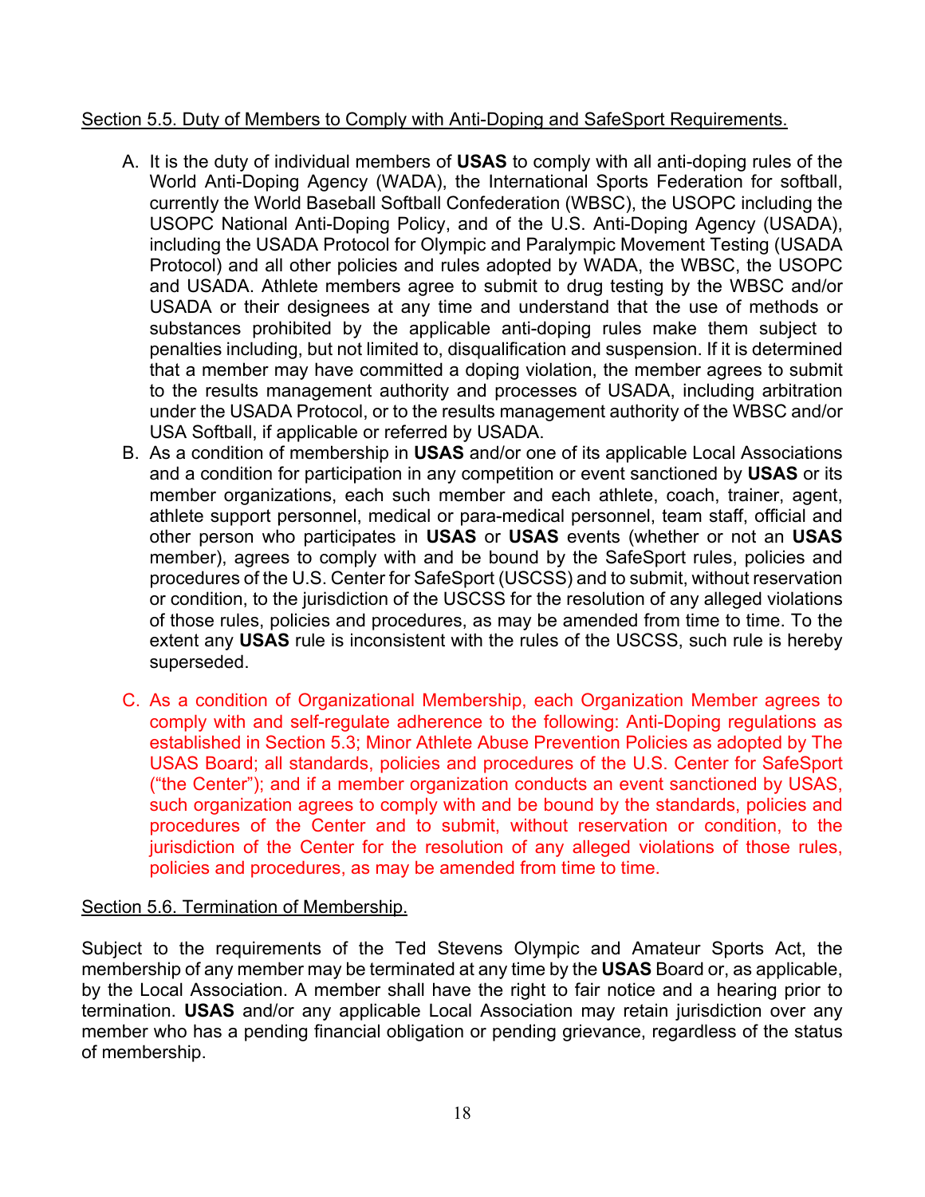Section 5.5. Duty of Members to Comply with Anti-Doping and SafeSport Requirements.

A. It is the duty of individual members of **USAS** to comply with all anti-doping rules of the World Anti-Doping Agency (WADA), the International Sports Federation for softball, currently the World Baseball Softball Confederation (WBSC), the USOPC including the USOPC National Anti-Doping Policy, and of the U.S. Anti-Doping Agency (USADA), including the USADA Protocol for Olympic and Paralympic Movement Testing (USADA Protocol) and all other policies and rules adopted by WADA, the WBSC, the USOPC and USADA. Athlete members agree to submit to drug testing by the WBSC and/or USADA or their designees at any time and understand that the use of methods or substances prohibited by the applicable anti-doping rules make them subject to penalties including, but not limited to, disqualification and suspension. If it is determined that a member may have committed a doping violation, the member agrees to submit to the results management authority and processes of USADA, including arbitration under the USADA Protocol, or to the results management authority of the WBSC and/or USA Softball, if applicable or referred by USADA.

B. As a condition of membership in **USAS** and/or one of its applicable Local Associations and a condition for participation in any competition or event sanctioned by **USAS** or its member organizations, each such member and each athlete, coach, trainer, agent, athlete support personnel, medical or para-medical personnel, team staff, official and other person who participates in **USAS** or **USAS** events (whether or not an **USAS** member), agrees to comply with and be bound by the SafeSport rules, policies and procedures of the U.S. Center for SafeSport (USCSS) and to submit, without reservation or condition, to the jurisdiction of the USCSS for the resolution of any alleged violations of those rules, policies and procedures, as may be amended from time to time. To the extent any **USAS** rule is inconsistent with the rules of the USCSS, such rule is hereby superseded.

C. As a condition of Organizational Membership, each Organization Member agrees to comply with and self-regulate adherence to the following: Anti-Doping regulations as established in Section 5.3; Minor Athlete Abuse Prevention Policies as adopted by The USAS Board; all standards, policies and procedures of the U.S. Center for SafeSport ("the Center"); and if a member organization conducts an event sanctioned by USAS, such organization agrees to comply with and be bound by the standards, policies and procedures of the Center and to submit, without reservation or condition, to the jurisdiction of the Center for the resolution of any alleged violations of those rules, policies and procedures, as may be amended from time to time.

Section 5.6. Termination of Membership.

Subject to the requirements of the Ted Stevens Olympic and Amateur Sports Act, the membership of any member may be terminated at any time by the **USAS** Board or, as applicable, by the Local Association. A member shall have the right to fair notice and a hearing prior to termination. **USAS** and/or any applicable Local Association may retain jurisdiction over any member who has a pending financial obligation or pending grievance, regardless of the status of membership.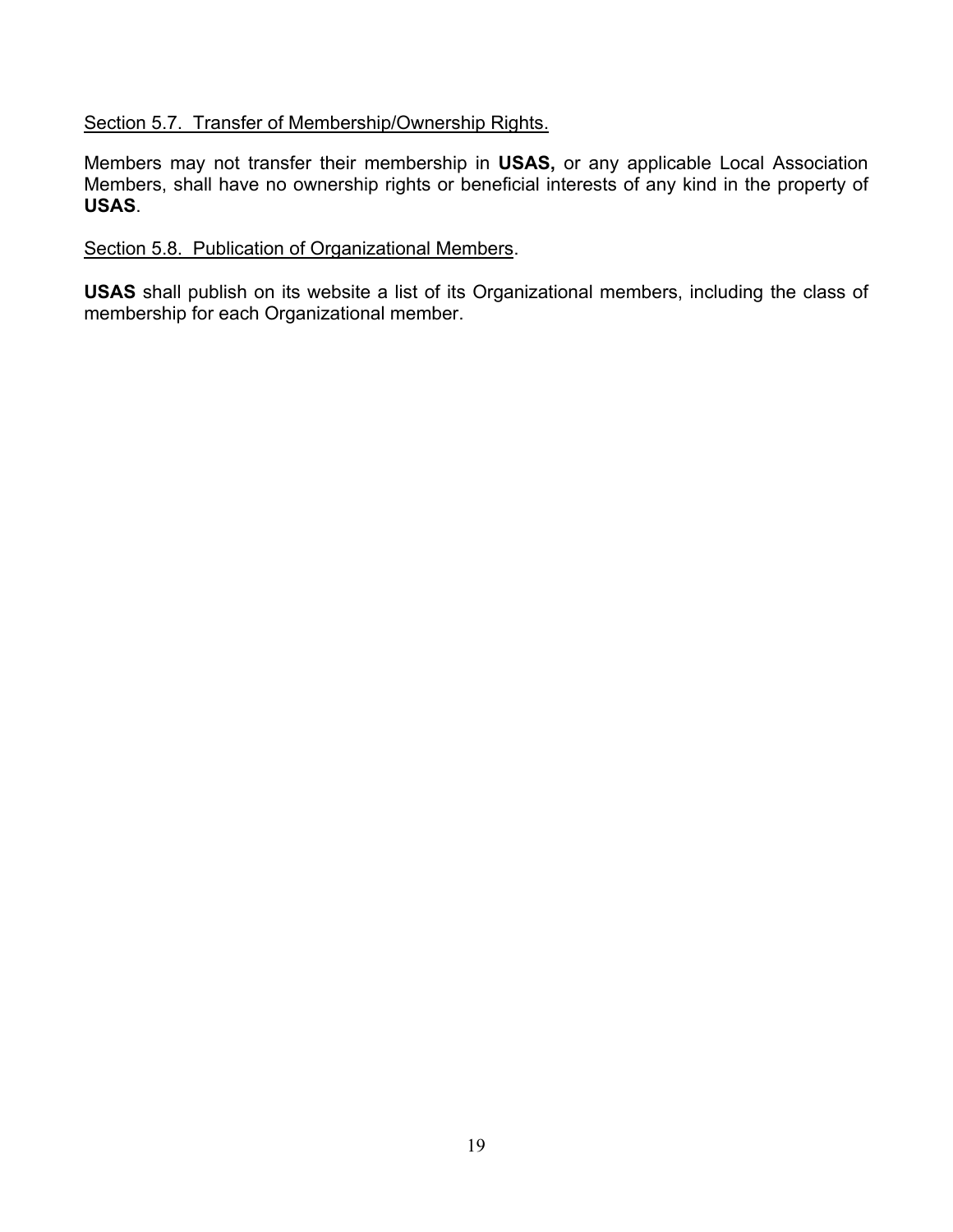Section 5.7. Transfer of Membership/Ownership Rights.

Members may not transfer their membership in **USAS,** or any applicable Local Association Members, shall have no ownership rights or beneficial interests of any kind in the property of **USAS**.

Section 5.8. Publication of Organizational Members.

**USAS** shall publish on its website a list of its Organizational members, including the class of membership for each Organizational member.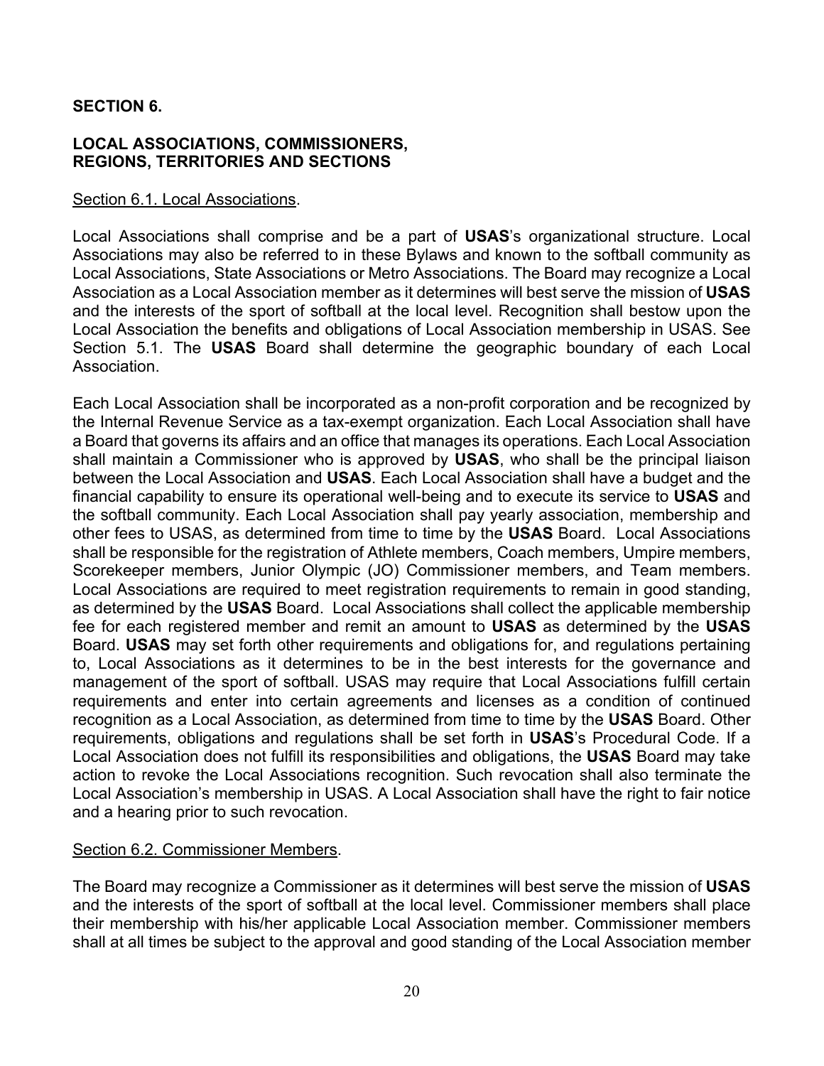**SECTION 6.**

**LOCAL ASSOCIATIONS, COMMISSIONERS,**
**REGIONS, TERRITORIES AND SECTIONS**

Section 6.1. Local Associations.

Local Associations shall comprise and be a part of **USAS**'s organizational structure. Local Associations may also be referred to in these Bylaws and known to the softball community as Local Associations, State Associations or Metro Associations. The Board may recognize a Local Association as a Local Association member as it determines will best serve the mission of **USAS** and the interests of the sport of softball at the local level. Recognition shall bestow upon the Local Association the benefits and obligations of Local Association membership in USAS. See Section 5.1. The **USAS** Board shall determine the geographic boundary of each Local Association.

Each Local Association shall be incorporated as a non-profit corporation and be recognized by the Internal Revenue Service as a tax-exempt organization. Each Local Association shall have a Board that governs its affairs and an office that manages its operations. Each Local Association shall maintain a Commissioner who is approved by **USAS**, who shall be the principal liaison between the Local Association and **USAS**. Each Local Association shall have a budget and the financial capability to ensure its operational well-being and to execute its service to **USAS** and the softball community. Each Local Association shall pay yearly association, membership and other fees to USAS, as determined from time to time by the **USAS** Board. Local Associations shall be responsible for the registration of Athlete members, Coach members, Umpire members, Scorekeeper members, Junior Olympic (JO) Commissioner members, and Team members. Local Associations are required to meet registration requirements to remain in good standing, as determined by the **USAS** Board. Local Associations shall collect the applicable membership fee for each registered member and remit an amount to **USAS** as determined by the **USAS** Board. **USAS** may set forth other requirements and obligations for, and regulations pertaining to, Local Associations as it determines to be in the best interests for the governance and management of the sport of softball. USAS may require that Local Associations fulfill certain requirements and enter into certain agreements and licenses as a condition of continued recognition as a Local Association, as determined from time to time by the **USAS** Board. Other requirements, obligations and regulations shall be set forth in **USAS**'s Procedural Code. If a Local Association does not fulfill its responsibilities and obligations, the **USAS** Board may take action to revoke the Local Associations recognition. Such revocation shall also terminate the Local Association's membership in USAS. A Local Association shall have the right to fair notice and a hearing prior to such revocation.

Section 6.2. Commissioner Members.

The Board may recognize a Commissioner as it determines will best serve the mission of **USAS** and the interests of the sport of softball at the local level. Commissioner members shall place their membership with his/her applicable Local Association member. Commissioner members shall at all times be subject to the approval and good standing of the Local Association member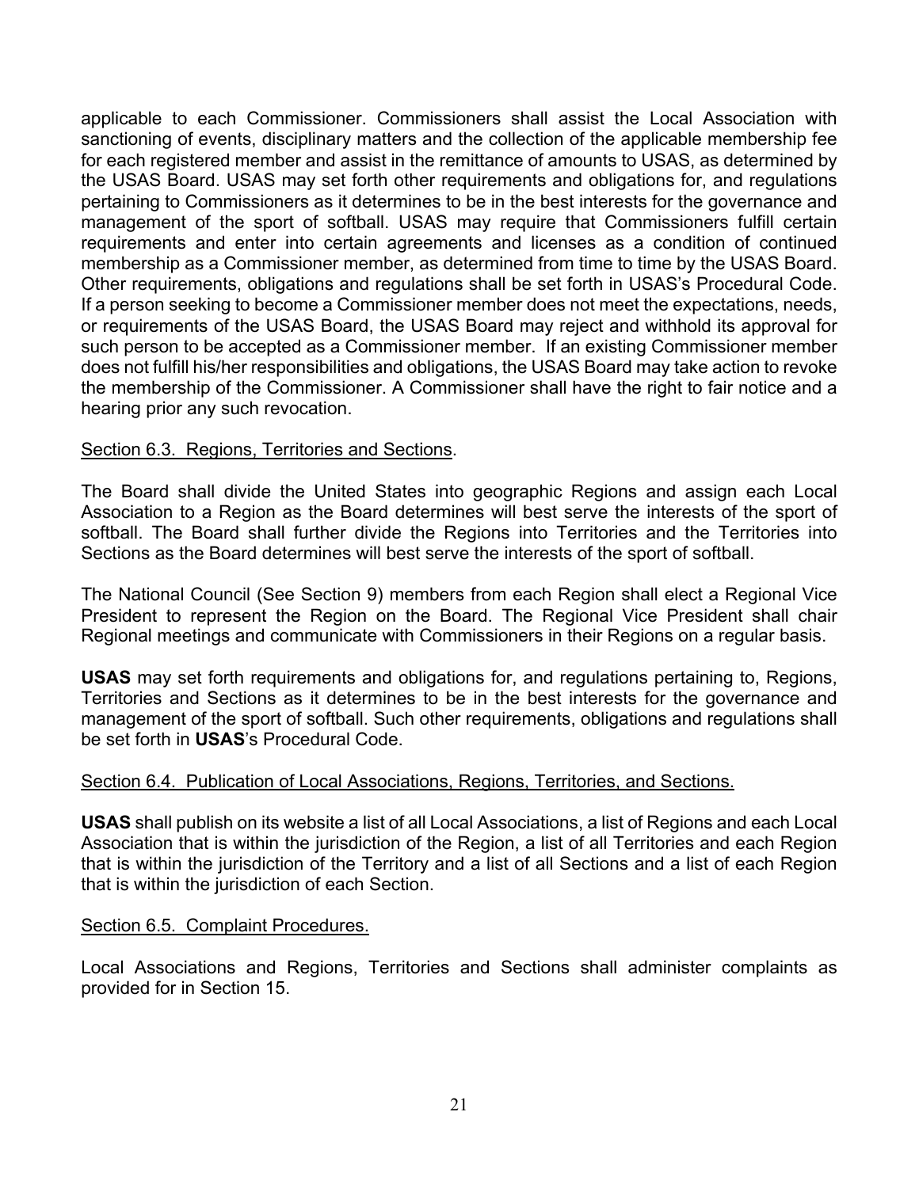applicable to each Commissioner. Commissioners shall assist the Local Association with sanctioning of events, disciplinary matters and the collection of the applicable membership fee for each registered member and assist in the remittance of amounts to USAS, as determined by the USAS Board. USAS may set forth other requirements and obligations for, and regulations pertaining to Commissioners as it determines to be in the best interests for the governance and management of the sport of softball. USAS may require that Commissioners fulfill certain requirements and enter into certain agreements and licenses as a condition of continued membership as a Commissioner member, as determined from time to time by the USAS Board. Other requirements, obligations and regulations shall be set forth in USAS's Procedural Code. If a person seeking to become a Commissioner member does not meet the expectations, needs, or requirements of the USAS Board, the USAS Board may reject and withhold its approval for such person to be accepted as a Commissioner member. If an existing Commissioner member does not fulfill his/her responsibilities and obligations, the USAS Board may take action to revoke the membership of the Commissioner. A Commissioner shall have the right to fair notice and a hearing prior any such revocation.

Section 6.3. Regions, Territories and Sections.

The Board shall divide the United States into geographic Regions and assign each Local Association to a Region as the Board determines will best serve the interests of the sport of softball. The Board shall further divide the Regions into Territories and the Territories into Sections as the Board determines will best serve the interests of the sport of softball.

The National Council (See Section 9) members from each Region shall elect a Regional Vice President to represent the Region on the Board. The Regional Vice President shall chair Regional meetings and communicate with Commissioners in their Regions on a regular basis.

**USAS** may set forth requirements and obligations for, and regulations pertaining to, Regions, Territories and Sections as it determines to be in the best interests for the governance and management of the sport of softball. Such other requirements, obligations and regulations shall be set forth in **USAS**'s Procedural Code.

Section 6.4. Publication of Local Associations, Regions, Territories, and Sections.

**USAS** shall publish on its website a list of all Local Associations, a list of Regions and each Local Association that is within the jurisdiction of the Region, a list of all Territories and each Region that is within the jurisdiction of the Territory and a list of all Sections and a list of each Region that is within the jurisdiction of each Section.

Section 6.5. Complaint Procedures.

Local Associations and Regions, Territories and Sections shall administer complaints as provided for in Section 15.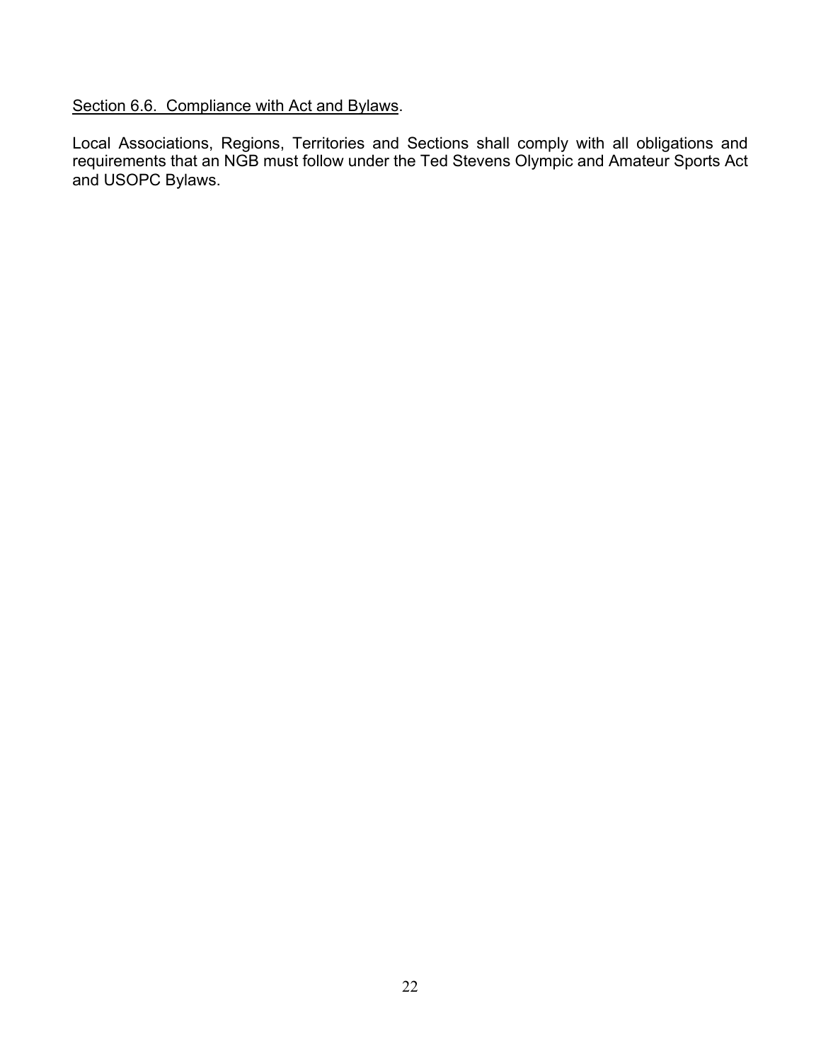<u>Section 6.6. Compliance with Act and Bylaws</u>.

Local Associations, Regions, Territories and Sections shall comply with all obligations and requirements that an NGB must follow under the Ted Stevens Olympic and Amateur Sports Act and USOPC Bylaws.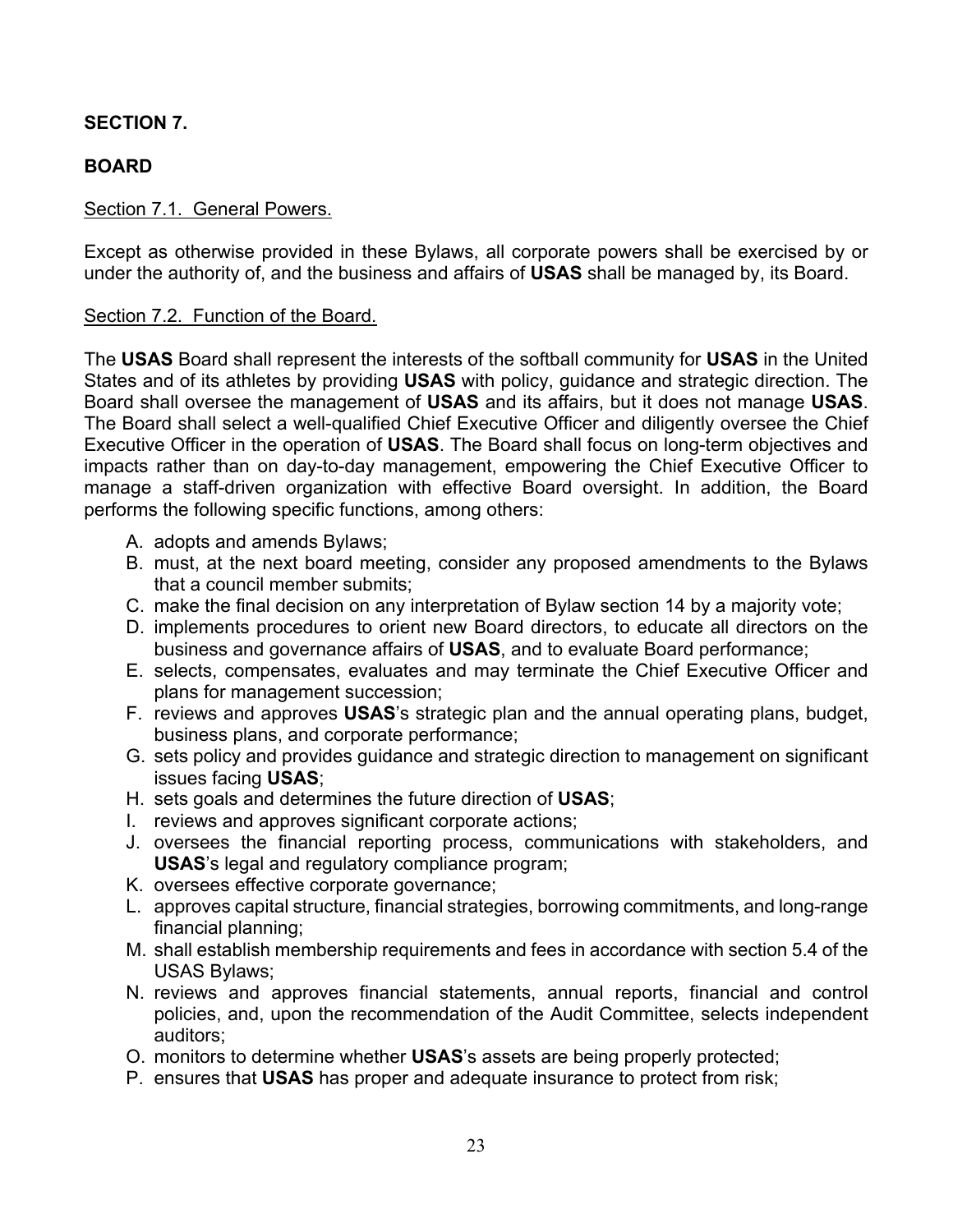**SECTION 7.**

**BOARD**

Section 7.1. General Powers.

Except as otherwise provided in these Bylaws, all corporate powers shall be exercised by or under the authority of, and the business and affairs of **USAS** shall be managed by, its Board.

Section 7.2. Function of the Board.

The **USAS** Board shall represent the interests of the softball community for **USAS** in the United States and of its athletes by providing **USAS** with policy, guidance and strategic direction. The Board shall oversee the management of **USAS** and its affairs, but it does not manage **USAS**. The Board shall select a well-qualified Chief Executive Officer and diligently oversee the Chief Executive Officer in the operation of **USAS**. The Board shall focus on long-term objectives and impacts rather than on day-to-day management, empowering the Chief Executive Officer to manage a staff-driven organization with effective Board oversight. In addition, the Board performs the following specific functions, among others:

A. adopts and amends Bylaws;
B. must, at the next board meeting, consider any proposed amendments to the Bylaws that a council member submits;
C. make the final decision on any interpretation of Bylaw section 14 by a majority vote;
D. implements procedures to orient new Board directors, to educate all directors on the business and governance affairs of **USAS**, and to evaluate Board performance;
E. selects, compensates, evaluates and may terminate the Chief Executive Officer and plans for management succession;
F. reviews and approves **USAS**'s strategic plan and the annual operating plans, budget, business plans, and corporate performance;
G. sets policy and provides guidance and strategic direction to management on significant issues facing **USAS**;
H. sets goals and determines the future direction of **USAS**;
I. reviews and approves significant corporate actions;
J. oversees the financial reporting process, communications with stakeholders, and **USAS**'s legal and regulatory compliance program;
K. oversees effective corporate governance;
L. approves capital structure, financial strategies, borrowing commitments, and long-range financial planning;
M. shall establish membership requirements and fees in accordance with section 5.4 of the USAS Bylaws;
N. reviews and approves financial statements, annual reports, financial and control policies, and, upon the recommendation of the Audit Committee, selects independent auditors;
O. monitors to determine whether **USAS**'s assets are being properly protected;
P. ensures that **USAS** has proper and adequate insurance to protect from risk;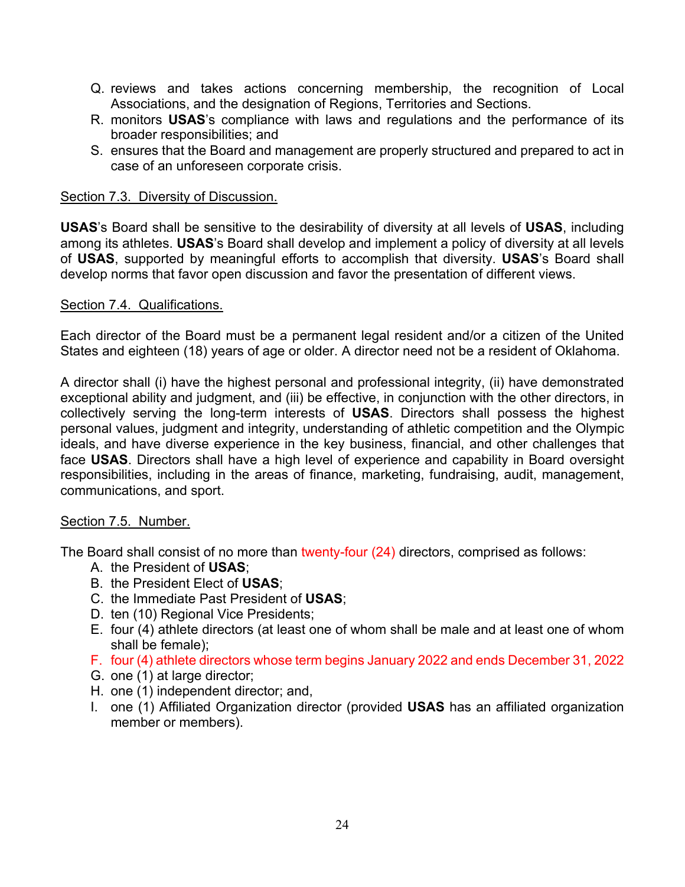Q. reviews and takes actions concerning membership, the recognition of Local Associations, and the designation of Regions, Territories and Sections.
R. monitors **USAS**'s compliance with laws and regulations and the performance of its broader responsibilities; and
S. ensures that the Board and management are properly structured and prepared to act in case of an unforeseen corporate crisis.

Section 7.3. Diversity of Discussion.

**USAS**'s Board shall be sensitive to the desirability of diversity at all levels of **USAS**, including among its athletes. **USAS**'s Board shall develop and implement a policy of diversity at all levels of **USAS**, supported by meaningful efforts to accomplish that diversity. **USAS**'s Board shall develop norms that favor open discussion and favor the presentation of different views.

Section 7.4. Qualifications.

Each director of the Board must be a permanent legal resident and/or a citizen of the United States and eighteen (18) years of age or older. A director need not be a resident of Oklahoma.

A director shall (i) have the highest personal and professional integrity, (ii) have demonstrated exceptional ability and judgment, and (iii) be effective, in conjunction with the other directors, in collectively serving the long-term interests of **USAS**. Directors shall possess the highest personal values, judgment and integrity, understanding of athletic competition and the Olympic ideals, and have diverse experience in the key business, financial, and other challenges that face **USAS**. Directors shall have a high level of experience and capability in Board oversight responsibilities, including in the areas of finance, marketing, fundraising, audit, management, communications, and sport.

Section 7.5. Number.

The Board shall consist of no more than twenty-four (24) directors, comprised as follows:

A. the President of **USAS**;
B. the President Elect of **USAS**;
C. the Immediate Past President of **USAS**;
D. ten (10) Regional Vice Presidents;
E. four (4) athlete directors (at least one of whom shall be male and at least one of whom shall be female);
F. four (4) athlete directors whose term begins January 2022 and ends December 31, 2022
G. one (1) at large director;
H. one (1) independent director; and,
I. one (1) Affiliated Organization director (provided **USAS** has an affiliated organization member or members).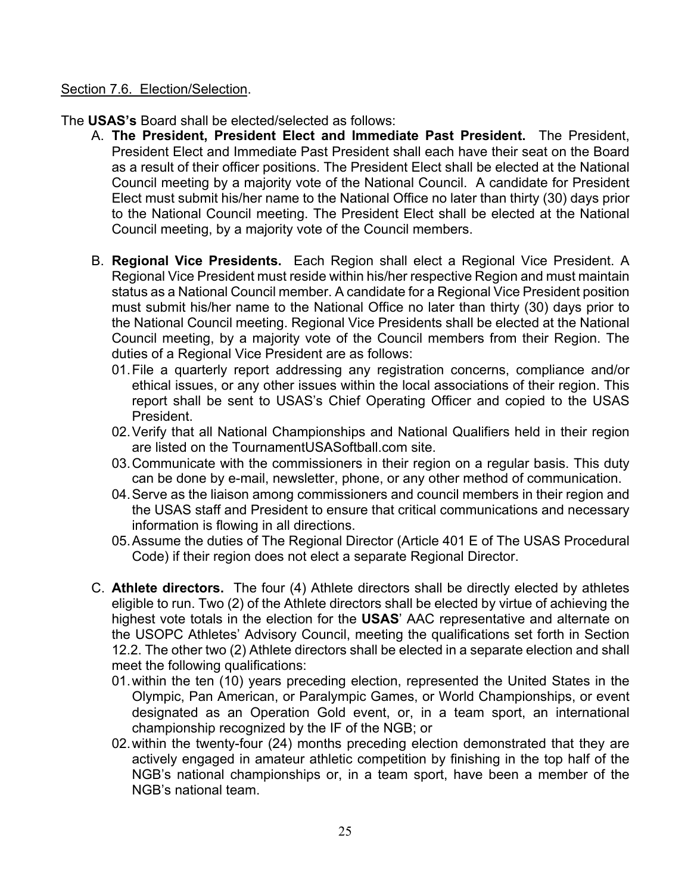Section 7.6. Election/Selection.

The **USAS's** Board shall be elected/selected as follows:

A. **The President, President Elect and Immediate Past President.** The President, President Elect and Immediate Past President shall each have their seat on the Board as a result of their officer positions. The President Elect shall be elected at the National Council meeting by a majority vote of the National Council. A candidate for President Elect must submit his/her name to the National Office no later than thirty (30) days prior to the National Council meeting. The President Elect shall be elected at the National Council meeting, by a majority vote of the Council members.

B. **Regional Vice Presidents.** Each Region shall elect a Regional Vice President. A Regional Vice President must reside within his/her respective Region and must maintain status as a National Council member. A candidate for a Regional Vice President position must submit his/her name to the National Office no later than thirty (30) days prior to the National Council meeting. Regional Vice Presidents shall be elected at the National Council meeting, by a majority vote of the Council members from their Region. The duties of a Regional Vice President are as follows:
   01. File a quarterly report addressing any registration concerns, compliance and/or ethical issues, or any other issues within the local associations of their region. This report shall be sent to USAS's Chief Operating Officer and copied to the USAS President.
   02. Verify that all National Championships and National Qualifiers held in their region are listed on the TournamentUSASoftball.com site.
   03. Communicate with the commissioners in their region on a regular basis. This duty can be done by e-mail, newsletter, phone, or any other method of communication.
   04. Serve as the liaison among commissioners and council members in their region and the USAS staff and President to ensure that critical communications and necessary information is flowing in all directions.
   05. Assume the duties of The Regional Director (Article 401 E of The USAS Procedural Code) if their region does not elect a separate Regional Director.

C. **Athlete directors.** The four (4) Athlete directors shall be directly elected by athletes eligible to run. Two (2) of the Athlete directors shall be elected by virtue of achieving the highest vote totals in the election for the **USAS**' AAC representative and alternate on the USOPC Athletes' Advisory Council, meeting the qualifications set forth in Section 12.2. The other two (2) Athlete directors shall be elected in a separate election and shall meet the following qualifications:
   01. within the ten (10) years preceding election, represented the United States in the Olympic, Pan American, or Paralympic Games, or World Championships, or event designated as an Operation Gold event, or, in a team sport, an international championship recognized by the IF of the NGB; or
   02. within the twenty-four (24) months preceding election demonstrated that they are actively engaged in amateur athletic competition by finishing in the top half of the NGB's national championships or, in a team sport, have been a member of the NGB's national team.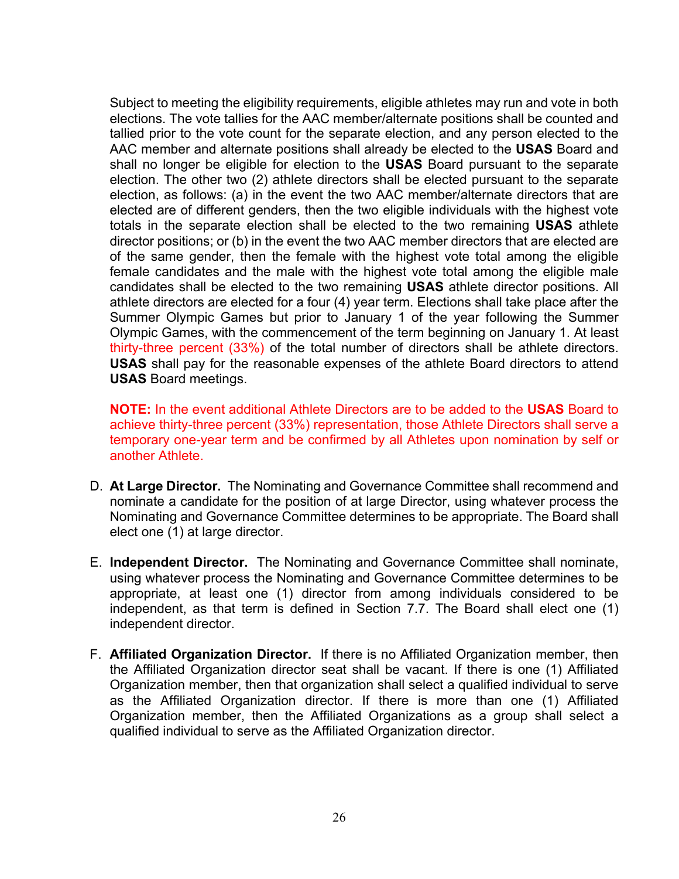Subject to meeting the eligibility requirements, eligible athletes may run and vote in both elections. The vote tallies for the AAC member/alternate positions shall be counted and tallied prior to the vote count for the separate election, and any person elected to the AAC member and alternate positions shall already be elected to the **USAS** Board and shall no longer be eligible for election to the **USAS** Board pursuant to the separate election. The other two (2) athlete directors shall be elected pursuant to the separate election, as follows: (a) in the event the two AAC member/alternate directors that are elected are of different genders, then the two eligible individuals with the highest vote totals in the separate election shall be elected to the two remaining **USAS** athlete director positions; or (b) in the event the two AAC member directors that are elected are of the same gender, then the female with the highest vote total among the eligible female candidates and the male with the highest vote total among the eligible male candidates shall be elected to the two remaining **USAS** athlete director positions. All athlete directors are elected for a four (4) year term. Elections shall take place after the Summer Olympic Games but prior to January 1 of the year following the Summer Olympic Games, with the commencement of the term beginning on January 1. At least thirty-three percent (33%) of the total number of directors shall be athlete directors. **USAS** shall pay for the reasonable expenses of the athlete Board directors to attend **USAS** Board meetings.

**NOTE:** In the event additional Athlete Directors are to be added to the **USAS** Board to achieve thirty-three percent (33%) representation, those Athlete Directors shall serve a temporary one-year term and be confirmed by all Athletes upon nomination by self or another Athlete.

D. **At Large Director.** The Nominating and Governance Committee shall recommend and nominate a candidate for the position of at large Director, using whatever process the Nominating and Governance Committee determines to be appropriate. The Board shall elect one (1) at large director.

E. **Independent Director.** The Nominating and Governance Committee shall nominate, using whatever process the Nominating and Governance Committee determines to be appropriate, at least one (1) director from among individuals considered to be independent, as that term is defined in Section 7.7. The Board shall elect one (1) independent director.

F. **Affiliated Organization Director.** If there is no Affiliated Organization member, then the Affiliated Organization director seat shall be vacant. If there is one (1) Affiliated Organization member, then that organization shall select a qualified individual to serve as the Affiliated Organization director. If there is more than one (1) Affiliated Organization member, then the Affiliated Organizations as a group shall select a qualified individual to serve as the Affiliated Organization director.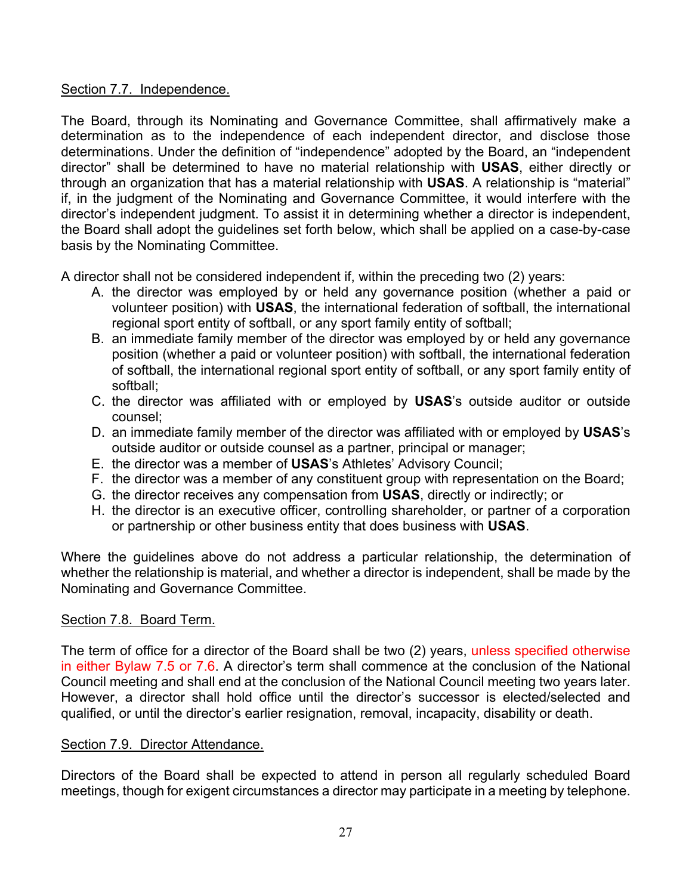Section 7.7. Independence.

The Board, through its Nominating and Governance Committee, shall affirmatively make a determination as to the independence of each independent director, and disclose those determinations. Under the definition of "independence" adopted by the Board, an "independent director" shall be determined to have no material relationship with **USAS**, either directly or through an organization that has a material relationship with **USAS**. A relationship is "material" if, in the judgment of the Nominating and Governance Committee, it would interfere with the director's independent judgment. To assist it in determining whether a director is independent, the Board shall adopt the guidelines set forth below, which shall be applied on a case-by-case basis by the Nominating Committee.

A director shall not be considered independent if, within the preceding two (2) years:

A. the director was employed by or held any governance position (whether a paid or volunteer position) with **USAS**, the international federation of softball, the international regional sport entity of softball, or any sport family entity of softball;
B. an immediate family member of the director was employed by or held any governance position (whether a paid or volunteer position) with softball, the international federation of softball, the international regional sport entity of softball, or any sport family entity of softball;
C. the director was affiliated with or employed by **USAS**'s outside auditor or outside counsel;
D. an immediate family member of the director was affiliated with or employed by **USAS**'s outside auditor or outside counsel as a partner, principal or manager;
E. the director was a member of **USAS**'s Athletes' Advisory Council;
F. the director was a member of any constituent group with representation on the Board;
G. the director receives any compensation from **USAS**, directly or indirectly; or
H. the director is an executive officer, controlling shareholder, or partner of a corporation or partnership or other business entity that does business with **USAS**.

Where the guidelines above do not address a particular relationship, the determination of whether the relationship is material, and whether a director is independent, shall be made by the Nominating and Governance Committee.

Section 7.8. Board Term.

The term of office for a director of the Board shall be two (2) years, unless specified otherwise in either Bylaw 7.5 or 7.6. A director's term shall commence at the conclusion of the National Council meeting and shall end at the conclusion of the National Council meeting two years later. However, a director shall hold office until the director's successor is elected/selected and qualified, or until the director's earlier resignation, removal, incapacity, disability or death.

Section 7.9. Director Attendance.

Directors of the Board shall be expected to attend in person all regularly scheduled Board meetings, though for exigent circumstances a director may participate in a meeting by telephone.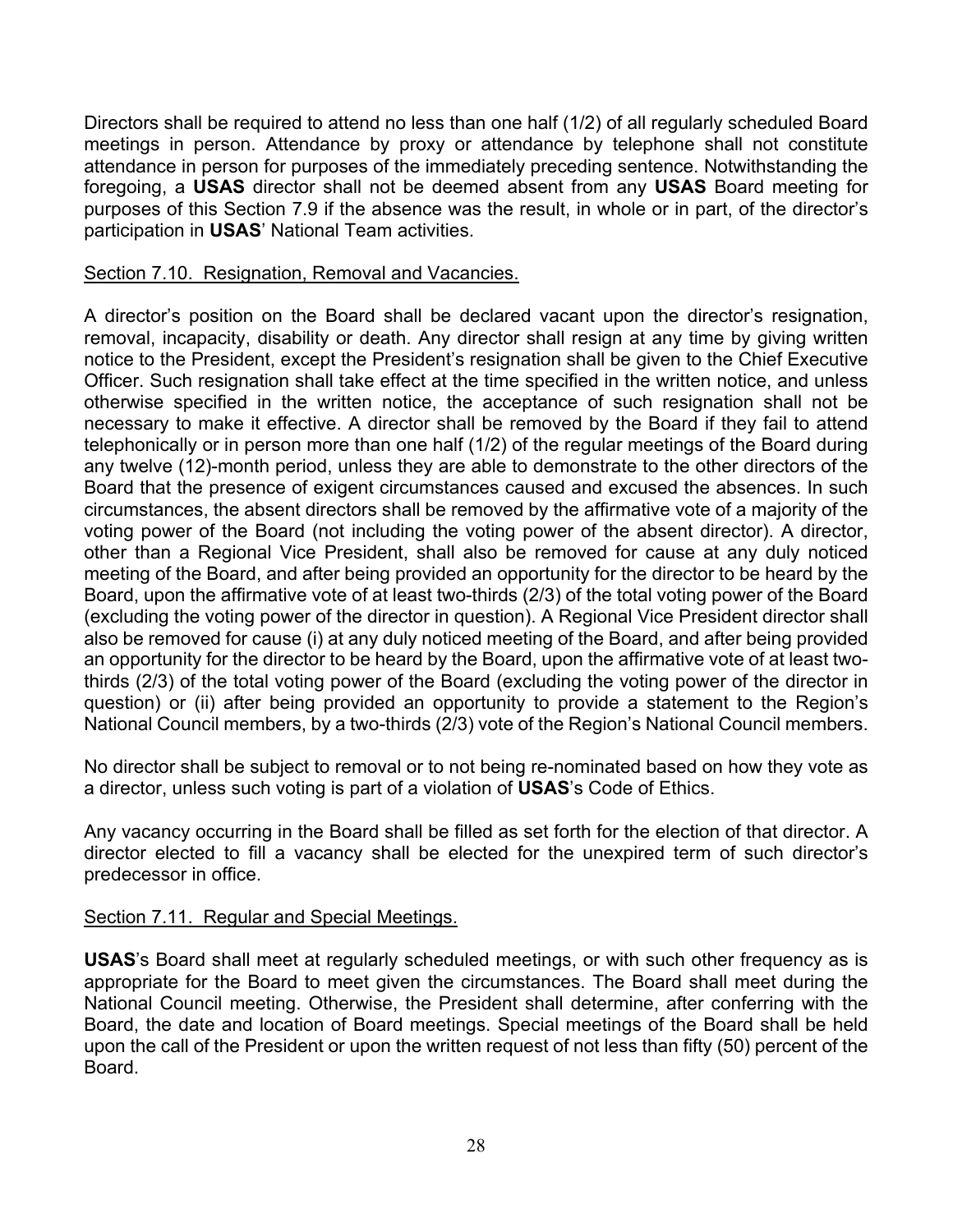Directors shall be required to attend no less than one half (1/2) of all regularly scheduled Board meetings in person. Attendance by proxy or attendance by telephone shall not constitute attendance in person for purposes of the immediately preceding sentence. Notwithstanding the foregoing, a **USAS** director shall not be deemed absent from any **USAS** Board meeting for purposes of this Section 7.9 if the absence was the result, in whole or in part, of the director's participation in **USAS**' National Team activities.

Section 7.10. Resignation, Removal and Vacancies.

A director's position on the Board shall be declared vacant upon the director's resignation, removal, incapacity, disability or death. Any director shall resign at any time by giving written notice to the President, except the President's resignation shall be given to the Chief Executive Officer. Such resignation shall take effect at the time specified in the written notice, and unless otherwise specified in the written notice, the acceptance of such resignation shall not be necessary to make it effective. A director shall be removed by the Board if they fail to attend telephonically or in person more than one half (1/2) of the regular meetings of the Board during any twelve (12)-month period, unless they are able to demonstrate to the other directors of the Board that the presence of exigent circumstances caused and excused the absences. In such circumstances, the absent directors shall be removed by the affirmative vote of a majority of the voting power of the Board (not including the voting power of the absent director). A director, other than a Regional Vice President, shall also be removed for cause at any duly noticed meeting of the Board, and after being provided an opportunity for the director to be heard by the Board, upon the affirmative vote of at least two-thirds (2/3) of the total voting power of the Board (excluding the voting power of the director in question). A Regional Vice President director shall also be removed for cause (i) at any duly noticed meeting of the Board, and after being provided an opportunity for the director to be heard by the Board, upon the affirmative vote of at least two-thirds (2/3) of the total voting power of the Board (excluding the voting power of the director in question) or (ii) after being provided an opportunity to provide a statement to the Region's National Council members, by a two-thirds (2/3) vote of the Region's National Council members.

No director shall be subject to removal or to not being re-nominated based on how they vote as a director, unless such voting is part of a violation of **USAS**'s Code of Ethics.

Any vacancy occurring in the Board shall be filled as set forth for the election of that director. A director elected to fill a vacancy shall be elected for the unexpired term of such director's predecessor in office.

Section 7.11. Regular and Special Meetings.

**USAS**'s Board shall meet at regularly scheduled meetings, or with such other frequency as is appropriate for the Board to meet given the circumstances. The Board shall meet during the National Council meeting. Otherwise, the President shall determine, after conferring with the Board, the date and location of Board meetings. Special meetings of the Board shall be held upon the call of the President or upon the written request of not less than fifty (50) percent of the Board.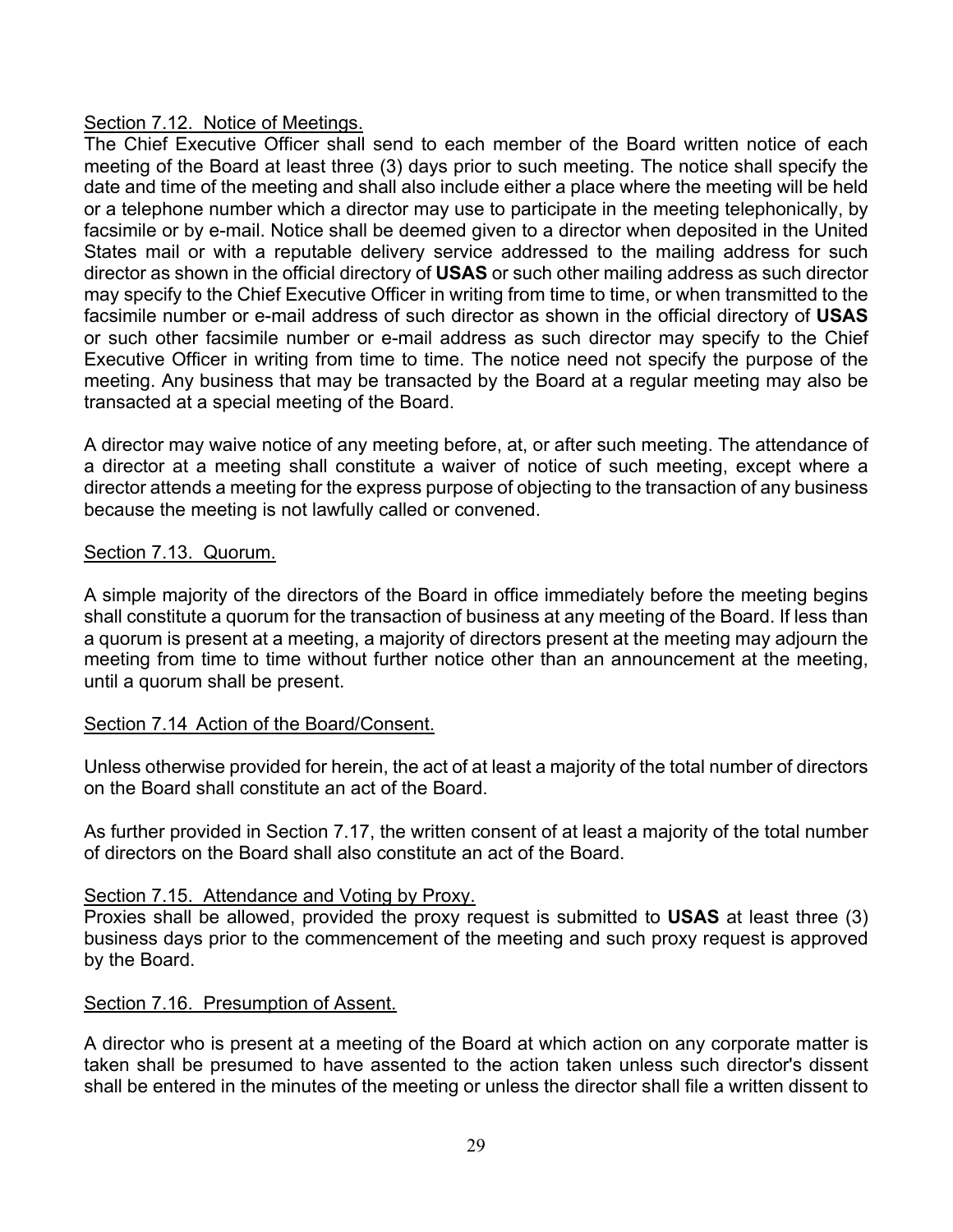<u>Section 7.12. Notice of Meetings.</u>

The Chief Executive Officer shall send to each member of the Board written notice of each meeting of the Board at least three (3) days prior to such meeting. The notice shall specify the date and time of the meeting and shall also include either a place where the meeting will be held or a telephone number which a director may use to participate in the meeting telephonically, by facsimile or by e-mail. Notice shall be deemed given to a director when deposited in the United States mail or with a reputable delivery service addressed to the mailing address for such director as shown in the official directory of **USAS** or such other mailing address as such director may specify to the Chief Executive Officer in writing from time to time, or when transmitted to the facsimile number or e-mail address of such director as shown in the official directory of **USAS** or such other facsimile number or e-mail address as such director may specify to the Chief Executive Officer in writing from time to time. The notice need not specify the purpose of the meeting. Any business that may be transacted by the Board at a regular meeting may also be transacted at a special meeting of the Board.

A director may waive notice of any meeting before, at, or after such meeting. The attendance of a director at a meeting shall constitute a waiver of notice of such meeting, except where a director attends a meeting for the express purpose of objecting to the transaction of any business because the meeting is not lawfully called or convened.

<u>Section 7.13. Quorum.</u>

A simple majority of the directors of the Board in office immediately before the meeting begins shall constitute a quorum for the transaction of business at any meeting of the Board. If less than a quorum is present at a meeting, a majority of directors present at the meeting may adjourn the meeting from time to time without further notice other than an announcement at the meeting, until a quorum shall be present.

<u>Section 7.14 Action of the Board/Consent.</u>

Unless otherwise provided for herein, the act of at least a majority of the total number of directors on the Board shall constitute an act of the Board.

As further provided in Section 7.17, the written consent of at least a majority of the total number of directors on the Board shall also constitute an act of the Board.

<u>Section 7.15. Attendance and Voting by Proxy.</u>

Proxies shall be allowed, provided the proxy request is submitted to **USAS** at least three (3) business days prior to the commencement of the meeting and such proxy request is approved by the Board.

<u>Section 7.16. Presumption of Assent.</u>

A director who is present at a meeting of the Board at which action on any corporate matter is taken shall be presumed to have assented to the action taken unless such director's dissent shall be entered in the minutes of the meeting or unless the director shall file a written dissent to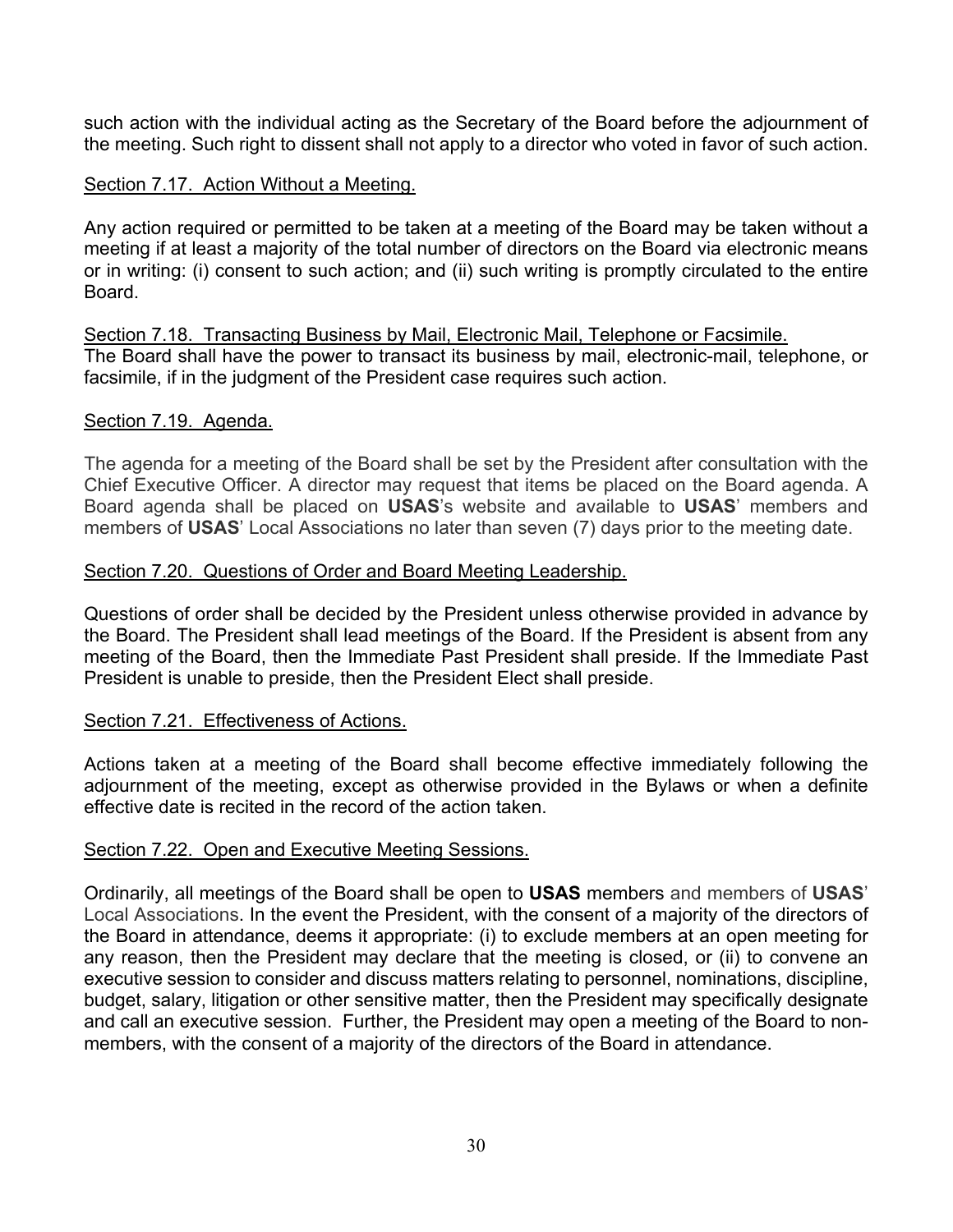such action with the individual acting as the Secretary of the Board before the adjournment of the meeting. Such right to dissent shall not apply to a director who voted in favor of such action.

<u>Section 7.17. Action Without a Meeting.</u>

Any action required or permitted to be taken at a meeting of the Board may be taken without a meeting if at least a majority of the total number of directors on the Board via electronic means or in writing: (i) consent to such action; and (ii) such writing is promptly circulated to the entire Board.

<u>Section 7.18. Transacting Business by Mail, Electronic Mail, Telephone or Facsimile.</u>
The Board shall have the power to transact its business by mail, electronic-mail, telephone, or facsimile, if in the judgment of the President case requires such action.

<u>Section 7.19. Agenda.</u>

The agenda for a meeting of the Board shall be set by the President after consultation with the Chief Executive Officer. A director may request that items be placed on the Board agenda. A Board agenda shall be placed on **USAS**'s website and available to **USAS**' members and members of **USAS**' Local Associations no later than seven (7) days prior to the meeting date.

<u>Section 7.20. Questions of Order and Board Meeting Leadership.</u>

Questions of order shall be decided by the President unless otherwise provided in advance by the Board. The President shall lead meetings of the Board. If the President is absent from any meeting of the Board, then the Immediate Past President shall preside. If the Immediate Past President is unable to preside, then the President Elect shall preside.

<u>Section 7.21. Effectiveness of Actions.</u>

Actions taken at a meeting of the Board shall become effective immediately following the adjournment of the meeting, except as otherwise provided in the Bylaws or when a definite effective date is recited in the record of the action taken.

<u>Section 7.22. Open and Executive Meeting Sessions.</u>

Ordinarily, all meetings of the Board shall be open to **USAS** members and members of **USAS**' Local Associations. In the event the President, with the consent of a majority of the directors of the Board in attendance, deems it appropriate: (i) to exclude members at an open meeting for any reason, then the President may declare that the meeting is closed, or (ii) to convene an executive session to consider and discuss matters relating to personnel, nominations, discipline, budget, salary, litigation or other sensitive matter, then the President may specifically designate and call an executive session. Further, the President may open a meeting of the Board to non-members, with the consent of a majority of the directors of the Board in attendance.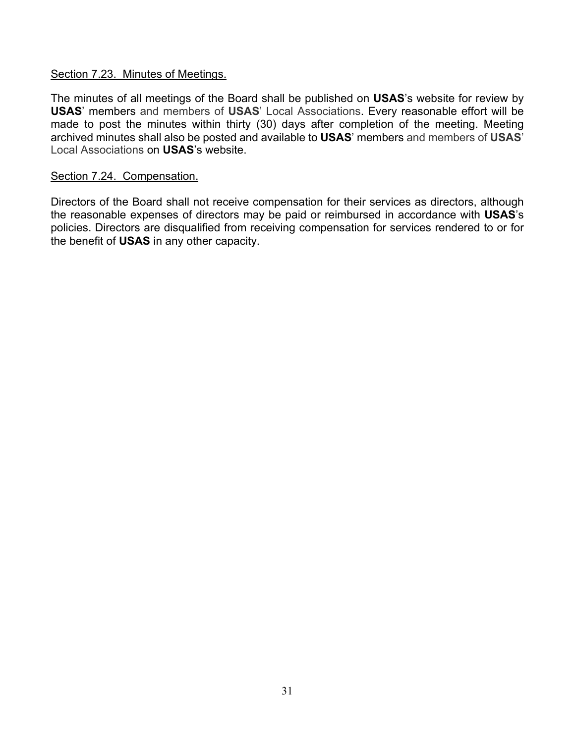Section 7.23. Minutes of Meetings.

The minutes of all meetings of the Board shall be published on **USAS**’s website for review by **USAS**’ members and members of **USAS**’ Local Associations. Every reasonable effort will be made to post the minutes within thirty (30) days after completion of the meeting. Meeting archived minutes shall also be posted and available to **USAS**’ members and members of **USAS**’ Local Associations on **USAS**’s website.

Section 7.24. Compensation.

Directors of the Board shall not receive compensation for their services as directors, although the reasonable expenses of directors may be paid or reimbursed in accordance with **USAS**’s policies. Directors are disqualified from receiving compensation for services rendered to or for the benefit of **USAS** in any other capacity.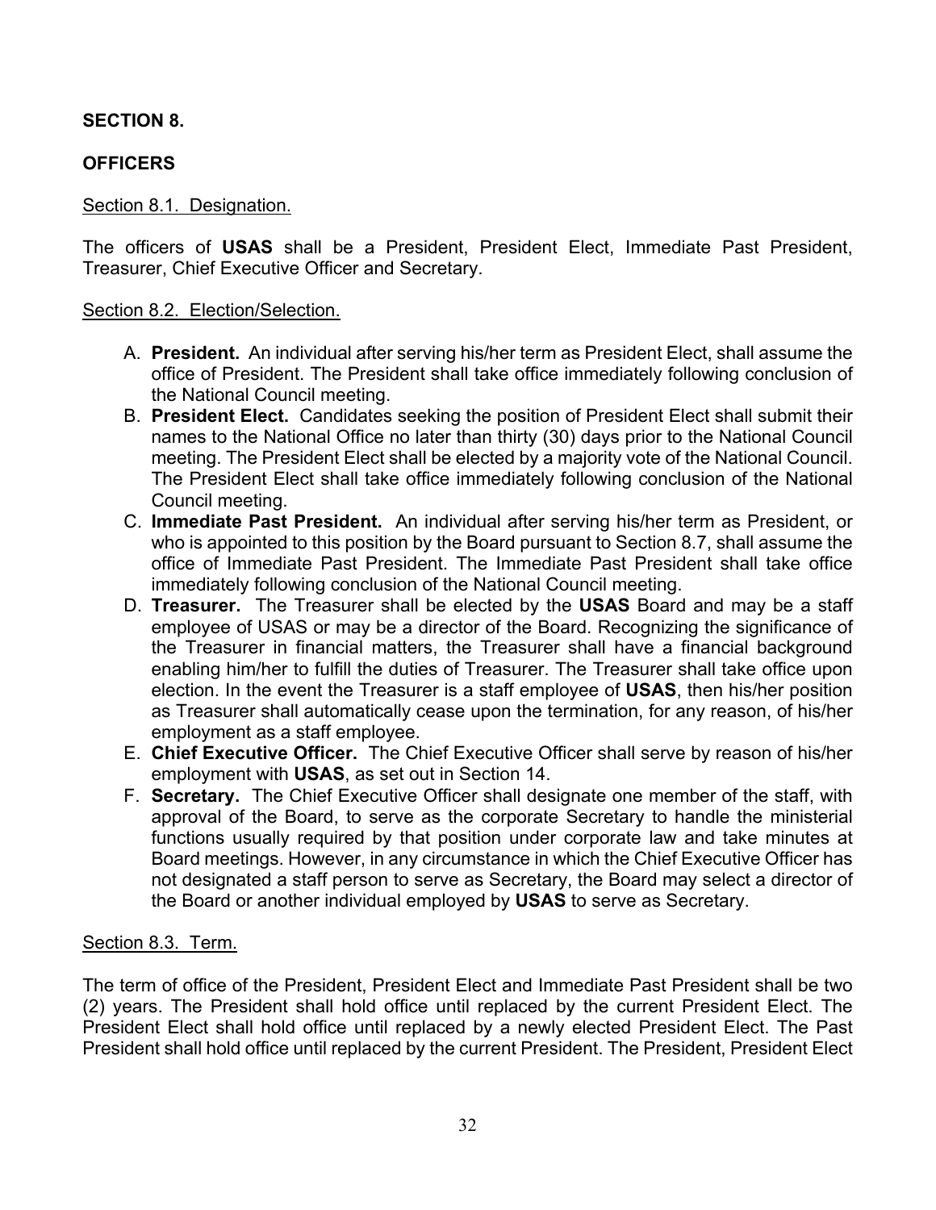## SECTION 8.

## OFFICERS

Section 8.1. Designation.

The officers of **USAS** shall be a President, President Elect, Immediate Past President, Treasurer, Chief Executive Officer and Secretary.

Section 8.2. Election/Selection.

A. **President.** An individual after serving his/her term as President Elect, shall assume the office of President. The President shall take office immediately following conclusion of the National Council meeting.
B. **President Elect.** Candidates seeking the position of President Elect shall submit their names to the National Office no later than thirty (30) days prior to the National Council meeting. The President Elect shall be elected by a majority vote of the National Council. The President Elect shall take office immediately following conclusion of the National Council meeting.
C. **Immediate Past President.** An individual after serving his/her term as President, or who is appointed to this position by the Board pursuant to Section 8.7, shall assume the office of Immediate Past President. The Immediate Past President shall take office immediately following conclusion of the National Council meeting.
D. **Treasurer.** The Treasurer shall be elected by the **USAS** Board and may be a staff employee of USAS or may be a director of the Board. Recognizing the significance of the Treasurer in financial matters, the Treasurer shall have a financial background enabling him/her to fulfill the duties of Treasurer. The Treasurer shall take office upon election. In the event the Treasurer is a staff employee of **USAS**, then his/her position as Treasurer shall automatically cease upon the termination, for any reason, of his/her employment as a staff employee.
E. **Chief Executive Officer.** The Chief Executive Officer shall serve by reason of his/her employment with **USAS**, as set out in Section 14.
F. **Secretary.** The Chief Executive Officer shall designate one member of the staff, with approval of the Board, to serve as the corporate Secretary to handle the ministerial functions usually required by that position under corporate law and take minutes at Board meetings. However, in any circumstance in which the Chief Executive Officer has not designated a staff person to serve as Secretary, the Board may select a director of the Board or another individual employed by **USAS** to serve as Secretary.

Section 8.3. Term.

The term of office of the President, President Elect and Immediate Past President shall be two (2) years. The President shall hold office until replaced by the current President Elect. The President Elect shall hold office until replaced by a newly elected President Elect. The Past President shall hold office until replaced by the current President. The President, President Elect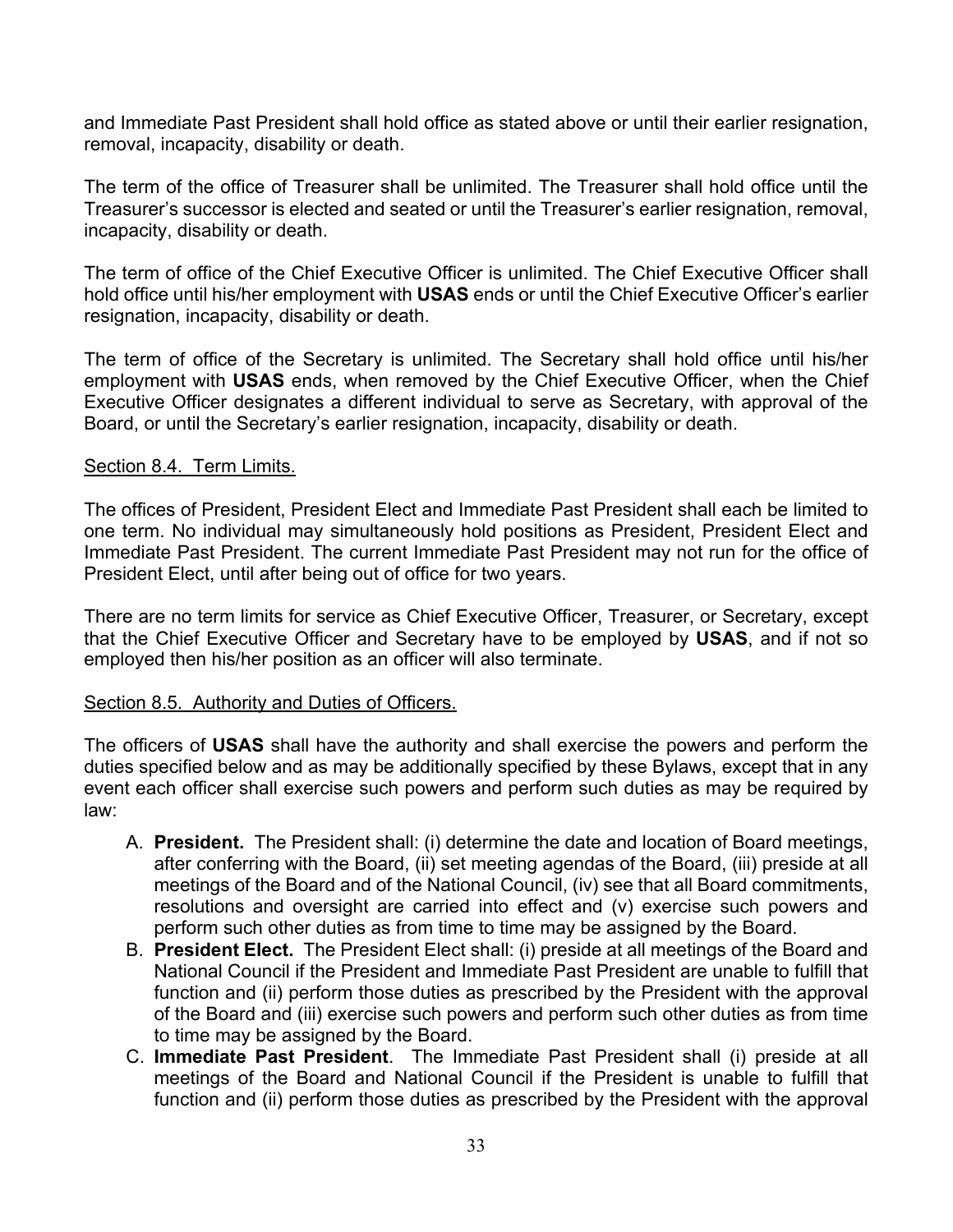and Immediate Past President shall hold office as stated above or until their earlier resignation, removal, incapacity, disability or death.

The term of the office of Treasurer shall be unlimited. The Treasurer shall hold office until the Treasurer's successor is elected and seated or until the Treasurer's earlier resignation, removal, incapacity, disability or death.

The term of office of the Chief Executive Officer is unlimited. The Chief Executive Officer shall hold office until his/her employment with **USAS** ends or until the Chief Executive Officer's earlier resignation, incapacity, disability or death.

The term of office of the Secretary is unlimited. The Secretary shall hold office until his/her employment with **USAS** ends, when removed by the Chief Executive Officer, when the Chief Executive Officer designates a different individual to serve as Secretary, with approval of the Board, or until the Secretary's earlier resignation, incapacity, disability or death.

Section 8.4. Term Limits.

The offices of President, President Elect and Immediate Past President shall each be limited to one term. No individual may simultaneously hold positions as President, President Elect and Immediate Past President. The current Immediate Past President may not run for the office of President Elect, until after being out of office for two years.

There are no term limits for service as Chief Executive Officer, Treasurer, or Secretary, except that the Chief Executive Officer and Secretary have to be employed by **USAS**, and if not so employed then his/her position as an officer will also terminate.

Section 8.5. Authority and Duties of Officers.

The officers of **USAS** shall have the authority and shall exercise the powers and perform the duties specified below and as may be additionally specified by these Bylaws, except that in any event each officer shall exercise such powers and perform such duties as may be required by law:

A. **President.** The President shall: (i) determine the date and location of Board meetings, after conferring with the Board, (ii) set meeting agendas of the Board, (iii) preside at all meetings of the Board and of the National Council, (iv) see that all Board commitments, resolutions and oversight are carried into effect and (v) exercise such powers and perform such other duties as from time to time may be assigned by the Board.
B. **President Elect.** The President Elect shall: (i) preside at all meetings of the Board and National Council if the President and Immediate Past President are unable to fulfill that function and (ii) perform those duties as prescribed by the President with the approval of the Board and (iii) exercise such powers and perform such other duties as from time to time may be assigned by the Board.
C. **Immediate Past President**. The Immediate Past President shall (i) preside at all meetings of the Board and National Council if the President is unable to fulfill that function and (ii) perform those duties as prescribed by the President with the approval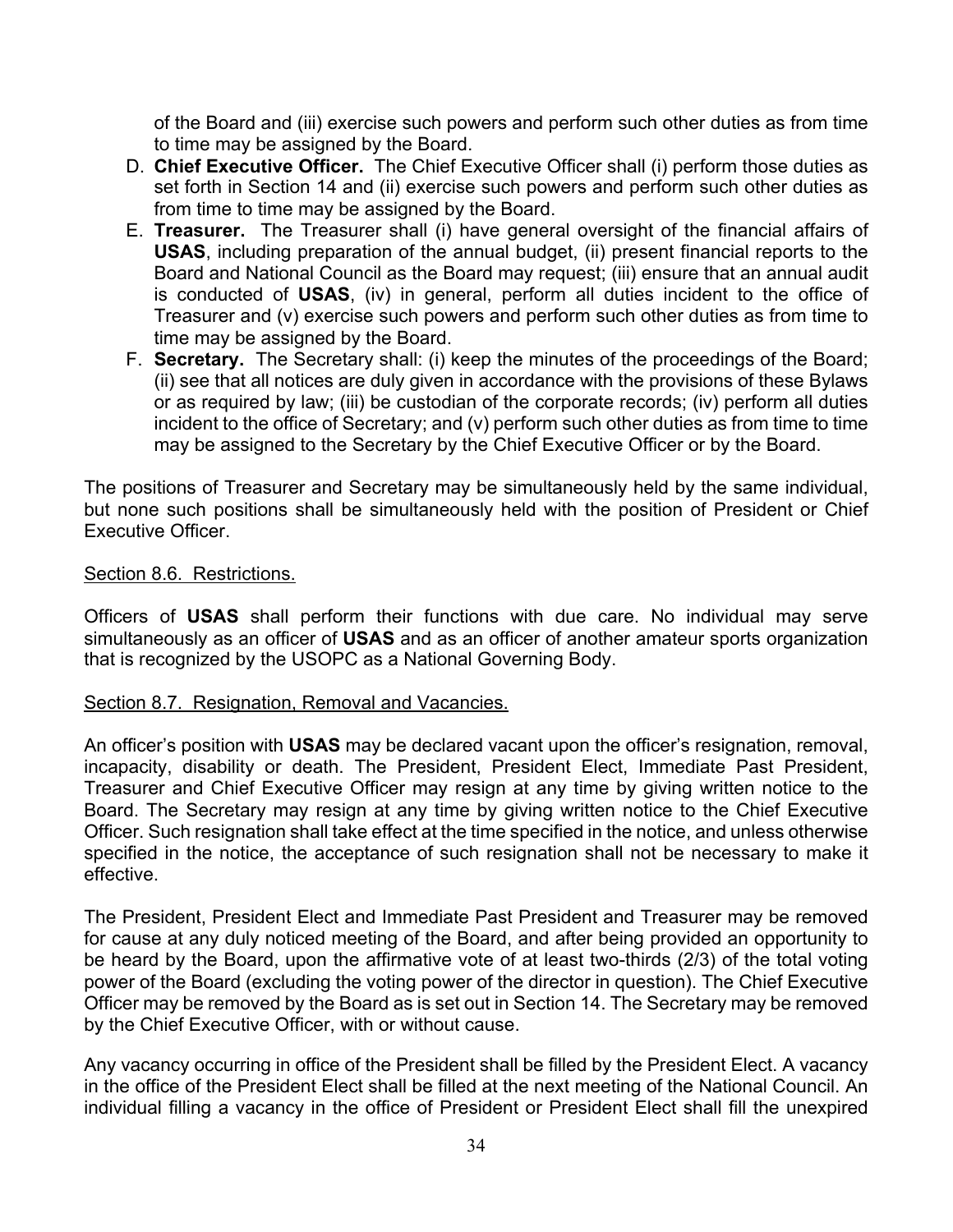of the Board and (iii) exercise such powers and perform such other duties as from time to time may be assigned by the Board.

D. **Chief Executive Officer.** The Chief Executive Officer shall (i) perform those duties as set forth in Section 14 and (ii) exercise such powers and perform such other duties as from time to time may be assigned by the Board.
E. **Treasurer.** The Treasurer shall (i) have general oversight of the financial affairs of **USAS**, including preparation of the annual budget, (ii) present financial reports to the Board and National Council as the Board may request; (iii) ensure that an annual audit is conducted of **USAS**, (iv) in general, perform all duties incident to the office of Treasurer and (v) exercise such powers and perform such other duties as from time to time may be assigned by the Board.
F. **Secretary.** The Secretary shall: (i) keep the minutes of the proceedings of the Board; (ii) see that all notices are duly given in accordance with the provisions of these Bylaws or as required by law; (iii) be custodian of the corporate records; (iv) perform all duties incident to the office of Secretary; and (v) perform such other duties as from time to time may be assigned to the Secretary by the Chief Executive Officer or by the Board.

The positions of Treasurer and Secretary may be simultaneously held by the same individual, but none such positions shall be simultaneously held with the position of President or Chief Executive Officer.

Section 8.6. Restrictions.

Officers of **USAS** shall perform their functions with due care. No individual may serve simultaneously as an officer of **USAS** and as an officer of another amateur sports organization that is recognized by the USOPC as a National Governing Body.

Section 8.7. Resignation, Removal and Vacancies.

An officer's position with **USAS** may be declared vacant upon the officer's resignation, removal, incapacity, disability or death. The President, President Elect, Immediate Past President, Treasurer and Chief Executive Officer may resign at any time by giving written notice to the Board. The Secretary may resign at any time by giving written notice to the Chief Executive Officer. Such resignation shall take effect at the time specified in the notice, and unless otherwise specified in the notice, the acceptance of such resignation shall not be necessary to make it effective.

The President, President Elect and Immediate Past President and Treasurer may be removed for cause at any duly noticed meeting of the Board, and after being provided an opportunity to be heard by the Board, upon the affirmative vote of at least two-thirds (2/3) of the total voting power of the Board (excluding the voting power of the director in question). The Chief Executive Officer may be removed by the Board as is set out in Section 14. The Secretary may be removed by the Chief Executive Officer, with or without cause.

Any vacancy occurring in office of the President shall be filled by the President Elect. A vacancy in the office of the President Elect shall be filled at the next meeting of the National Council. An individual filling a vacancy in the office of President or President Elect shall fill the unexpired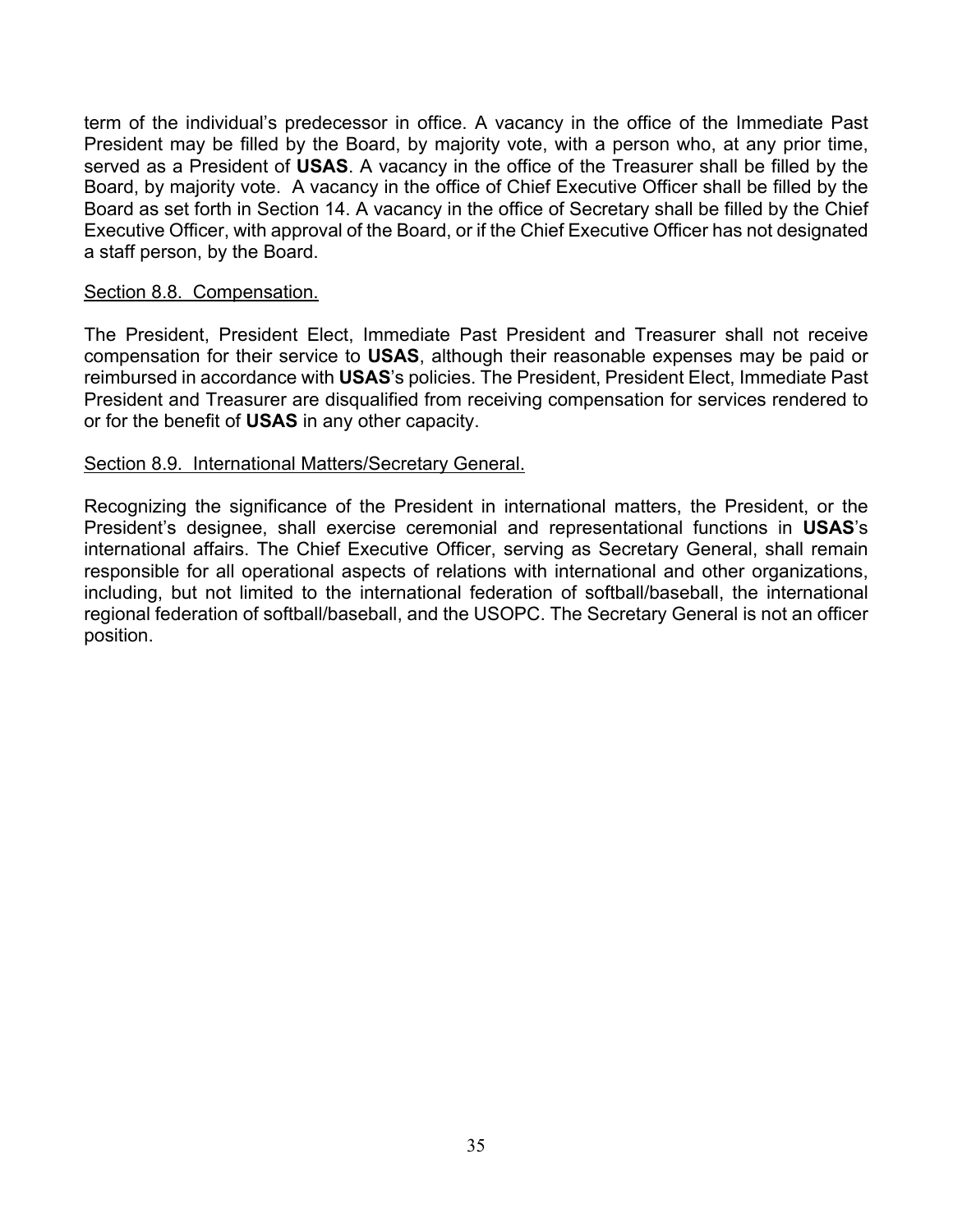term of the individual's predecessor in office. A vacancy in the office of the Immediate Past President may be filled by the Board, by majority vote, with a person who, at any prior time, served as a President of **USAS**. A vacancy in the office of the Treasurer shall be filled by the Board, by majority vote. A vacancy in the office of Chief Executive Officer shall be filled by the Board as set forth in Section 14. A vacancy in the office of Secretary shall be filled by the Chief Executive Officer, with approval of the Board, or if the Chief Executive Officer has not designated a staff person, by the Board.

<u>Section 8.8. Compensation.</u>

The President, President Elect, Immediate Past President and Treasurer shall not receive compensation for their service to **USAS**, although their reasonable expenses may be paid or reimbursed in accordance with **USAS**'s policies. The President, President Elect, Immediate Past President and Treasurer are disqualified from receiving compensation for services rendered to or for the benefit of **USAS** in any other capacity.

<u>Section 8.9. International Matters/Secretary General.</u>

Recognizing the significance of the President in international matters, the President, or the President's designee, shall exercise ceremonial and representational functions in **USAS**'s international affairs. The Chief Executive Officer, serving as Secretary General, shall remain responsible for all operational aspects of relations with international and other organizations, including, but not limited to the international federation of softball/baseball, the international regional federation of softball/baseball, and the USOPC. The Secretary General is not an officer position.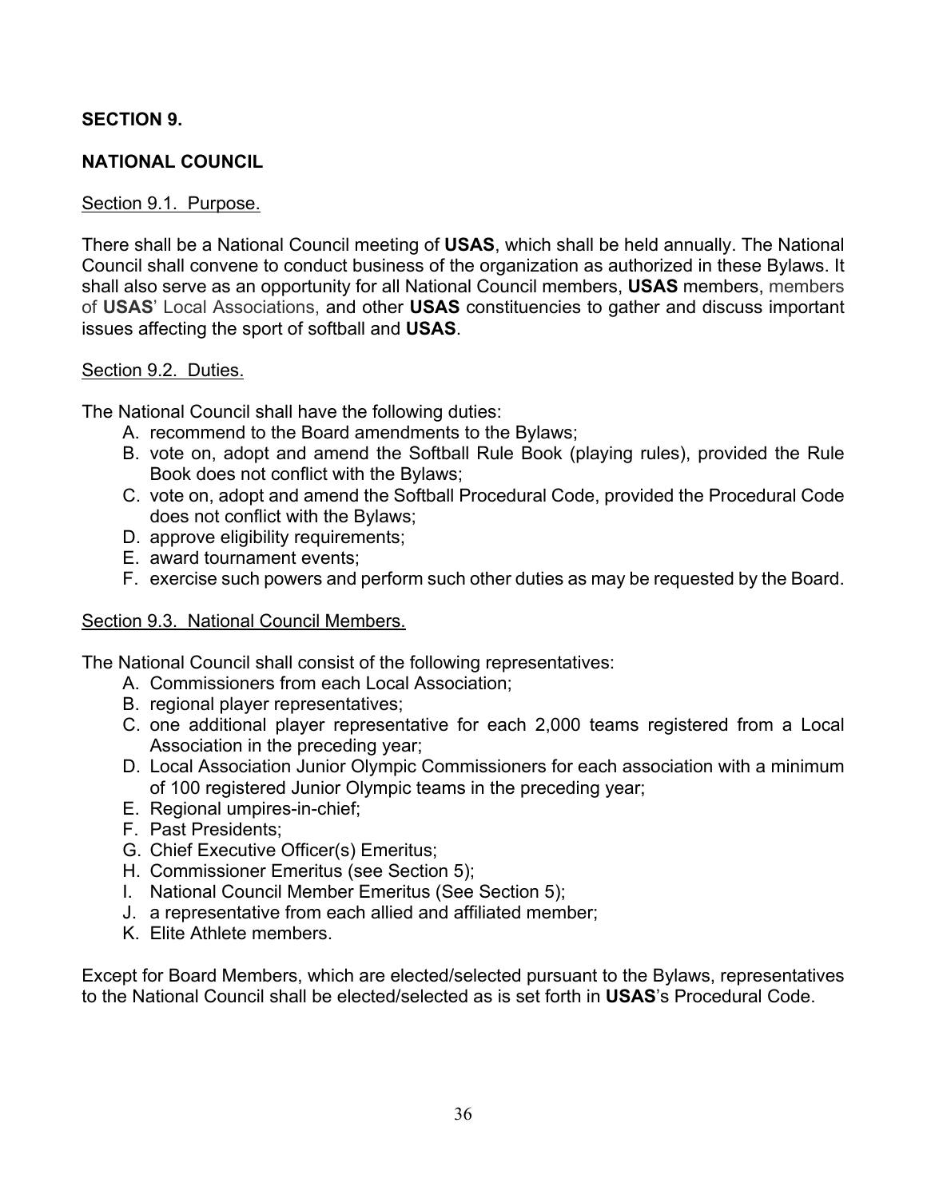## SECTION 9.

## NATIONAL COUNCIL

### Section 9.1. Purpose.

There shall be a National Council meeting of **USAS**, which shall be held annually. The National Council shall convene to conduct business of the organization as authorized in these Bylaws. It shall also serve as an opportunity for all National Council members, **USAS** members, members of **USAS**' Local Associations, and other **USAS** constituencies to gather and discuss important issues affecting the sport of softball and **USAS**.

### Section 9.2. Duties.

The National Council shall have the following duties:

A. recommend to the Board amendments to the Bylaws;
B. vote on, adopt and amend the Softball Rule Book (playing rules), provided the Rule Book does not conflict with the Bylaws;
C. vote on, adopt and amend the Softball Procedural Code, provided the Procedural Code does not conflict with the Bylaws;
D. approve eligibility requirements;
E. award tournament events;
F. exercise such powers and perform such other duties as may be requested by the Board.

### Section 9.3. National Council Members.

The National Council shall consist of the following representatives:

A. Commissioners from each Local Association;
B. regional player representatives;
C. one additional player representative for each 2,000 teams registered from a Local Association in the preceding year;
D. Local Association Junior Olympic Commissioners for each association with a minimum of 100 registered Junior Olympic teams in the preceding year;
E. Regional umpires-in-chief;
F. Past Presidents;
G. Chief Executive Officer(s) Emeritus;
H. Commissioner Emeritus (see Section 5);
I. National Council Member Emeritus (See Section 5);
J. a representative from each allied and affiliated member;
K. Elite Athlete members.

Except for Board Members, which are elected/selected pursuant to the Bylaws, representatives to the National Council shall be elected/selected as is set forth in **USAS**'s Procedural Code.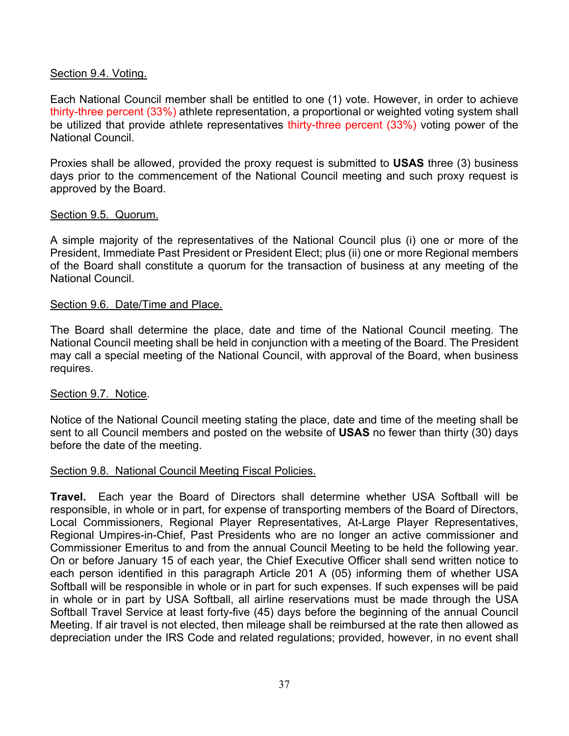Section 9.4. Voting.

Each National Council member shall be entitled to one (1) vote. However, in order to achieve thirty-three percent (33%) athlete representation, a proportional or weighted voting system shall be utilized that provide athlete representatives thirty-three percent (33%) voting power of the National Council.

Proxies shall be allowed, provided the proxy request is submitted to **USAS** three (3) business days prior to the commencement of the National Council meeting and such proxy request is approved by the Board.

Section 9.5. Quorum.

A simple majority of the representatives of the National Council plus (i) one or more of the President, Immediate Past President or President Elect; plus (ii) one or more Regional members of the Board shall constitute a quorum for the transaction of business at any meeting of the National Council.

Section 9.6. Date/Time and Place.

The Board shall determine the place, date and time of the National Council meeting. The National Council meeting shall be held in conjunction with a meeting of the Board. The President may call a special meeting of the National Council, with approval of the Board, when business requires.

Section 9.7. Notice.

Notice of the National Council meeting stating the place, date and time of the meeting shall be sent to all Council members and posted on the website of **USAS** no fewer than thirty (30) days before the date of the meeting.

Section 9.8. National Council Meeting Fiscal Policies.

**Travel.** Each year the Board of Directors shall determine whether USA Softball will be responsible, in whole or in part, for expense of transporting members of the Board of Directors, Local Commissioners, Regional Player Representatives, At-Large Player Representatives, Regional Umpires-in-Chief, Past Presidents who are no longer an active commissioner and Commissioner Emeritus to and from the annual Council Meeting to be held the following year. On or before January 15 of each year, the Chief Executive Officer shall send written notice to each person identified in this paragraph Article 201 A (05) informing them of whether USA Softball will be responsible in whole or in part for such expenses. If such expenses will be paid in whole or in part by USA Softball, all airline reservations must be made through the USA Softball Travel Service at least forty-five (45) days before the beginning of the annual Council Meeting. If air travel is not elected, then mileage shall be reimbursed at the rate then allowed as depreciation under the IRS Code and related regulations; provided, however, in no event shall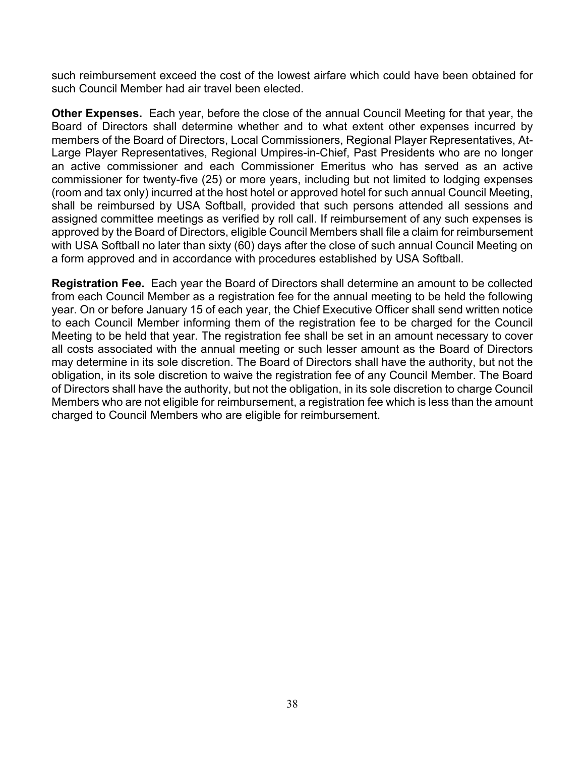such reimbursement exceed the cost of the lowest airfare which could have been obtained for such Council Member had air travel been elected.

**Other Expenses.** Each year, before the close of the annual Council Meeting for that year, the Board of Directors shall determine whether and to what extent other expenses incurred by members of the Board of Directors, Local Commissioners, Regional Player Representatives, At-Large Player Representatives, Regional Umpires-in-Chief, Past Presidents who are no longer an active commissioner and each Commissioner Emeritus who has served as an active commissioner for twenty-five (25) or more years, including but not limited to lodging expenses (room and tax only) incurred at the host hotel or approved hotel for such annual Council Meeting, shall be reimbursed by USA Softball, provided that such persons attended all sessions and assigned committee meetings as verified by roll call. If reimbursement of any such expenses is approved by the Board of Directors, eligible Council Members shall file a claim for reimbursement with USA Softball no later than sixty (60) days after the close of such annual Council Meeting on a form approved and in accordance with procedures established by USA Softball.

**Registration Fee.** Each year the Board of Directors shall determine an amount to be collected from each Council Member as a registration fee for the annual meeting to be held the following year. On or before January 15 of each year, the Chief Executive Officer shall send written notice to each Council Member informing them of the registration fee to be charged for the Council Meeting to be held that year. The registration fee shall be set in an amount necessary to cover all costs associated with the annual meeting or such lesser amount as the Board of Directors may determine in its sole discretion. The Board of Directors shall have the authority, but not the obligation, in its sole discretion to waive the registration fee of any Council Member. The Board of Directors shall have the authority, but not the obligation, in its sole discretion to charge Council Members who are not eligible for reimbursement, a registration fee which is less than the amount charged to Council Members who are eligible for reimbursement.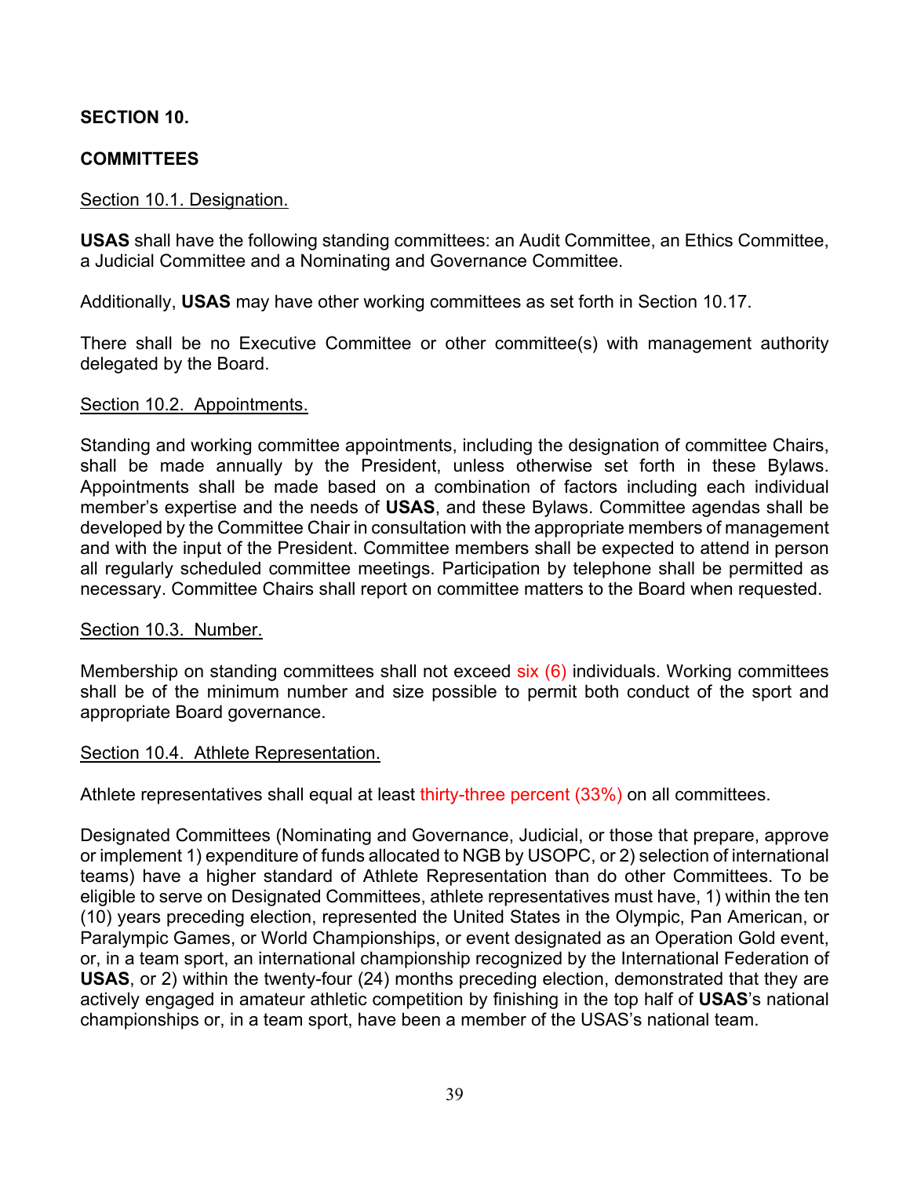## SECTION 10.

## COMMITTEES

Section 10.1. Designation.

**USAS** shall have the following standing committees: an Audit Committee, an Ethics Committee, a Judicial Committee and a Nominating and Governance Committee.

Additionally, **USAS** may have other working committees as set forth in Section 10.17.

There shall be no Executive Committee or other committee(s) with management authority delegated by the Board.

Section 10.2. Appointments.

Standing and working committee appointments, including the designation of committee Chairs, shall be made annually by the President, unless otherwise set forth in these Bylaws. Appointments shall be made based on a combination of factors including each individual member's expertise and the needs of **USAS**, and these Bylaws. Committee agendas shall be developed by the Committee Chair in consultation with the appropriate members of management and with the input of the President. Committee members shall be expected to attend in person all regularly scheduled committee meetings. Participation by telephone shall be permitted as necessary. Committee Chairs shall report on committee matters to the Board when requested.

Section 10.3. Number.

Membership on standing committees shall not exceed six (6) individuals. Working committees shall be of the minimum number and size possible to permit both conduct of the sport and appropriate Board governance.

Section 10.4. Athlete Representation.

Athlete representatives shall equal at least thirty-three percent (33%) on all committees.

Designated Committees (Nominating and Governance, Judicial, or those that prepare, approve or implement 1) expenditure of funds allocated to NGB by USOPC, or 2) selection of international teams) have a higher standard of Athlete Representation than do other Committees. To be eligible to serve on Designated Committees, athlete representatives must have, 1) within the ten (10) years preceding election, represented the United States in the Olympic, Pan American, or Paralympic Games, or World Championships, or event designated as an Operation Gold event, or, in a team sport, an international championship recognized by the International Federation of **USAS**, or 2) within the twenty-four (24) months preceding election, demonstrated that they are actively engaged in amateur athletic competition by finishing in the top half of **USAS**'s national championships or, in a team sport, have been a member of the USAS's national team.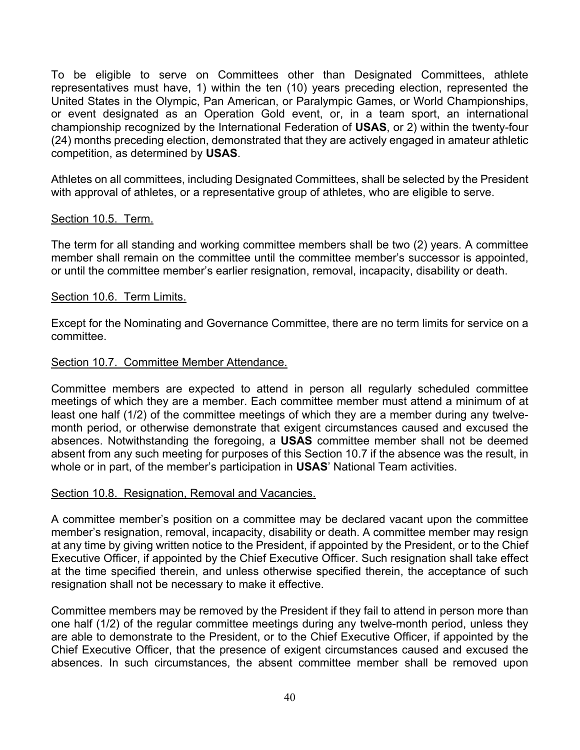To be eligible to serve on Committees other than Designated Committees, athlete representatives must have, 1) within the ten (10) years preceding election, represented the United States in the Olympic, Pan American, or Paralympic Games, or World Championships, or event designated as an Operation Gold event, or, in a team sport, an international championship recognized by the International Federation of **USAS**, or 2) within the twenty-four (24) months preceding election, demonstrated that they are actively engaged in amateur athletic competition, as determined by **USAS**.

Athletes on all committees, including Designated Committees, shall be selected by the President with approval of athletes, or a representative group of athletes, who are eligible to serve.

Section 10.5. Term.

The term for all standing and working committee members shall be two (2) years. A committee member shall remain on the committee until the committee member's successor is appointed, or until the committee member's earlier resignation, removal, incapacity, disability or death.

Section 10.6. Term Limits.

Except for the Nominating and Governance Committee, there are no term limits for service on a committee.

Section 10.7. Committee Member Attendance.

Committee members are expected to attend in person all regularly scheduled committee meetings of which they are a member. Each committee member must attend a minimum of at least one half (1/2) of the committee meetings of which they are a member during any twelve-month period, or otherwise demonstrate that exigent circumstances caused and excused the absences. Notwithstanding the foregoing, a **USAS** committee member shall not be deemed absent from any such meeting for purposes of this Section 10.7 if the absence was the result, in whole or in part, of the member's participation in **USAS**' National Team activities.

Section 10.8. Resignation, Removal and Vacancies.

A committee member's position on a committee may be declared vacant upon the committee member's resignation, removal, incapacity, disability or death. A committee member may resign at any time by giving written notice to the President, if appointed by the President, or to the Chief Executive Officer, if appointed by the Chief Executive Officer. Such resignation shall take effect at the time specified therein, and unless otherwise specified therein, the acceptance of such resignation shall not be necessary to make it effective.

Committee members may be removed by the President if they fail to attend in person more than one half (1/2) of the regular committee meetings during any twelve-month period, unless they are able to demonstrate to the President, or to the Chief Executive Officer, if appointed by the Chief Executive Officer, that the presence of exigent circumstances caused and excused the absences. In such circumstances, the absent committee member shall be removed upon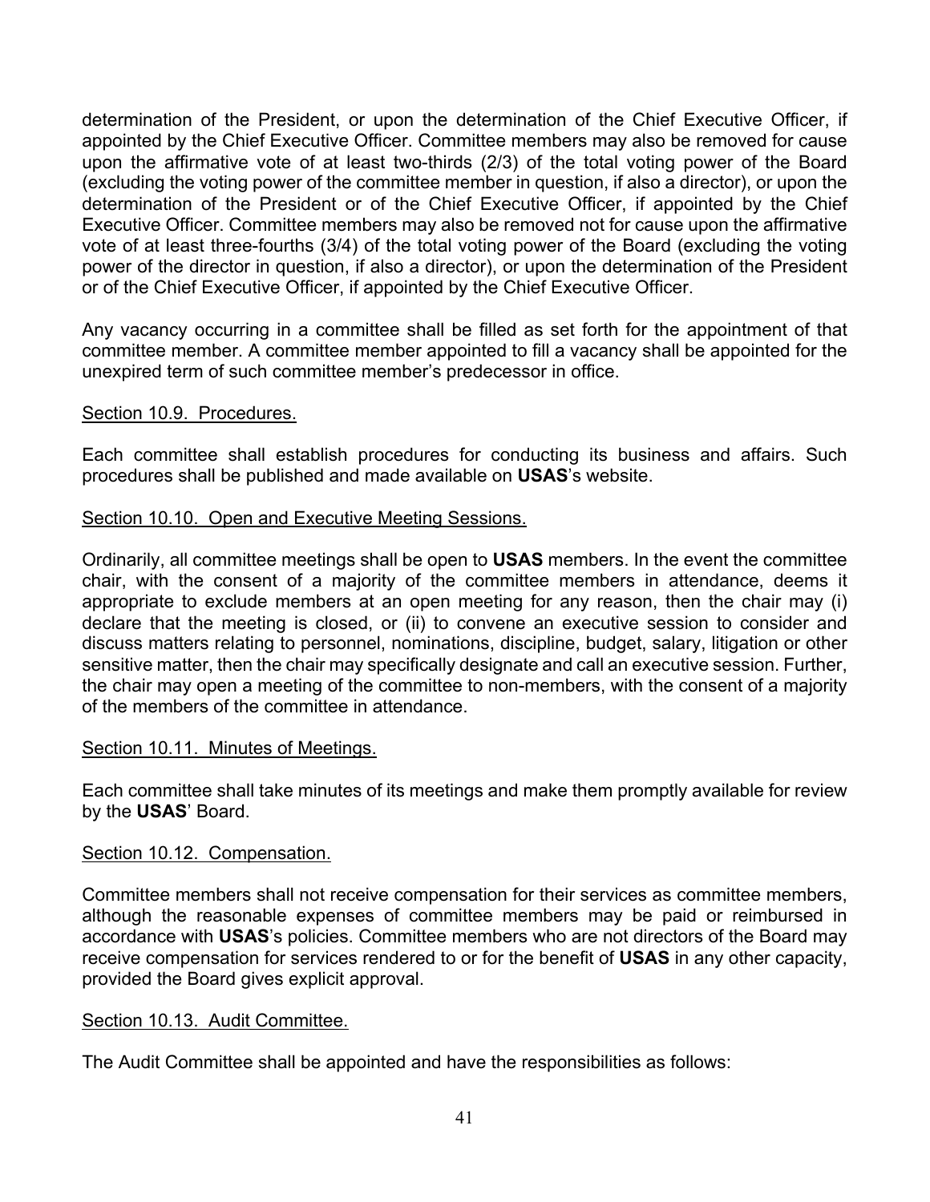determination of the President, or upon the determination of the Chief Executive Officer, if appointed by the Chief Executive Officer. Committee members may also be removed for cause upon the affirmative vote of at least two-thirds (2/3) of the total voting power of the Board (excluding the voting power of the committee member in question, if also a director), or upon the determination of the President or of the Chief Executive Officer, if appointed by the Chief Executive Officer. Committee members may also be removed not for cause upon the affirmative vote of at least three-fourths (3/4) of the total voting power of the Board (excluding the voting power of the director in question, if also a director), or upon the determination of the President or of the Chief Executive Officer, if appointed by the Chief Executive Officer.

Any vacancy occurring in a committee shall be filled as set forth for the appointment of that committee member. A committee member appointed to fill a vacancy shall be appointed for the unexpired term of such committee member's predecessor in office.

<u>Section 10.9. Procedures.</u>

Each committee shall establish procedures for conducting its business and affairs. Such procedures shall be published and made available on **USAS**'s website.

<u>Section 10.10. Open and Executive Meeting Sessions.</u>

Ordinarily, all committee meetings shall be open to **USAS** members. In the event the committee chair, with the consent of a majority of the committee members in attendance, deems it appropriate to exclude members at an open meeting for any reason, then the chair may (i) declare that the meeting is closed, or (ii) to convene an executive session to consider and discuss matters relating to personnel, nominations, discipline, budget, salary, litigation or other sensitive matter, then the chair may specifically designate and call an executive session. Further, the chair may open a meeting of the committee to non-members, with the consent of a majority of the members of the committee in attendance.

<u>Section 10.11. Minutes of Meetings.</u>

Each committee shall take minutes of its meetings and make them promptly available for review by the **USAS**' Board.

<u>Section 10.12. Compensation.</u>

Committee members shall not receive compensation for their services as committee members, although the reasonable expenses of committee members may be paid or reimbursed in accordance with **USAS**'s policies. Committee members who are not directors of the Board may receive compensation for services rendered to or for the benefit of **USAS** in any other capacity, provided the Board gives explicit approval.

<u>Section 10.13. Audit Committee.</u>

The Audit Committee shall be appointed and have the responsibilities as follows: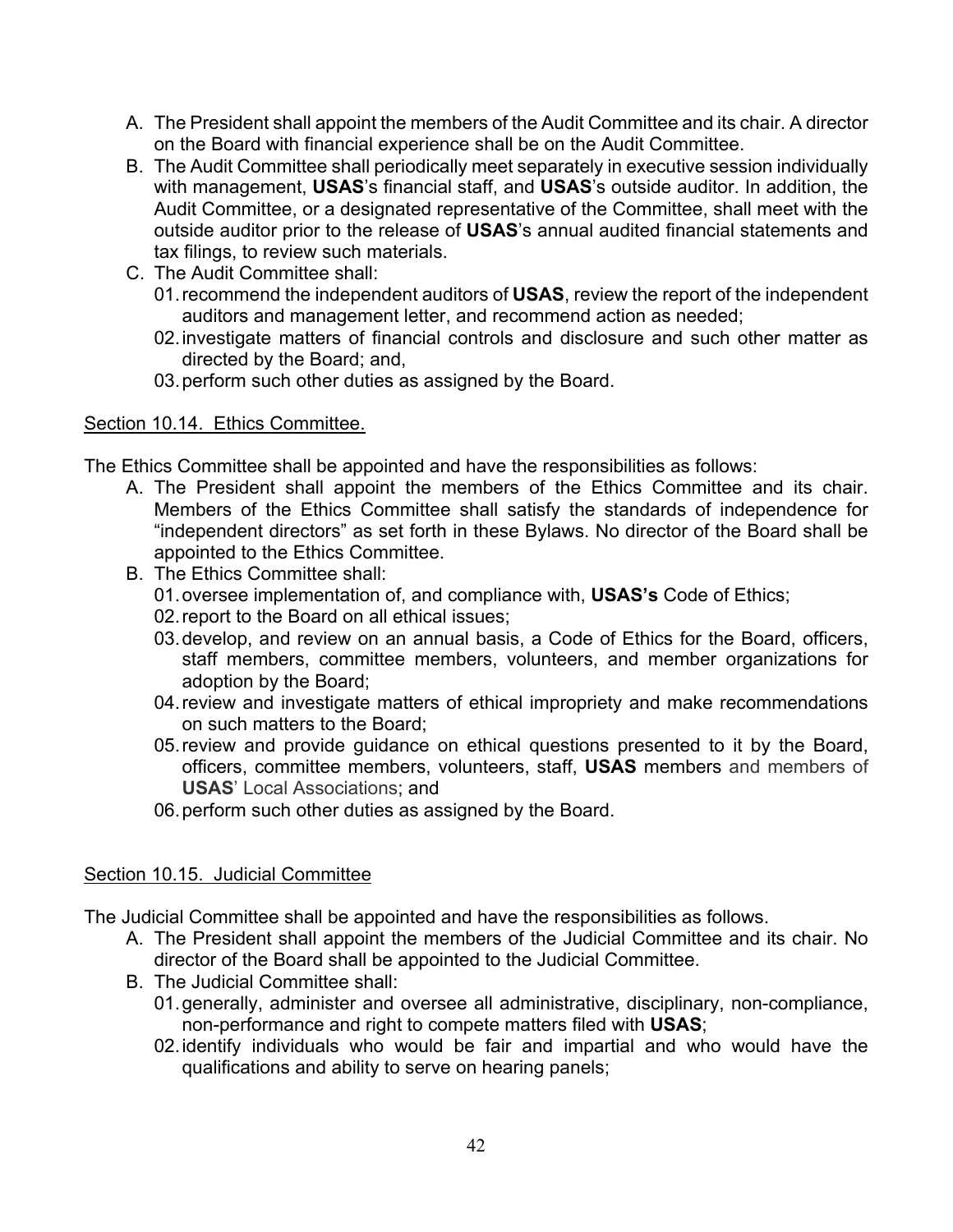A. The President shall appoint the members of the Audit Committee and its chair. A director on the Board with financial experience shall be on the Audit Committee.
B. The Audit Committee shall periodically meet separately in executive session individually with management, **USAS**'s financial staff, and **USAS**'s outside auditor. In addition, the Audit Committee, or a designated representative of the Committee, shall meet with the outside auditor prior to the release of **USAS**'s annual audited financial statements and tax filings, to review such materials.
C. The Audit Committee shall:
   01. recommend the independent auditors of **USAS**, review the report of the independent auditors and management letter, and recommend action as needed;
   02. investigate matters of financial controls and disclosure and such other matter as directed by the Board; and,
   03. perform such other duties as assigned by the Board.

<u>Section 10.14. Ethics Committee.</u>

The Ethics Committee shall be appointed and have the responsibilities as follows:

A. The President shall appoint the members of the Ethics Committee and its chair. Members of the Ethics Committee shall satisfy the standards of independence for "independent directors" as set forth in these Bylaws. No director of the Board shall be appointed to the Ethics Committee.
B. The Ethics Committee shall:
   01. oversee implementation of, and compliance with, **USAS's** Code of Ethics;
   02. report to the Board on all ethical issues;
   03. develop, and review on an annual basis, a Code of Ethics for the Board, officers, staff members, committee members, volunteers, and member organizations for adoption by the Board;
   04. review and investigate matters of ethical impropriety and make recommendations on such matters to the Board;
   05. review and provide guidance on ethical questions presented to it by the Board, officers, committee members, volunteers, staff, **USAS** members and members of **USAS**' Local Associations; and
   06. perform such other duties as assigned by the Board.

<u>Section 10.15. Judicial Committee</u>

The Judicial Committee shall be appointed and have the responsibilities as follows.

A. The President shall appoint the members of the Judicial Committee and its chair. No director of the Board shall be appointed to the Judicial Committee.
B. The Judicial Committee shall:
   01. generally, administer and oversee all administrative, disciplinary, non-compliance, non-performance and right to compete matters filed with **USAS**;
   02. identify individuals who would be fair and impartial and who would have the qualifications and ability to serve on hearing panels;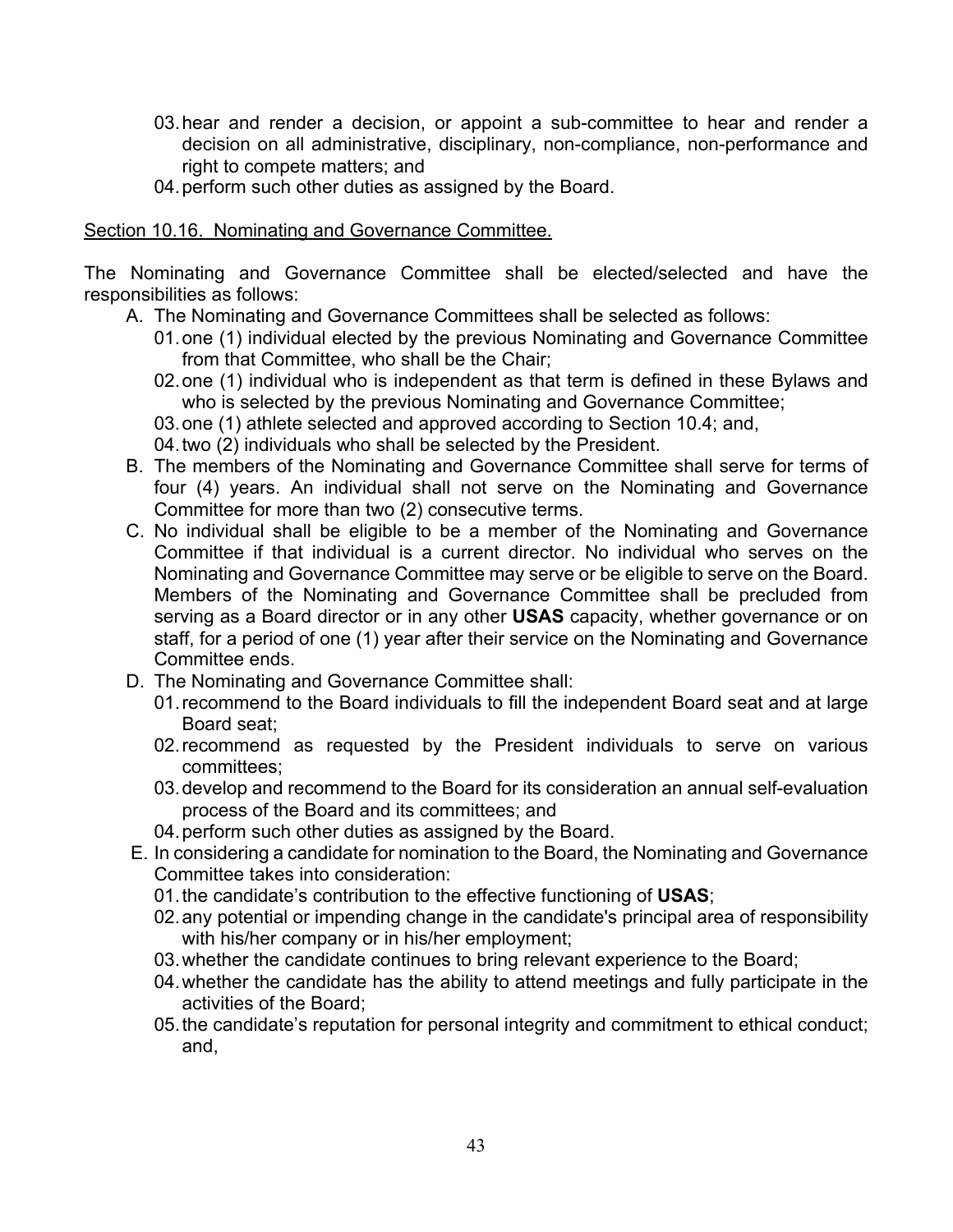03. hear and render a decision, or appoint a sub-committee to hear and render a decision on all administrative, disciplinary, non-compliance, non-performance and right to compete matters; and
04. perform such other duties as assigned by the Board.

Section 10.16. Nominating and Governance Committee.

The Nominating and Governance Committee shall be elected/selected and have the responsibilities as follows:

A. The Nominating and Governance Committees shall be selected as follows:
    01. one (1) individual elected by the previous Nominating and Governance Committee from that Committee, who shall be the Chair;
    02. one (1) individual who is independent as that term is defined in these Bylaws and who is selected by the previous Nominating and Governance Committee;
    03. one (1) athlete selected and approved according to Section 10.4; and,
    04. two (2) individuals who shall be selected by the President.
B. The members of the Nominating and Governance Committee shall serve for terms of four (4) years. An individual shall not serve on the Nominating and Governance Committee for more than two (2) consecutive terms.
C. No individual shall be eligible to be a member of the Nominating and Governance Committee if that individual is a current director. No individual who serves on the Nominating and Governance Committee may serve or be eligible to serve on the Board. Members of the Nominating and Governance Committee shall be precluded from serving as a Board director or in any other **USAS** capacity, whether governance or on staff, for a period of one (1) year after their service on the Nominating and Governance Committee ends.
D. The Nominating and Governance Committee shall:
    01. recommend to the Board individuals to fill the independent Board seat and at large Board seat;
    02. recommend as requested by the President individuals to serve on various committees;
    03. develop and recommend to the Board for its consideration an annual self-evaluation process of the Board and its committees; and
    04. perform such other duties as assigned by the Board.
E. In considering a candidate for nomination to the Board, the Nominating and Governance Committee takes into consideration:
    01. the candidate's contribution to the effective functioning of **USAS**;
    02. any potential or impending change in the candidate's principal area of responsibility with his/her company or in his/her employment;
    03. whether the candidate continues to bring relevant experience to the Board;
    04. whether the candidate has the ability to attend meetings and fully participate in the activities of the Board;
    05. the candidate's reputation for personal integrity and commitment to ethical conduct; and,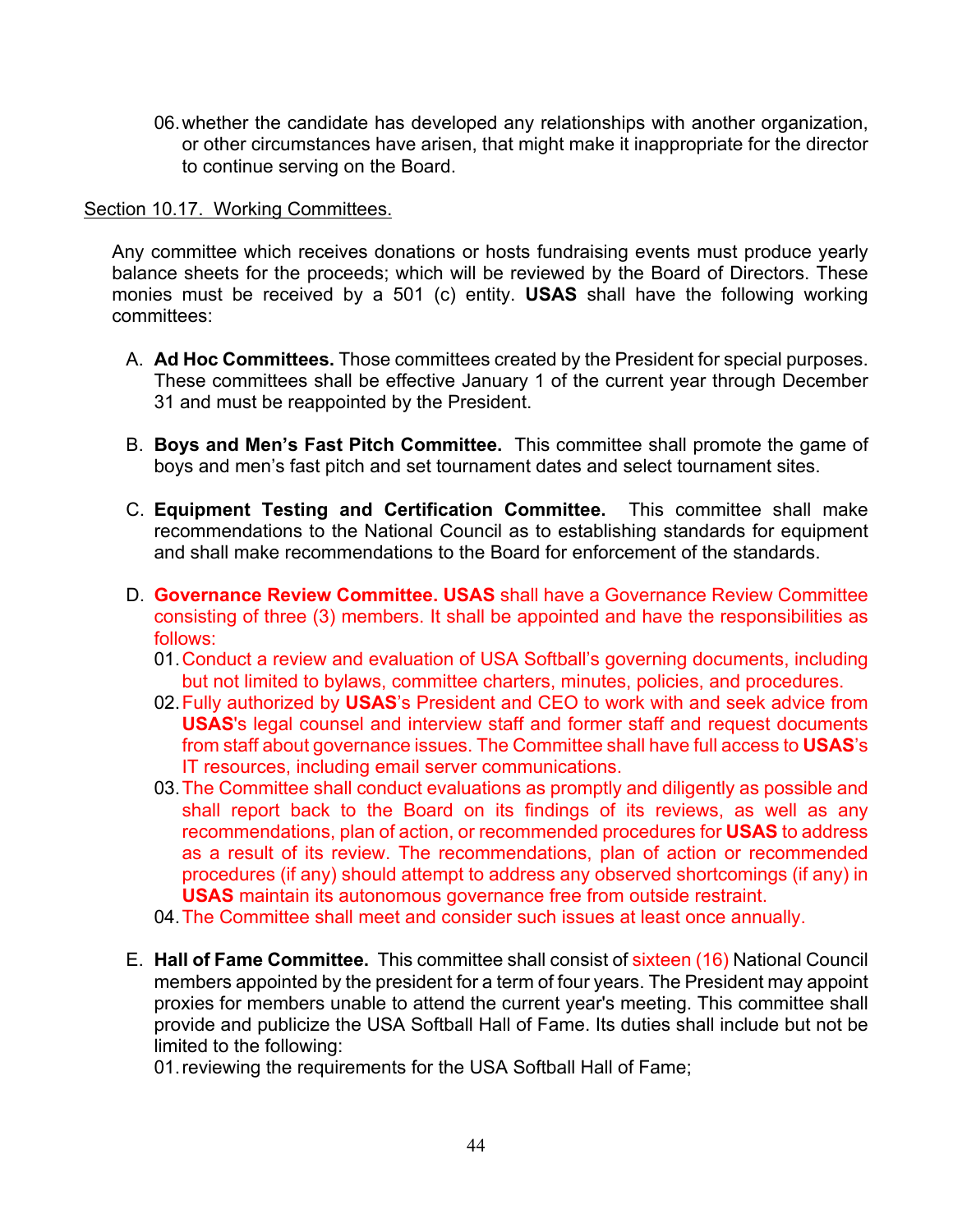06. whether the candidate has developed any relationships with another organization, or other circumstances have arisen, that might make it inappropriate for the director to continue serving on the Board.

Section 10.17. Working Committees.

Any committee which receives donations or hosts fundraising events must produce yearly balance sheets for the proceeds; which will be reviewed by the Board of Directors. These monies must be received by a 501 (c) entity. **USAS** shall have the following working committees:

A. **Ad Hoc Committees.** Those committees created by the President for special purposes. These committees shall be effective January 1 of the current year through December 31 and must be reappointed by the President.

B. **Boys and Men's Fast Pitch Committee.** This committee shall promote the game of boys and men's fast pitch and set tournament dates and select tournament sites.

C. **Equipment Testing and Certification Committee.** This committee shall make recommendations to the National Council as to establishing standards for equipment and shall make recommendations to the Board for enforcement of the standards.

D. **Governance Review Committee. USAS** shall have a Governance Review Committee consisting of three (3) members. It shall be appointed and have the responsibilities as follows:

   01. Conduct a review and evaluation of USA Softball's governing documents, including but not limited to bylaws, committee charters, minutes, policies, and procedures.
   02. Fully authorized by **USAS**'s President and CEO to work with and seek advice from **USAS**'s legal counsel and interview staff and former staff and request documents from staff about governance issues. The Committee shall have full access to **USAS**'s IT resources, including email server communications.
   03. The Committee shall conduct evaluations as promptly and diligently as possible and shall report back to the Board on its findings of its reviews, as well as any recommendations, plan of action, or recommended procedures for **USAS** to address as a result of its review. The recommendations, plan of action or recommended procedures (if any) should attempt to address any observed shortcomings (if any) in **USAS** maintain its autonomous governance free from outside restraint.
   04. The Committee shall meet and consider such issues at least once annually.

E. **Hall of Fame Committee.** This committee shall consist of sixteen (16) National Council members appointed by the president for a term of four years. The President may appoint proxies for members unable to attend the current year's meeting. This committee shall provide and publicize the USA Softball Hall of Fame. Its duties shall include but not be limited to the following:

   01. reviewing the requirements for the USA Softball Hall of Fame;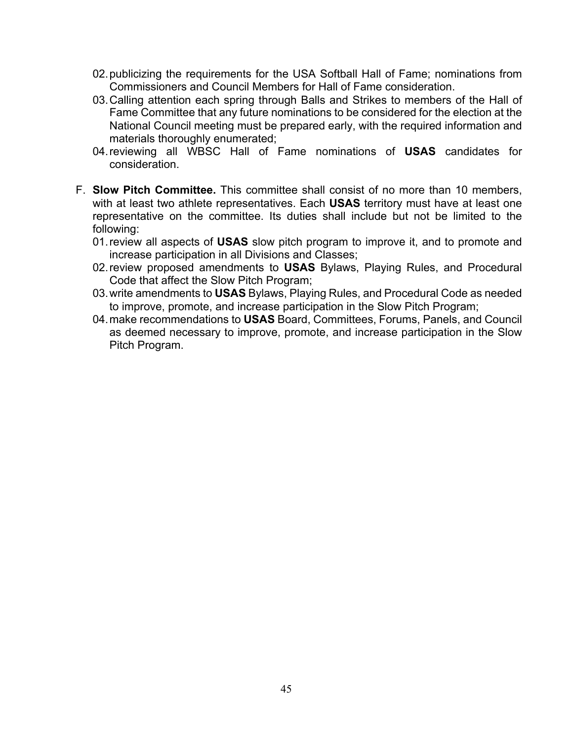02. publicizing the requirements for the USA Softball Hall of Fame; nominations from Commissioners and Council Members for Hall of Fame consideration.
03. Calling attention each spring through Balls and Strikes to members of the Hall of Fame Committee that any future nominations to be considered for the election at the National Council meeting must be prepared early, with the required information and materials thoroughly enumerated;
04. reviewing all WBSC Hall of Fame nominations of **USAS** candidates for consideration.

F. **Slow Pitch Committee.** This committee shall consist of no more than 10 members, with at least two athlete representatives. Each **USAS** territory must have at least one representative on the committee. Its duties shall include but not be limited to the following:
   01. review all aspects of **USAS** slow pitch program to improve it, and to promote and increase participation in all Divisions and Classes;
   02. review proposed amendments to **USAS** Bylaws, Playing Rules, and Procedural Code that affect the Slow Pitch Program;
   03. write amendments to **USAS** Bylaws, Playing Rules, and Procedural Code as needed to improve, promote, and increase participation in the Slow Pitch Program;
   04. make recommendations to **USAS** Board, Committees, Forums, Panels, and Council as deemed necessary to improve, promote, and increase participation in the Slow Pitch Program.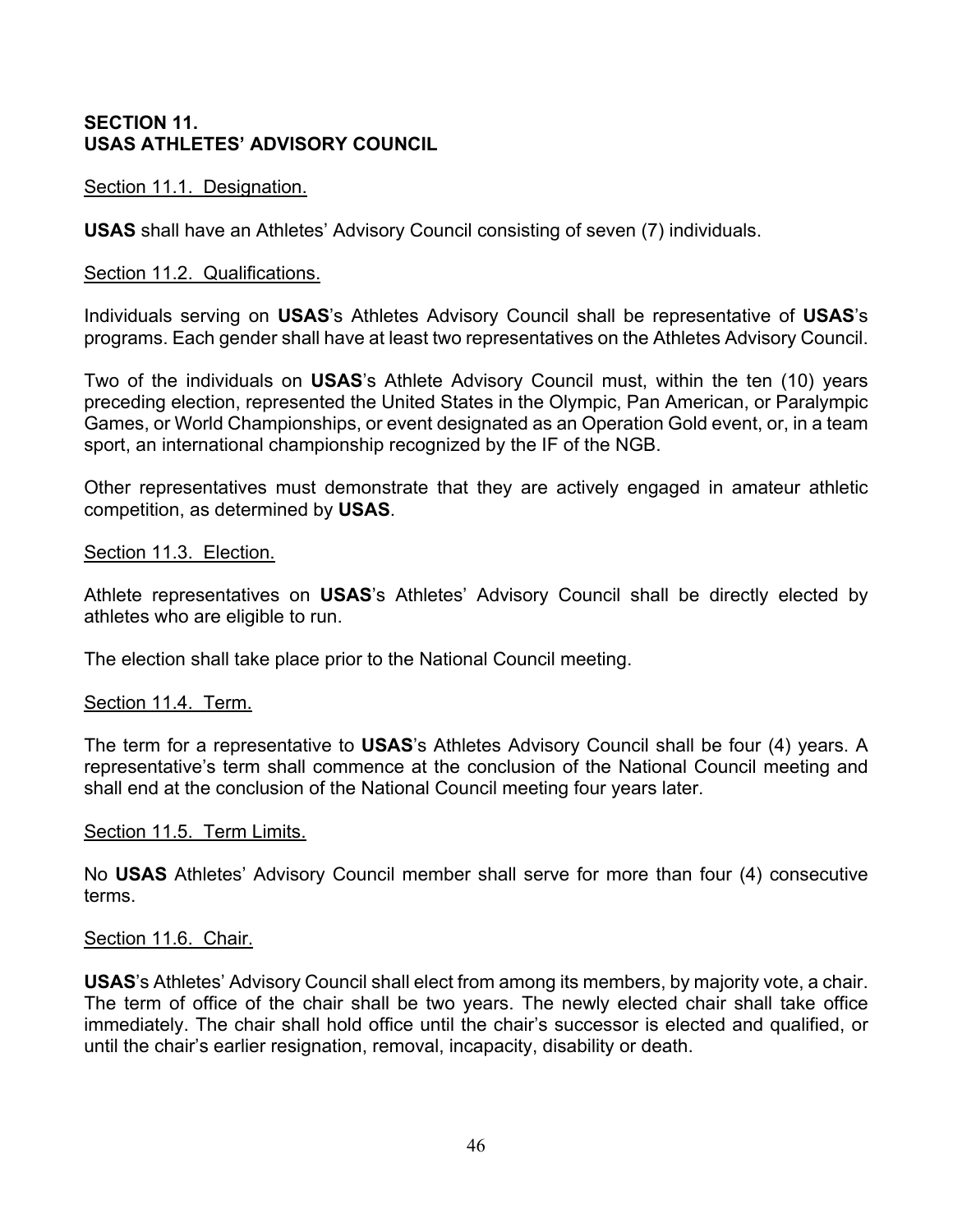## SECTION 11.
## USAS ATHLETES' ADVISORY COUNCIL

Section 11.1. Designation.

**USAS** shall have an Athletes' Advisory Council consisting of seven (7) individuals.

Section 11.2. Qualifications.

Individuals serving on **USAS**'s Athletes Advisory Council shall be representative of **USAS**'s programs. Each gender shall have at least two representatives on the Athletes Advisory Council.

Two of the individuals on **USAS**'s Athlete Advisory Council must, within the ten (10) years preceding election, represented the United States in the Olympic, Pan American, or Paralympic Games, or World Championships, or event designated as an Operation Gold event, or, in a team sport, an international championship recognized by the IF of the NGB.

Other representatives must demonstrate that they are actively engaged in amateur athletic competition, as determined by **USAS**.

Section 11.3. Election.

Athlete representatives on **USAS**'s Athletes' Advisory Council shall be directly elected by athletes who are eligible to run.

The election shall take place prior to the National Council meeting.

Section 11.4. Term.

The term for a representative to **USAS**'s Athletes Advisory Council shall be four (4) years. A representative's term shall commence at the conclusion of the National Council meeting and shall end at the conclusion of the National Council meeting four years later.

Section 11.5. Term Limits.

No **USAS** Athletes' Advisory Council member shall serve for more than four (4) consecutive terms.

Section 11.6. Chair.

**USAS**'s Athletes' Advisory Council shall elect from among its members, by majority vote, a chair. The term of office of the chair shall be two years. The newly elected chair shall take office immediately. The chair shall hold office until the chair's successor is elected and qualified, or until the chair's earlier resignation, removal, incapacity, disability or death.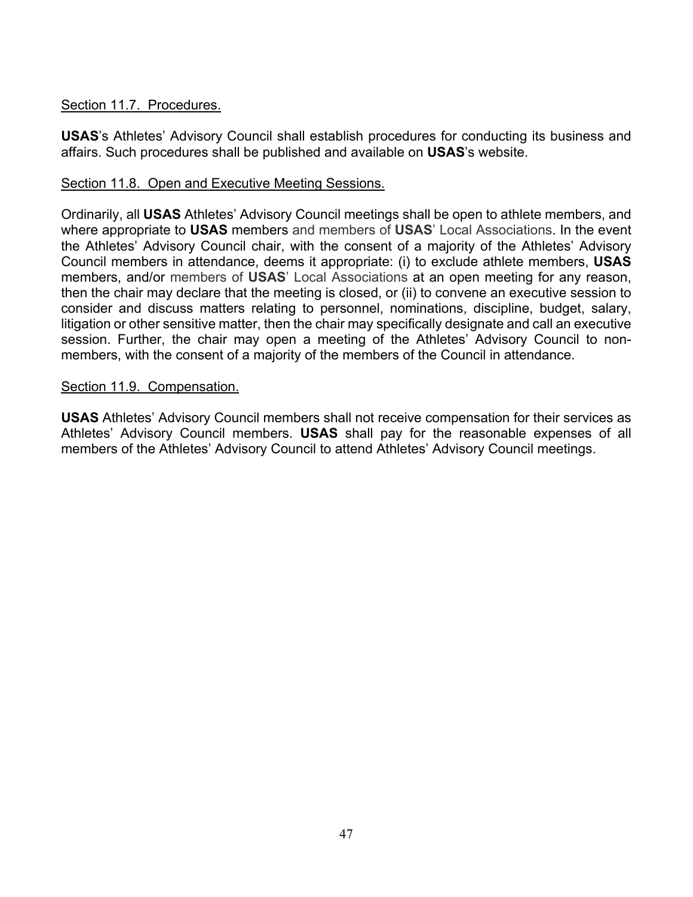Section 11.7. Procedures.

**USAS**'s Athletes' Advisory Council shall establish procedures for conducting its business and affairs. Such procedures shall be published and available on **USAS**'s website.

Section 11.8. Open and Executive Meeting Sessions.

Ordinarily, all **USAS** Athletes' Advisory Council meetings shall be open to athlete members, and where appropriate to **USAS** members and members of **USAS**' Local Associations. In the event the Athletes' Advisory Council chair, with the consent of a majority of the Athletes' Advisory Council members in attendance, deems it appropriate: (i) to exclude athlete members, **USAS** members, and/or members of **USAS**' Local Associations at an open meeting for any reason, then the chair may declare that the meeting is closed, or (ii) to convene an executive session to consider and discuss matters relating to personnel, nominations, discipline, budget, salary, litigation or other sensitive matter, then the chair may specifically designate and call an executive session. Further, the chair may open a meeting of the Athletes' Advisory Council to non-members, with the consent of a majority of the members of the Council in attendance.

Section 11.9. Compensation.

**USAS** Athletes' Advisory Council members shall not receive compensation for their services as Athletes' Advisory Council members. **USAS** shall pay for the reasonable expenses of all members of the Athletes' Advisory Council to attend Athletes' Advisory Council meetings.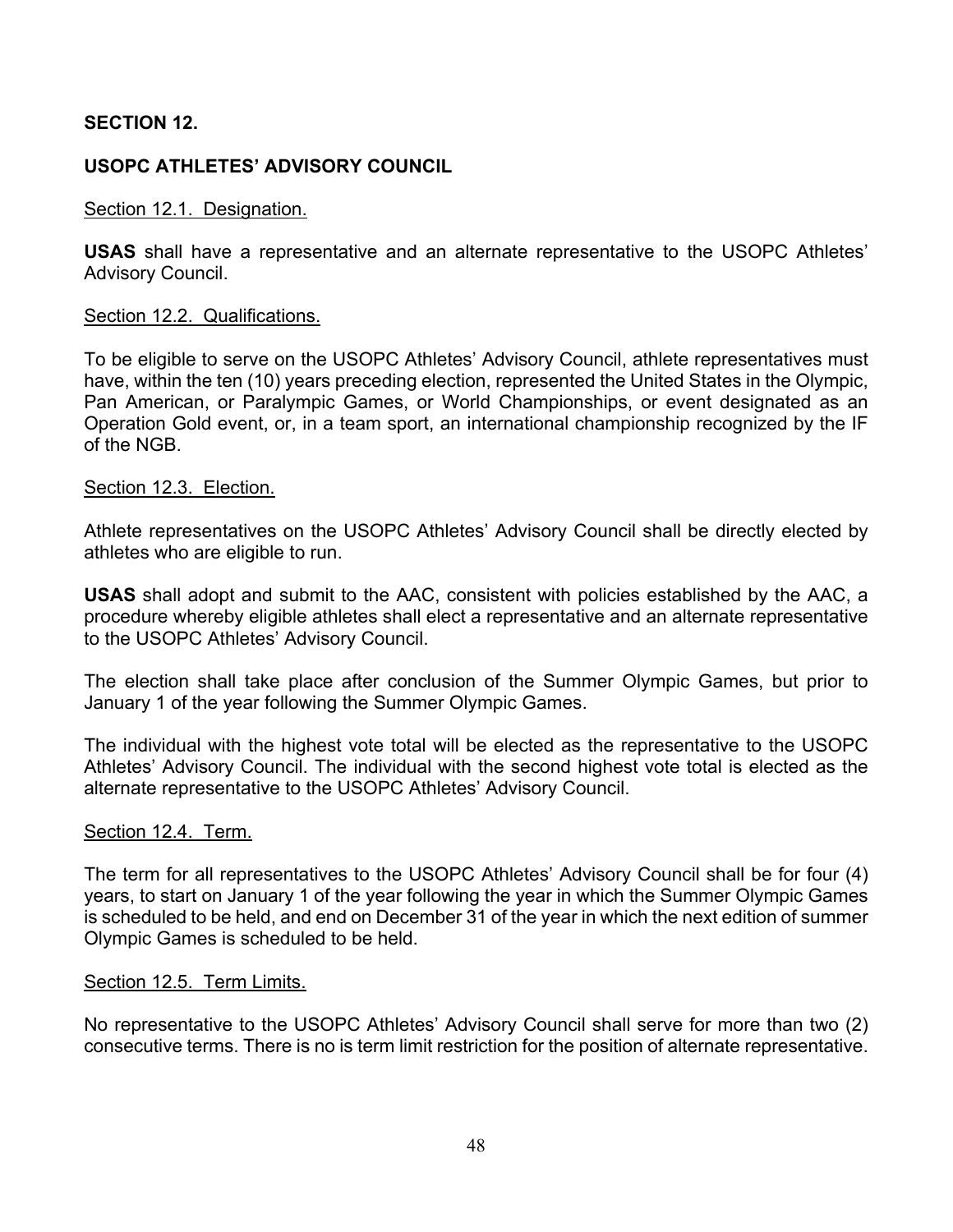**SECTION 12.**

**USOPC ATHLETES' ADVISORY COUNCIL**

Section 12.1. Designation.

**USAS** shall have a representative and an alternate representative to the USOPC Athletes' Advisory Council.

Section 12.2. Qualifications.

To be eligible to serve on the USOPC Athletes' Advisory Council, athlete representatives must have, within the ten (10) years preceding election, represented the United States in the Olympic, Pan American, or Paralympic Games, or World Championships, or event designated as an Operation Gold event, or, in a team sport, an international championship recognized by the IF of the NGB.

Section 12.3. Election.

Athlete representatives on the USOPC Athletes' Advisory Council shall be directly elected by athletes who are eligible to run.

**USAS** shall adopt and submit to the AAC, consistent with policies established by the AAC, a procedure whereby eligible athletes shall elect a representative and an alternate representative to the USOPC Athletes' Advisory Council.

The election shall take place after conclusion of the Summer Olympic Games, but prior to January 1 of the year following the Summer Olympic Games.

The individual with the highest vote total will be elected as the representative to the USOPC Athletes' Advisory Council. The individual with the second highest vote total is elected as the alternate representative to the USOPC Athletes' Advisory Council.

Section 12.4. Term.

The term for all representatives to the USOPC Athletes' Advisory Council shall be for four (4) years, to start on January 1 of the year following the year in which the Summer Olympic Games is scheduled to be held, and end on December 31 of the year in which the next edition of summer Olympic Games is scheduled to be held.

Section 12.5. Term Limits.

No representative to the USOPC Athletes' Advisory Council shall serve for more than two (2) consecutive terms. There is no is term limit restriction for the position of alternate representative.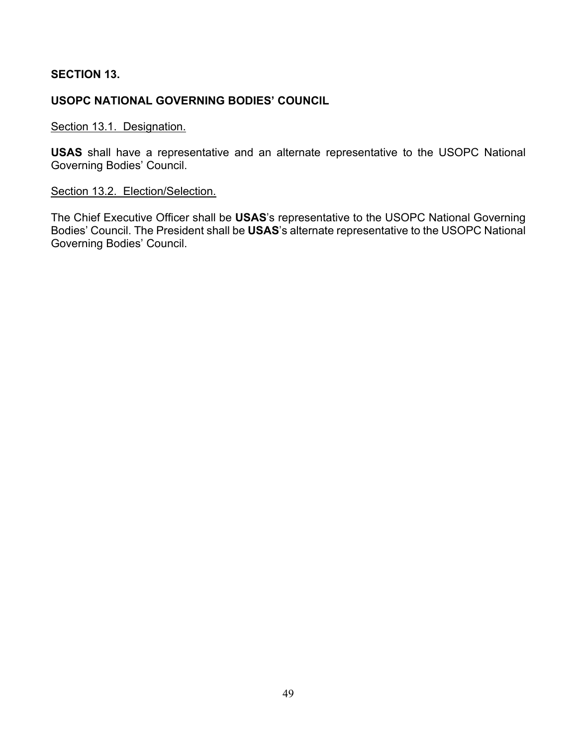## SECTION 13.

## USOPC NATIONAL GOVERNING BODIES' COUNCIL

### Section 13.1. Designation.

**USAS** shall have a representative and an alternate representative to the USOPC National Governing Bodies' Council.

### Section 13.2. Election/Selection.

The Chief Executive Officer shall be **USAS**'s representative to the USOPC National Governing Bodies' Council. The President shall be **USAS**'s alternate representative to the USOPC National Governing Bodies' Council.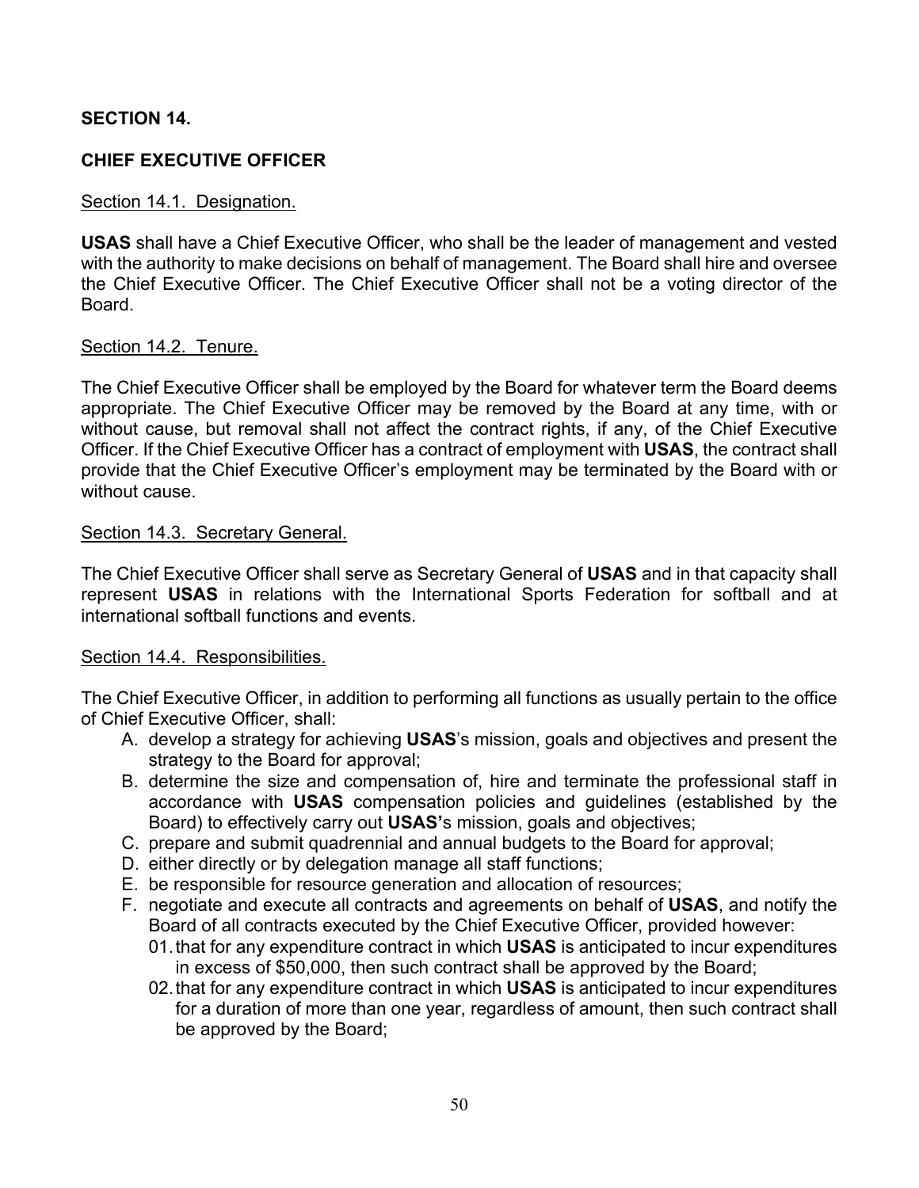**SECTION 14.**

**CHIEF EXECUTIVE OFFICER**

Section 14.1. Designation.

**USAS** shall have a Chief Executive Officer, who shall be the leader of management and vested with the authority to make decisions on behalf of management. The Board shall hire and oversee the Chief Executive Officer. The Chief Executive Officer shall not be a voting director of the Board.

Section 14.2. Tenure.

The Chief Executive Officer shall be employed by the Board for whatever term the Board deems appropriate. The Chief Executive Officer may be removed by the Board at any time, with or without cause, but removal shall not affect the contract rights, if any, of the Chief Executive Officer. If the Chief Executive Officer has a contract of employment with **USAS**, the contract shall provide that the Chief Executive Officer's employment may be terminated by the Board with or without cause.

Section 14.3. Secretary General.

The Chief Executive Officer shall serve as Secretary General of **USAS** and in that capacity shall represent **USAS** in relations with the International Sports Federation for softball and at international softball functions and events.

Section 14.4. Responsibilities.

The Chief Executive Officer, in addition to performing all functions as usually pertain to the office of Chief Executive Officer, shall:

A. develop a strategy for achieving **USAS**'s mission, goals and objectives and present the strategy to the Board for approval;
B. determine the size and compensation of, hire and terminate the professional staff in accordance with **USAS** compensation policies and guidelines (established by the Board) to effectively carry out **USAS'**s mission, goals and objectives;
C. prepare and submit quadrennial and annual budgets to the Board for approval;
D. either directly or by delegation manage all staff functions;
E. be responsible for resource generation and allocation of resources;
F. negotiate and execute all contracts and agreements on behalf of **USAS**, and notify the Board of all contracts executed by the Chief Executive Officer, provided however:
    01. that for any expenditure contract in which **USAS** is anticipated to incur expenditures in excess of $50,000, then such contract shall be approved by the Board;
    02. that for any expenditure contract in which **USAS** is anticipated to incur expenditures for a duration of more than one year, regardless of amount, then such contract shall be approved by the Board;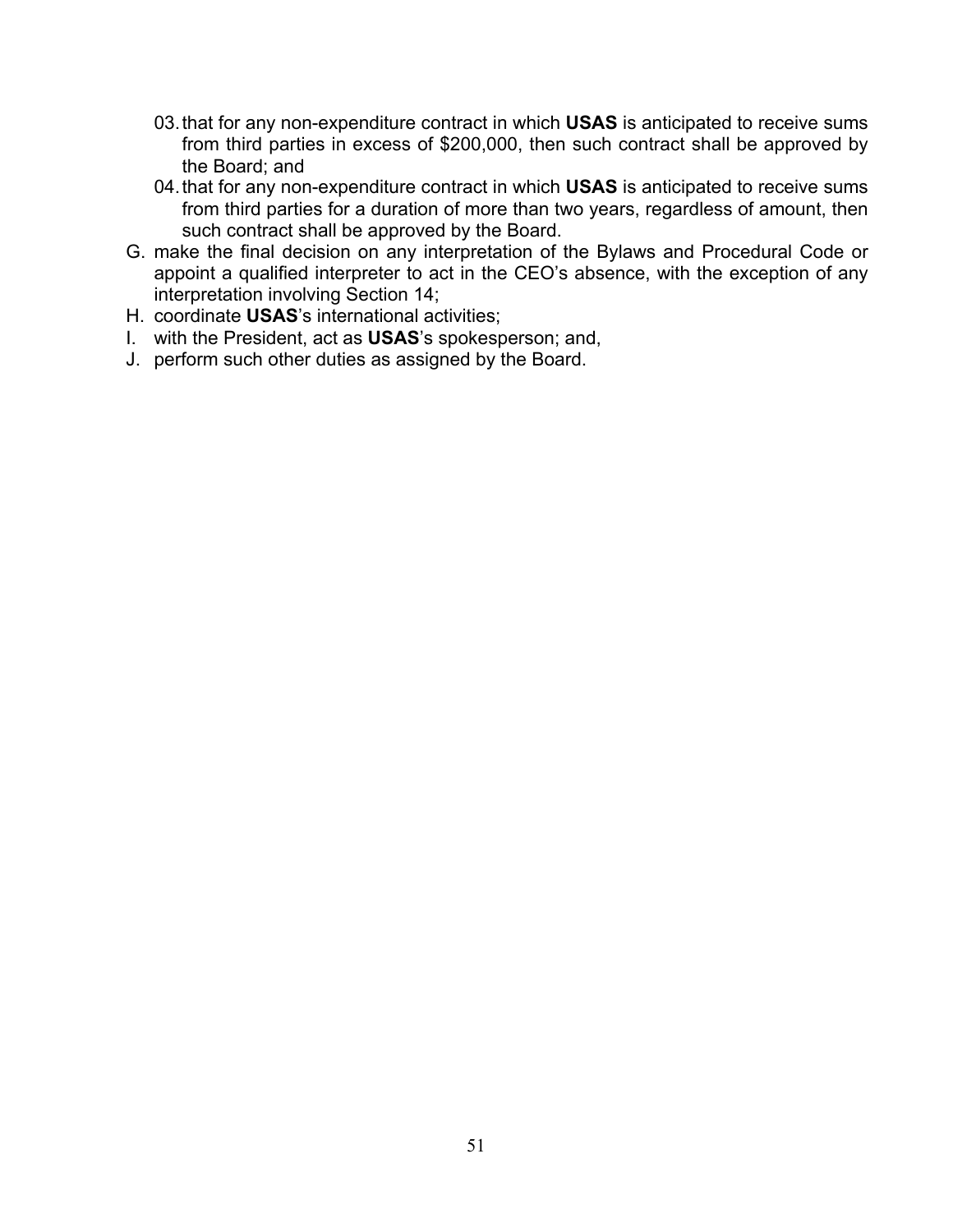03. that for any non-expenditure contract in which **USAS** is anticipated to receive sums from third parties in excess of $200,000, then such contract shall be approved by the Board; and
   04. that for any non-expenditure contract in which **USAS** is anticipated to receive sums from third parties for a duration of more than two years, regardless of amount, then such contract shall be approved by the Board.

G. make the final decision on any interpretation of the Bylaws and Procedural Code or appoint a qualified interpreter to act in the CEO's absence, with the exception of any interpretation involving Section 14;
H. coordinate **USAS**'s international activities;
I. with the President, act as **USAS**'s spokesperson; and,
J. perform such other duties as assigned by the Board.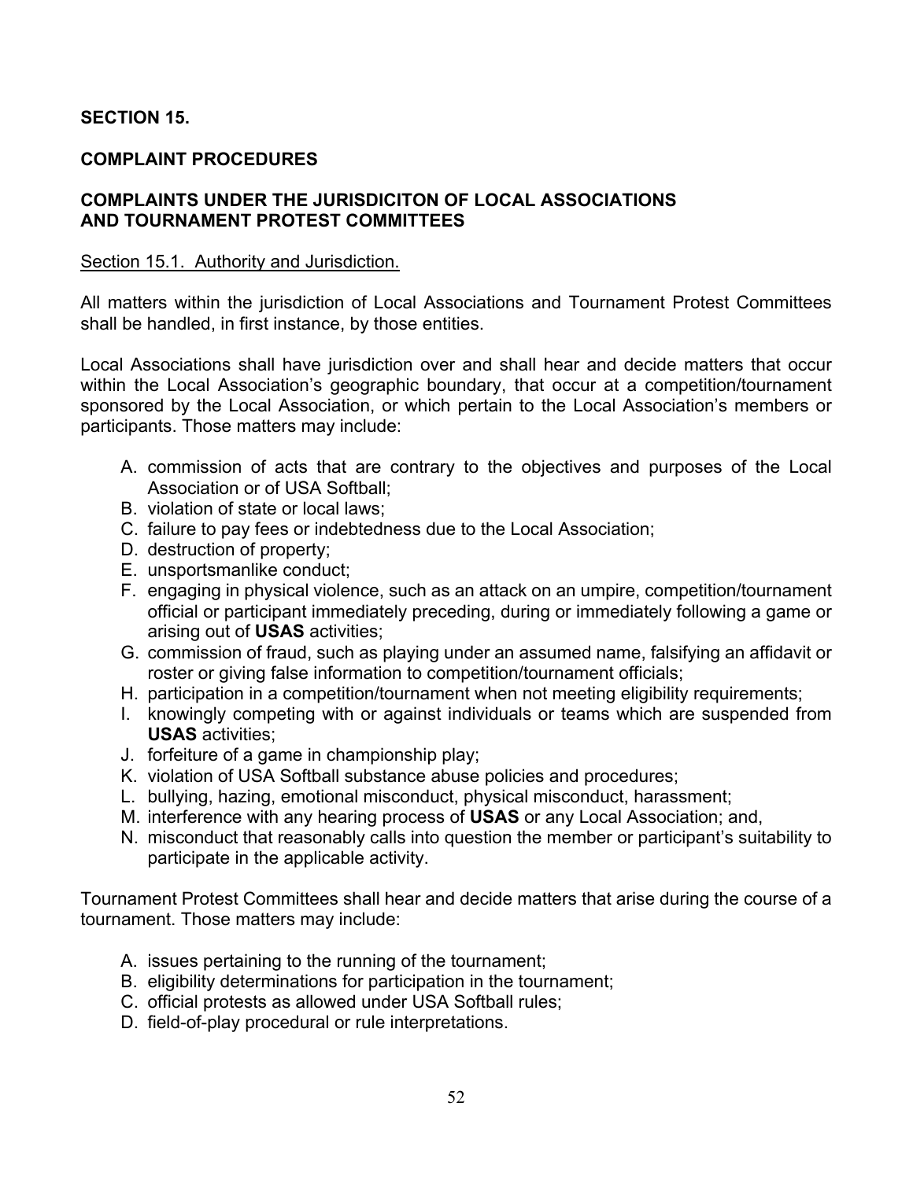## SECTION 15.

## COMPLAINT PROCEDURES

### COMPLAINTS UNDER THE JURISDICITON OF LOCAL ASSOCIATIONS AND TOURNAMENT PROTEST COMMITTEES

Section 15.1. Authority and Jurisdiction.

All matters within the jurisdiction of Local Associations and Tournament Protest Committees shall be handled, in first instance, by those entities.

Local Associations shall have jurisdiction over and shall hear and decide matters that occur within the Local Association's geographic boundary, that occur at a competition/tournament sponsored by the Local Association, or which pertain to the Local Association's members or participants. Those matters may include:

A. commission of acts that are contrary to the objectives and purposes of the Local Association or of USA Softball;
B. violation of state or local laws;
C. failure to pay fees or indebtedness due to the Local Association;
D. destruction of property;
E. unsportsmanlike conduct;
F. engaging in physical violence, such as an attack on an umpire, competition/tournament official or participant immediately preceding, during or immediately following a game or arising out of **USAS** activities;
G. commission of fraud, such as playing under an assumed name, falsifying an affidavit or roster or giving false information to competition/tournament officials;
H. participation in a competition/tournament when not meeting eligibility requirements;
I. knowingly competing with or against individuals or teams which are suspended from **USAS** activities;
J. forfeiture of a game in championship play;
K. violation of USA Softball substance abuse policies and procedures;
L. bullying, hazing, emotional misconduct, physical misconduct, harassment;
M. interference with any hearing process of **USAS** or any Local Association; and,
N. misconduct that reasonably calls into question the member or participant's suitability to participate in the applicable activity.

Tournament Protest Committees shall hear and decide matters that arise during the course of a tournament. Those matters may include:

A. issues pertaining to the running of the tournament;
B. eligibility determinations for participation in the tournament;
C. official protests as allowed under USA Softball rules;
D. field-of-play procedural or rule interpretations.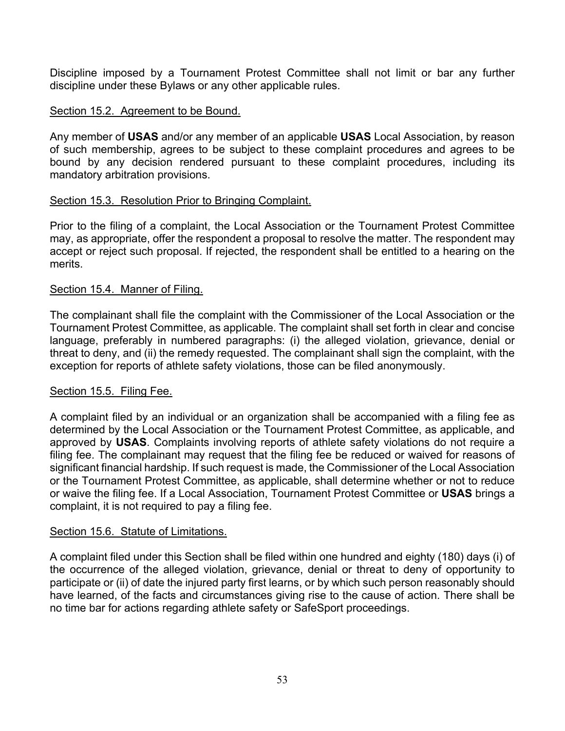Discipline imposed by a Tournament Protest Committee shall not limit or bar any further discipline under these Bylaws or any other applicable rules.

### Section 15.2. Agreement to be Bound.

Any member of **USAS** and/or any member of an applicable **USAS** Local Association, by reason of such membership, agrees to be subject to these complaint procedures and agrees to be bound by any decision rendered pursuant to these complaint procedures, including its mandatory arbitration provisions.

### Section 15.3. Resolution Prior to Bringing Complaint.

Prior to the filing of a complaint, the Local Association or the Tournament Protest Committee may, as appropriate, offer the respondent a proposal to resolve the matter. The respondent may accept or reject such proposal. If rejected, the respondent shall be entitled to a hearing on the merits.

### Section 15.4. Manner of Filing.

The complainant shall file the complaint with the Commissioner of the Local Association or the Tournament Protest Committee, as applicable. The complaint shall set forth in clear and concise language, preferably in numbered paragraphs: (i) the alleged violation, grievance, denial or threat to deny, and (ii) the remedy requested. The complainant shall sign the complaint, with the exception for reports of athlete safety violations, those can be filed anonymously.

### Section 15.5. Filing Fee.

A complaint filed by an individual or an organization shall be accompanied with a filing fee as determined by the Local Association or the Tournament Protest Committee, as applicable, and approved by **USAS**. Complaints involving reports of athlete safety violations do not require a filing fee. The complainant may request that the filing fee be reduced or waived for reasons of significant financial hardship. If such request is made, the Commissioner of the Local Association or the Tournament Protest Committee, as applicable, shall determine whether or not to reduce or waive the filing fee. If a Local Association, Tournament Protest Committee or **USAS** brings a complaint, it is not required to pay a filing fee.

### Section 15.6. Statute of Limitations.

A complaint filed under this Section shall be filed within one hundred and eighty (180) days (i) of the occurrence of the alleged violation, grievance, denial or threat to deny of opportunity to participate or (ii) of date the injured party first learns, or by which such person reasonably should have learned, of the facts and circumstances giving rise to the cause of action. There shall be no time bar for actions regarding athlete safety or SafeSport proceedings.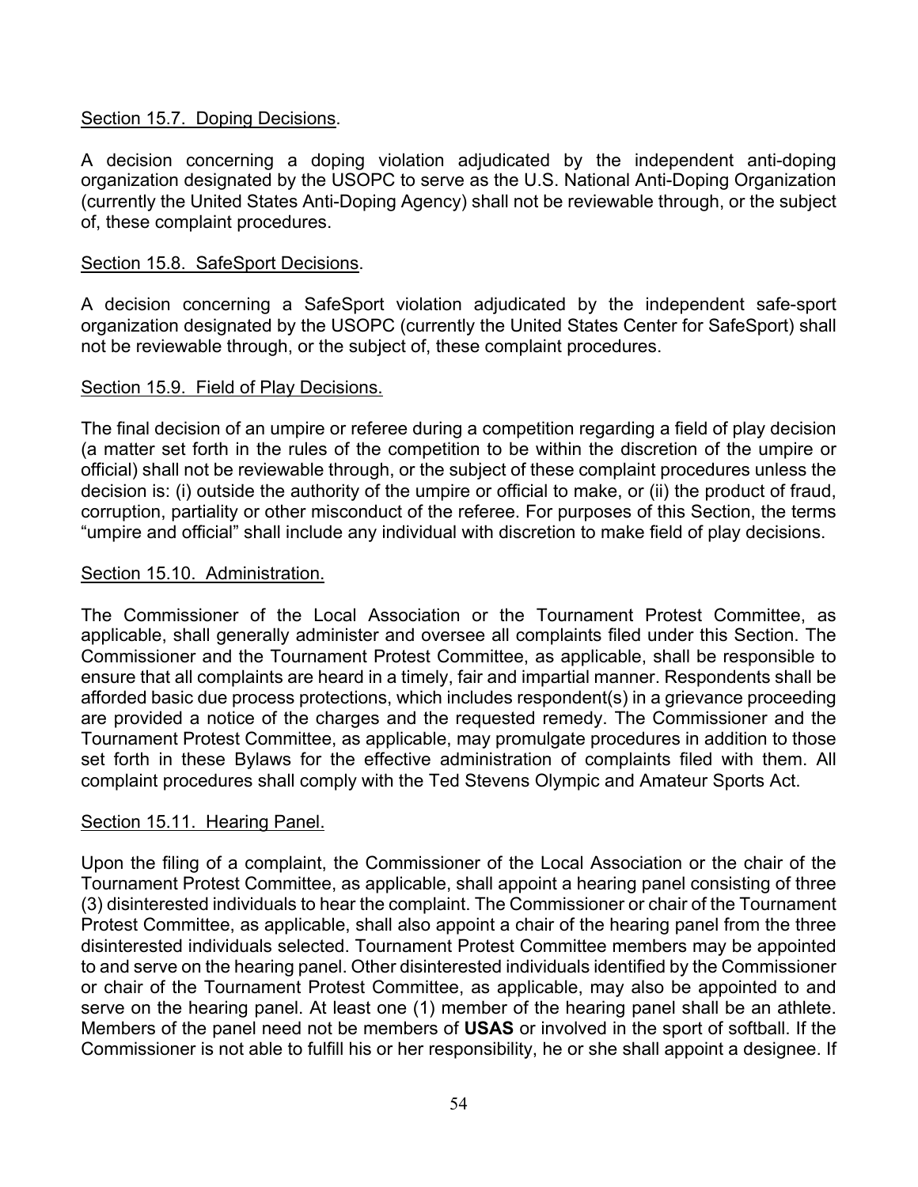Section 15.7. Doping Decisions.

A decision concerning a doping violation adjudicated by the independent anti-doping organization designated by the USOPC to serve as the U.S. National Anti-Doping Organization (currently the United States Anti-Doping Agency) shall not be reviewable through, or the subject of, these complaint procedures.

Section 15.8. SafeSport Decisions.

A decision concerning a SafeSport violation adjudicated by the independent safe-sport organization designated by the USOPC (currently the United States Center for SafeSport) shall not be reviewable through, or the subject of, these complaint procedures.

Section 15.9. Field of Play Decisions.

The final decision of an umpire or referee during a competition regarding a field of play decision (a matter set forth in the rules of the competition to be within the discretion of the umpire or official) shall not be reviewable through, or the subject of these complaint procedures unless the decision is: (i) outside the authority of the umpire or official to make, or (ii) the product of fraud, corruption, partiality or other misconduct of the referee. For purposes of this Section, the terms "umpire and official" shall include any individual with discretion to make field of play decisions.

Section 15.10. Administration.

The Commissioner of the Local Association or the Tournament Protest Committee, as applicable, shall generally administer and oversee all complaints filed under this Section. The Commissioner and the Tournament Protest Committee, as applicable, shall be responsible to ensure that all complaints are heard in a timely, fair and impartial manner. Respondents shall be afforded basic due process protections, which includes respondent(s) in a grievance proceeding are provided a notice of the charges and the requested remedy. The Commissioner and the Tournament Protest Committee, as applicable, may promulgate procedures in addition to those set forth in these Bylaws for the effective administration of complaints filed with them. All complaint procedures shall comply with the Ted Stevens Olympic and Amateur Sports Act.

Section 15.11. Hearing Panel.

Upon the filing of a complaint, the Commissioner of the Local Association or the chair of the Tournament Protest Committee, as applicable, shall appoint a hearing panel consisting of three (3) disinterested individuals to hear the complaint. The Commissioner or chair of the Tournament Protest Committee, as applicable, shall also appoint a chair of the hearing panel from the three disinterested individuals selected. Tournament Protest Committee members may be appointed to and serve on the hearing panel. Other disinterested individuals identified by the Commissioner or chair of the Tournament Protest Committee, as applicable, may also be appointed to and serve on the hearing panel. At least one (1) member of the hearing panel shall be an athlete. Members of the panel need not be members of **USAS** or involved in the sport of softball. If the Commissioner is not able to fulfill his or her responsibility, he or she shall appoint a designee. If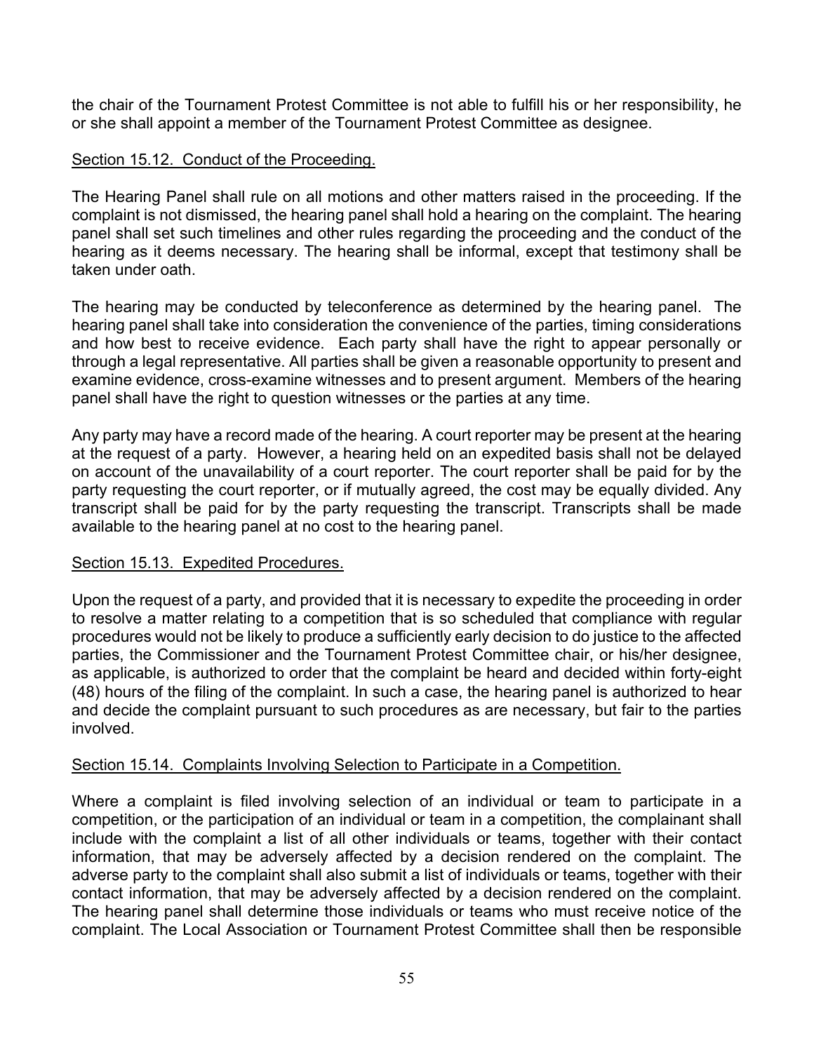the chair of the Tournament Protest Committee is not able to fulfill his or her responsibility, he or she shall appoint a member of the Tournament Protest Committee as designee.

<u>Section 15.12. Conduct of the Proceeding.</u>

The Hearing Panel shall rule on all motions and other matters raised in the proceeding. If the complaint is not dismissed, the hearing panel shall hold a hearing on the complaint. The hearing panel shall set such timelines and other rules regarding the proceeding and the conduct of the hearing as it deems necessary. The hearing shall be informal, except that testimony shall be taken under oath.

The hearing may be conducted by teleconference as determined by the hearing panel. The hearing panel shall take into consideration the convenience of the parties, timing considerations and how best to receive evidence. Each party shall have the right to appear personally or through a legal representative. All parties shall be given a reasonable opportunity to present and examine evidence, cross-examine witnesses and to present argument. Members of the hearing panel shall have the right to question witnesses or the parties at any time.

Any party may have a record made of the hearing. A court reporter may be present at the hearing at the request of a party. However, a hearing held on an expedited basis shall not be delayed on account of the unavailability of a court reporter. The court reporter shall be paid for by the party requesting the court reporter, or if mutually agreed, the cost may be equally divided. Any transcript shall be paid for by the party requesting the transcript. Transcripts shall be made available to the hearing panel at no cost to the hearing panel.

<u>Section 15.13. Expedited Procedures.</u>

Upon the request of a party, and provided that it is necessary to expedite the proceeding in order to resolve a matter relating to a competition that is so scheduled that compliance with regular procedures would not be likely to produce a sufficiently early decision to do justice to the affected parties, the Commissioner and the Tournament Protest Committee chair, or his/her designee, as applicable, is authorized to order that the complaint be heard and decided within forty-eight (48) hours of the filing of the complaint. In such a case, the hearing panel is authorized to hear and decide the complaint pursuant to such procedures as are necessary, but fair to the parties involved.

<u>Section 15.14. Complaints Involving Selection to Participate in a Competition.</u>

Where a complaint is filed involving selection of an individual or team to participate in a competition, or the participation of an individual or team in a competition, the complainant shall include with the complaint a list of all other individuals or teams, together with their contact information, that may be adversely affected by a decision rendered on the complaint. The adverse party to the complaint shall also submit a list of individuals or teams, together with their contact information, that may be adversely affected by a decision rendered on the complaint. The hearing panel shall determine those individuals or teams who must receive notice of the complaint. The Local Association or Tournament Protest Committee shall then be responsible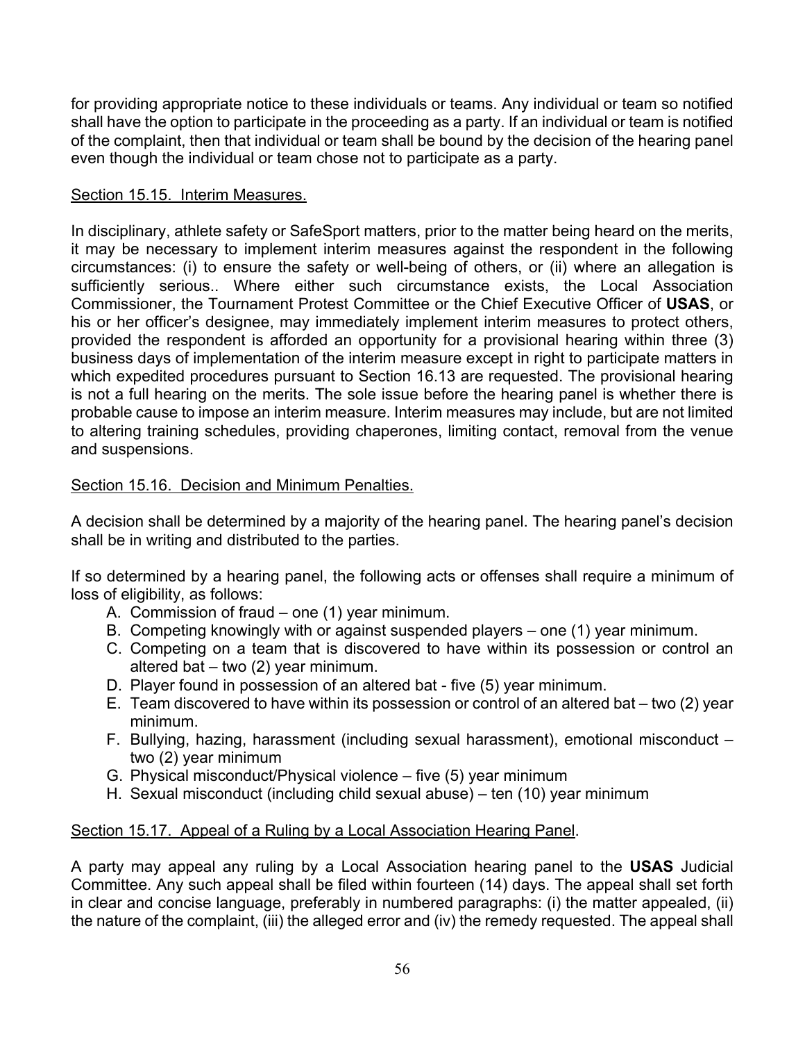for providing appropriate notice to these individuals or teams. Any individual or team so notified shall have the option to participate in the proceeding as a party. If an individual or team is notified of the complaint, then that individual or team shall be bound by the decision of the hearing panel even though the individual or team chose not to participate as a party.

Section 15.15. Interim Measures.

In disciplinary, athlete safety or SafeSport matters, prior to the matter being heard on the merits, it may be necessary to implement interim measures against the respondent in the following circumstances: (i) to ensure the safety or well-being of others, or (ii) where an allegation is sufficiently serious.. Where either such circumstance exists, the Local Association Commissioner, the Tournament Protest Committee or the Chief Executive Officer of **USAS**, or his or her officer's designee, may immediately implement interim measures to protect others, provided the respondent is afforded an opportunity for a provisional hearing within three (3) business days of implementation of the interim measure except in right to participate matters in which expedited procedures pursuant to Section 16.13 are requested. The provisional hearing is not a full hearing on the merits. The sole issue before the hearing panel is whether there is probable cause to impose an interim measure. Interim measures may include, but are not limited to altering training schedules, providing chaperones, limiting contact, removal from the venue and suspensions.

Section 15.16. Decision and Minimum Penalties.

A decision shall be determined by a majority of the hearing panel. The hearing panel's decision shall be in writing and distributed to the parties.

If so determined by a hearing panel, the following acts or offenses shall require a minimum of loss of eligibility, as follows:

A. Commission of fraud – one (1) year minimum.
B. Competing knowingly with or against suspended players – one (1) year minimum.
C. Competing on a team that is discovered to have within its possession or control an altered bat – two (2) year minimum.
D. Player found in possession of an altered bat - five (5) year minimum.
E. Team discovered to have within its possession or control of an altered bat – two (2) year minimum.
F. Bullying, hazing, harassment (including sexual harassment), emotional misconduct – two (2) year minimum
G. Physical misconduct/Physical violence – five (5) year minimum
H. Sexual misconduct (including child sexual abuse) – ten (10) year minimum

Section 15.17. Appeal of a Ruling by a Local Association Hearing Panel.

A party may appeal any ruling by a Local Association hearing panel to the **USAS** Judicial Committee. Any such appeal shall be filed within fourteen (14) days. The appeal shall set forth in clear and concise language, preferably in numbered paragraphs: (i) the matter appealed, (ii) the nature of the complaint, (iii) the alleged error and (iv) the remedy requested. The appeal shall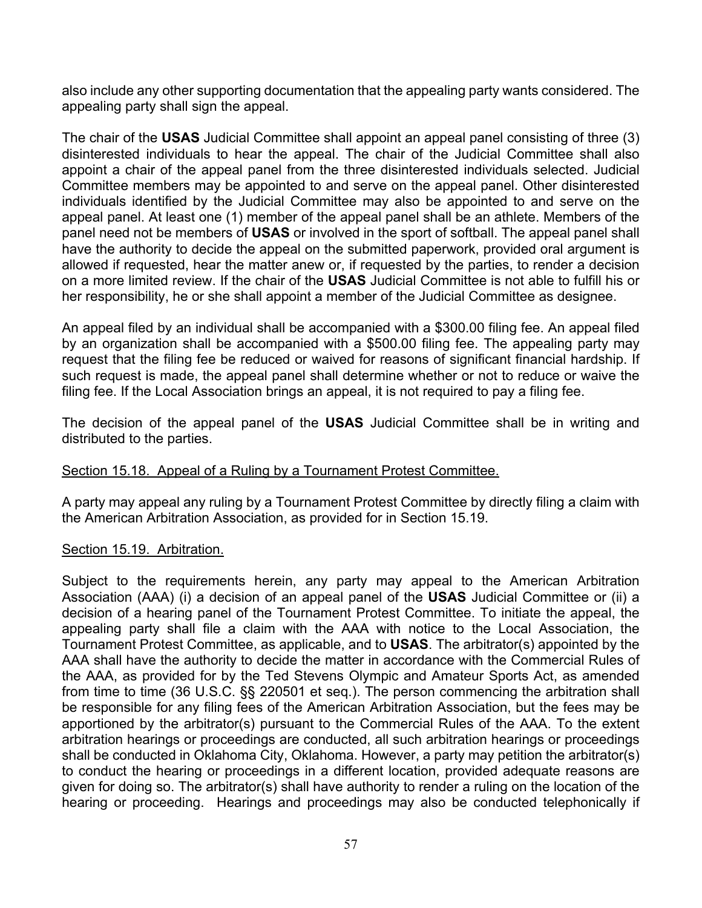also include any other supporting documentation that the appealing party wants considered. The appealing party shall sign the appeal.

The chair of the **USAS** Judicial Committee shall appoint an appeal panel consisting of three (3) disinterested individuals to hear the appeal. The chair of the Judicial Committee shall also appoint a chair of the appeal panel from the three disinterested individuals selected. Judicial Committee members may be appointed to and serve on the appeal panel. Other disinterested individuals identified by the Judicial Committee may also be appointed to and serve on the appeal panel. At least one (1) member of the appeal panel shall be an athlete. Members of the panel need not be members of **USAS** or involved in the sport of softball. The appeal panel shall have the authority to decide the appeal on the submitted paperwork, provided oral argument is allowed if requested, hear the matter anew or, if requested by the parties, to render a decision on a more limited review. If the chair of the **USAS** Judicial Committee is not able to fulfill his or her responsibility, he or she shall appoint a member of the Judicial Committee as designee.

An appeal filed by an individual shall be accompanied with a $300.00 filing fee. An appeal filed by an organization shall be accompanied with a $500.00 filing fee. The appealing party may request that the filing fee be reduced or waived for reasons of significant financial hardship. If such request is made, the appeal panel shall determine whether or not to reduce or waive the filing fee. If the Local Association brings an appeal, it is not required to pay a filing fee.

The decision of the appeal panel of the **USAS** Judicial Committee shall be in writing and distributed to the parties.

<u>Section 15.18. Appeal of a Ruling by a Tournament Protest Committee.</u>

A party may appeal any ruling by a Tournament Protest Committee by directly filing a claim with the American Arbitration Association, as provided for in Section 15.19.

<u>Section 15.19. Arbitration.</u>

Subject to the requirements herein, any party may appeal to the American Arbitration Association (AAA) (i) a decision of an appeal panel of the **USAS** Judicial Committee or (ii) a decision of a hearing panel of the Tournament Protest Committee. To initiate the appeal, the appealing party shall file a claim with the AAA with notice to the Local Association, the Tournament Protest Committee, as applicable, and to **USAS**. The arbitrator(s) appointed by the AAA shall have the authority to decide the matter in accordance with the Commercial Rules of the AAA, as provided for by the Ted Stevens Olympic and Amateur Sports Act, as amended from time to time (36 U.S.C. §§ 220501 et seq.). The person commencing the arbitration shall be responsible for any filing fees of the American Arbitration Association, but the fees may be apportioned by the arbitrator(s) pursuant to the Commercial Rules of the AAA. To the extent arbitration hearings or proceedings are conducted, all such arbitration hearings or proceedings shall be conducted in Oklahoma City, Oklahoma. However, a party may petition the arbitrator(s) to conduct the hearing or proceedings in a different location, provided adequate reasons are given for doing so. The arbitrator(s) shall have authority to render a ruling on the location of the hearing or proceeding. Hearings and proceedings may also be conducted telephonically if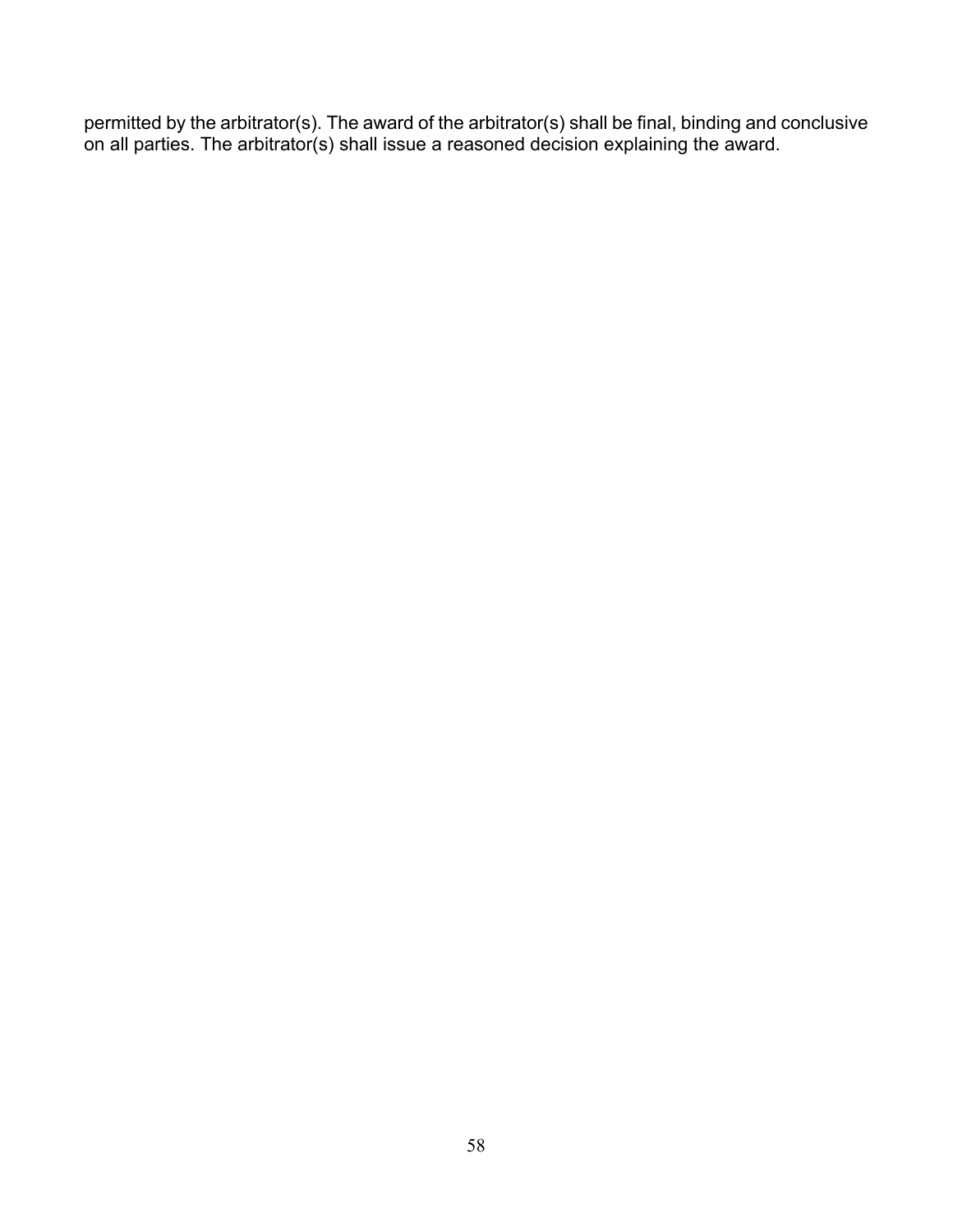permitted by the arbitrator(s). The award of the arbitrator(s) shall be final, binding and conclusive on all parties. The arbitrator(s) shall issue a reasoned decision explaining the award.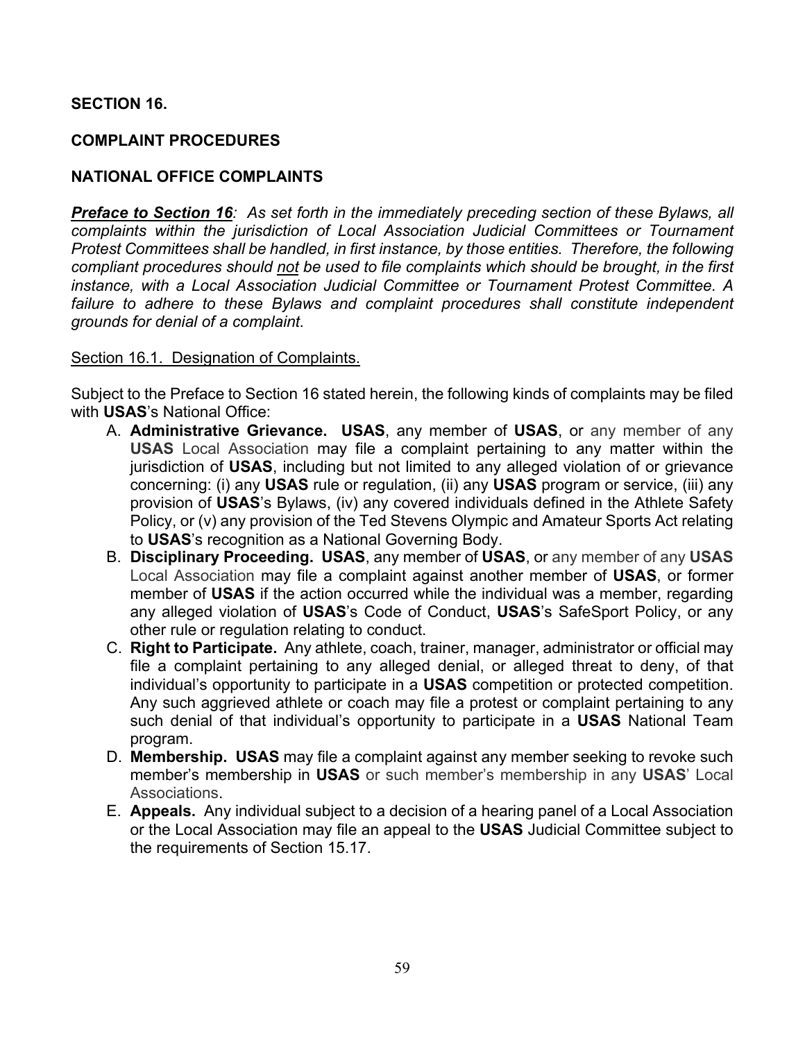**SECTION 16.**

**COMPLAINT PROCEDURES**

**NATIONAL OFFICE COMPLAINTS**

***Preface to Section 16****: As set forth in the immediately preceding section of these Bylaws, all complaints within the jurisdiction of Local Association Judicial Committees or Tournament Protest Committees shall be handled, in first instance, by those entities. Therefore, the following compliant procedures should not be used to file complaints which should be brought, in the first instance, with a Local Association Judicial Committee or Tournament Protest Committee. A failure to adhere to these Bylaws and complaint procedures shall constitute independent grounds for denial of a complaint.*

Section 16.1. Designation of Complaints.

Subject to the Preface to Section 16 stated herein, the following kinds of complaints may be filed with **USAS**'s National Office:

A. **Administrative Grievance. USAS**, any member of **USAS**, or any member of any **USAS** Local Association may file a complaint pertaining to any matter within the jurisdiction of **USAS**, including but not limited to any alleged violation of or grievance concerning: (i) any **USAS** rule or regulation, (ii) any **USAS** program or service, (iii) any provision of **USAS**'s Bylaws, (iv) any covered individuals defined in the Athlete Safety Policy, or (v) any provision of the Ted Stevens Olympic and Amateur Sports Act relating to **USAS**'s recognition as a National Governing Body.
B. **Disciplinary Proceeding. USAS**, any member of **USAS**, or any member of any **USAS** Local Association may file a complaint against another member of **USAS**, or former member of **USAS** if the action occurred while the individual was a member, regarding any alleged violation of **USAS**'s Code of Conduct, **USAS**'s SafeSport Policy, or any other rule or regulation relating to conduct.
C. **Right to Participate.** Any athlete, coach, trainer, manager, administrator or official may file a complaint pertaining to any alleged denial, or alleged threat to deny, of that individual's opportunity to participate in a **USAS** competition or protected competition. Any such aggrieved athlete or coach may file a protest or complaint pertaining to any such denial of that individual's opportunity to participate in a **USAS** National Team program.
D. **Membership. USAS** may file a complaint against any member seeking to revoke such member's membership in **USAS** or such member's membership in any **USAS**' Local Associations.
E. **Appeals.** Any individual subject to a decision of a hearing panel of a Local Association or the Local Association may file an appeal to the **USAS** Judicial Committee subject to the requirements of Section 15.17.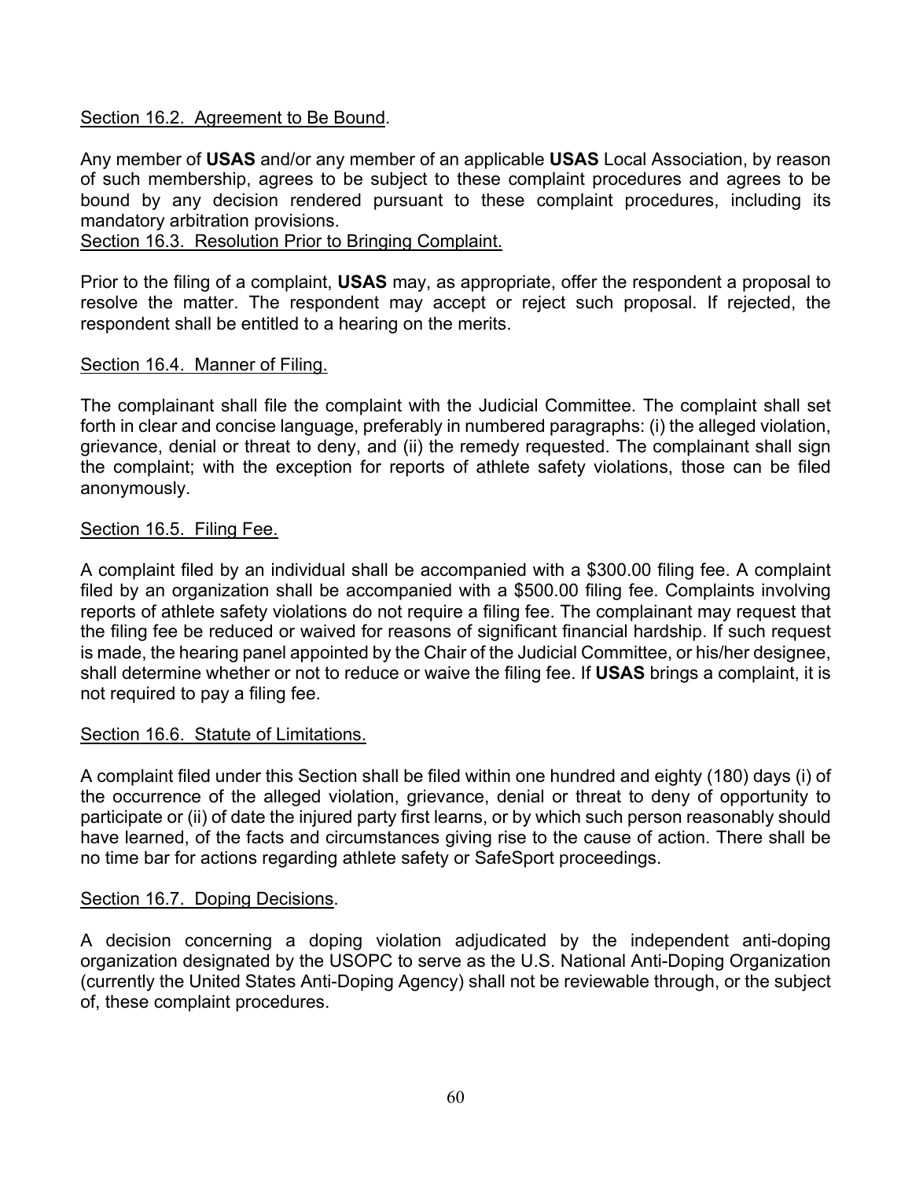Section 16.2. Agreement to Be Bound.

Any member of **USAS** and/or any member of an applicable **USAS** Local Association, by reason of such membership, agrees to be subject to these complaint procedures and agrees to be bound by any decision rendered pursuant to these complaint procedures, including its mandatory arbitration provisions.

Section 16.3. Resolution Prior to Bringing Complaint.

Prior to the filing of a complaint, **USAS** may, as appropriate, offer the respondent a proposal to resolve the matter. The respondent may accept or reject such proposal. If rejected, the respondent shall be entitled to a hearing on the merits.

Section 16.4. Manner of Filing.

The complainant shall file the complaint with the Judicial Committee. The complaint shall set forth in clear and concise language, preferably in numbered paragraphs: (i) the alleged violation, grievance, denial or threat to deny, and (ii) the remedy requested. The complainant shall sign the complaint; with the exception for reports of athlete safety violations, those can be filed anonymously.

Section 16.5. Filing Fee.

A complaint filed by an individual shall be accompanied with a $300.00 filing fee. A complaint filed by an organization shall be accompanied with a $500.00 filing fee. Complaints involving reports of athlete safety violations do not require a filing fee. The complainant may request that the filing fee be reduced or waived for reasons of significant financial hardship. If such request is made, the hearing panel appointed by the Chair of the Judicial Committee, or his/her designee, shall determine whether or not to reduce or waive the filing fee. If **USAS** brings a complaint, it is not required to pay a filing fee.

Section 16.6. Statute of Limitations.

A complaint filed under this Section shall be filed within one hundred and eighty (180) days (i) of the occurrence of the alleged violation, grievance, denial or threat to deny of opportunity to participate or (ii) of date the injured party first learns, or by which such person reasonably should have learned, of the facts and circumstances giving rise to the cause of action. There shall be no time bar for actions regarding athlete safety or SafeSport proceedings.

Section 16.7. Doping Decisions.

A decision concerning a doping violation adjudicated by the independent anti-doping organization designated by the USOPC to serve as the U.S. National Anti-Doping Organization (currently the United States Anti-Doping Agency) shall not be reviewable through, or the subject of, these complaint procedures.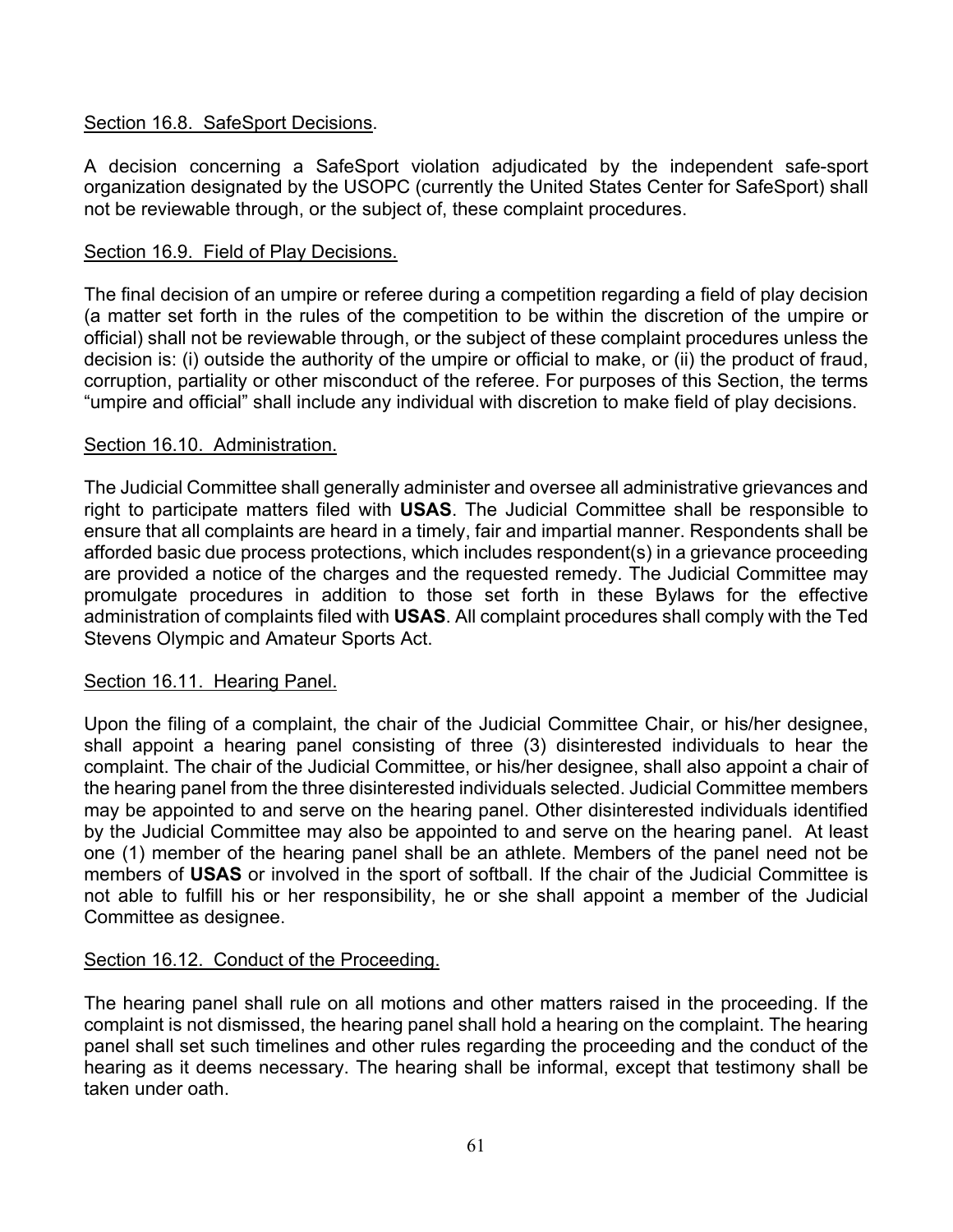## Section 16.8. SafeSport Decisions.

A decision concerning a SafeSport violation adjudicated by the independent safe-sport organization designated by the USOPC (currently the United States Center for SafeSport) shall not be reviewable through, or the subject of, these complaint procedures.

## Section 16.9. Field of Play Decisions.

The final decision of an umpire or referee during a competition regarding a field of play decision (a matter set forth in the rules of the competition to be within the discretion of the umpire or official) shall not be reviewable through, or the subject of these complaint procedures unless the decision is: (i) outside the authority of the umpire or official to make, or (ii) the product of fraud, corruption, partiality or other misconduct of the referee. For purposes of this Section, the terms "umpire and official" shall include any individual with discretion to make field of play decisions.

## Section 16.10. Administration.

The Judicial Committee shall generally administer and oversee all administrative grievances and right to participate matters filed with **USAS**. The Judicial Committee shall be responsible to ensure that all complaints are heard in a timely, fair and impartial manner. Respondents shall be afforded basic due process protections, which includes respondent(s) in a grievance proceeding are provided a notice of the charges and the requested remedy. The Judicial Committee may promulgate procedures in addition to those set forth in these Bylaws for the effective administration of complaints filed with **USAS**. All complaint procedures shall comply with the Ted Stevens Olympic and Amateur Sports Act.

## Section 16.11. Hearing Panel.

Upon the filing of a complaint, the chair of the Judicial Committee Chair, or his/her designee, shall appoint a hearing panel consisting of three (3) disinterested individuals to hear the complaint. The chair of the Judicial Committee, or his/her designee, shall also appoint a chair of the hearing panel from the three disinterested individuals selected. Judicial Committee members may be appointed to and serve on the hearing panel. Other disinterested individuals identified by the Judicial Committee may also be appointed to and serve on the hearing panel. At least one (1) member of the hearing panel shall be an athlete. Members of the panel need not be members of **USAS** or involved in the sport of softball. If the chair of the Judicial Committee is not able to fulfill his or her responsibility, he or she shall appoint a member of the Judicial Committee as designee.

## Section 16.12. Conduct of the Proceeding.

The hearing panel shall rule on all motions and other matters raised in the proceeding. If the complaint is not dismissed, the hearing panel shall hold a hearing on the complaint. The hearing panel shall set such timelines and other rules regarding the proceeding and the conduct of the hearing as it deems necessary. The hearing shall be informal, except that testimony shall be taken under oath.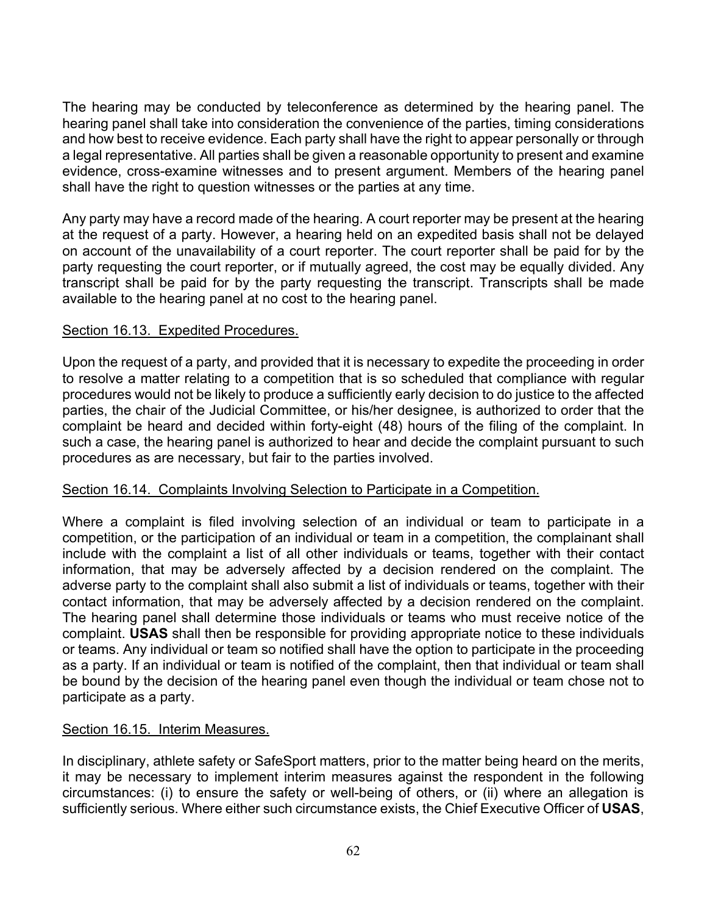The hearing may be conducted by teleconference as determined by the hearing panel. The hearing panel shall take into consideration the convenience of the parties, timing considerations and how best to receive evidence. Each party shall have the right to appear personally or through a legal representative. All parties shall be given a reasonable opportunity to present and examine evidence, cross-examine witnesses and to present argument. Members of the hearing panel shall have the right to question witnesses or the parties at any time.

Any party may have a record made of the hearing. A court reporter may be present at the hearing at the request of a party. However, a hearing held on an expedited basis shall not be delayed on account of the unavailability of a court reporter. The court reporter shall be paid for by the party requesting the court reporter, or if mutually agreed, the cost may be equally divided. Any transcript shall be paid for by the party requesting the transcript. Transcripts shall be made available to the hearing panel at no cost to the hearing panel.

Section 16.13. Expedited Procedures.

Upon the request of a party, and provided that it is necessary to expedite the proceeding in order to resolve a matter relating to a competition that is so scheduled that compliance with regular procedures would not be likely to produce a sufficiently early decision to do justice to the affected parties, the chair of the Judicial Committee, or his/her designee, is authorized to order that the complaint be heard and decided within forty-eight (48) hours of the filing of the complaint. In such a case, the hearing panel is authorized to hear and decide the complaint pursuant to such procedures as are necessary, but fair to the parties involved.

Section 16.14. Complaints Involving Selection to Participate in a Competition.

Where a complaint is filed involving selection of an individual or team to participate in a competition, or the participation of an individual or team in a competition, the complainant shall include with the complaint a list of all other individuals or teams, together with their contact information, that may be adversely affected by a decision rendered on the complaint. The adverse party to the complaint shall also submit a list of individuals or teams, together with their contact information, that may be adversely affected by a decision rendered on the complaint. The hearing panel shall determine those individuals or teams who must receive notice of the complaint. **USAS** shall then be responsible for providing appropriate notice to these individuals or teams. Any individual or team so notified shall have the option to participate in the proceeding as a party. If an individual or team is notified of the complaint, then that individual or team shall be bound by the decision of the hearing panel even though the individual or team chose not to participate as a party.

Section 16.15. Interim Measures.

In disciplinary, athlete safety or SafeSport matters, prior to the matter being heard on the merits, it may be necessary to implement interim measures against the respondent in the following circumstances: (i) to ensure the safety or well-being of others, or (ii) where an allegation is sufficiently serious. Where either such circumstance exists, the Chief Executive Officer of **USAS**,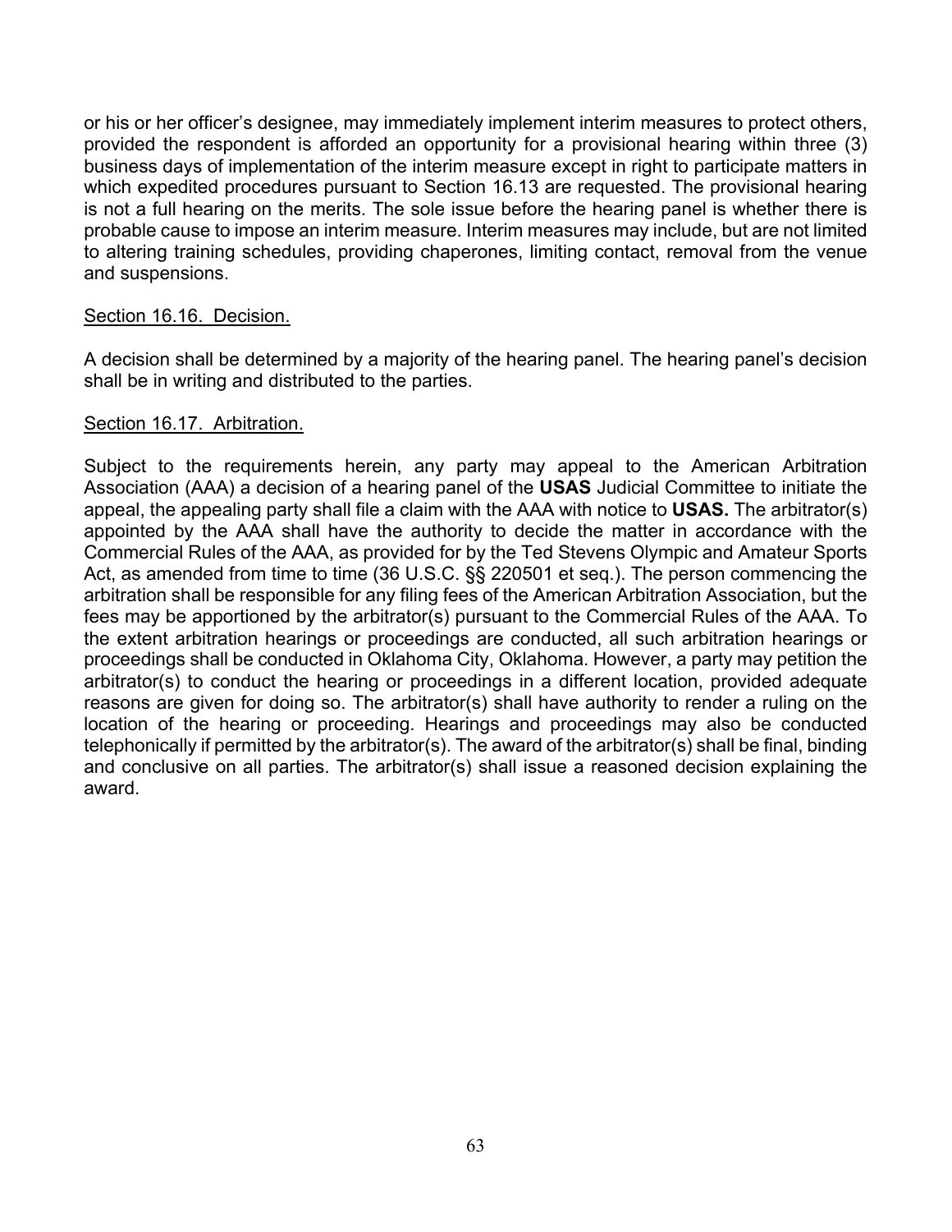or his or her officer's designee, may immediately implement interim measures to protect others, provided the respondent is afforded an opportunity for a provisional hearing within three (3) business days of implementation of the interim measure except in right to participate matters in which expedited procedures pursuant to Section 16.13 are requested. The provisional hearing is not a full hearing on the merits. The sole issue before the hearing panel is whether there is probable cause to impose an interim measure. Interim measures may include, but are not limited to altering training schedules, providing chaperones, limiting contact, removal from the venue and suspensions.

<u>Section 16.16. Decision.</u>

A decision shall be determined by a majority of the hearing panel. The hearing panel's decision shall be in writing and distributed to the parties.

<u>Section 16.17. Arbitration.</u>

Subject to the requirements herein, any party may appeal to the American Arbitration Association (AAA) a decision of a hearing panel of the **USAS** Judicial Committee to initiate the appeal, the appealing party shall file a claim with the AAA with notice to **USAS.** The arbitrator(s) appointed by the AAA shall have the authority to decide the matter in accordance with the Commercial Rules of the AAA, as provided for by the Ted Stevens Olympic and Amateur Sports Act, as amended from time to time (36 U.S.C. §§ 220501 et seq.). The person commencing the arbitration shall be responsible for any filing fees of the American Arbitration Association, but the fees may be apportioned by the arbitrator(s) pursuant to the Commercial Rules of the AAA. To the extent arbitration hearings or proceedings are conducted, all such arbitration hearings or proceedings shall be conducted in Oklahoma City, Oklahoma. However, a party may petition the arbitrator(s) to conduct the hearing or proceedings in a different location, provided adequate reasons are given for doing so. The arbitrator(s) shall have authority to render a ruling on the location of the hearing or proceeding. Hearings and proceedings may also be conducted telephonically if permitted by the arbitrator(s). The award of the arbitrator(s) shall be final, binding and conclusive on all parties. The arbitrator(s) shall issue a reasoned decision explaining the award.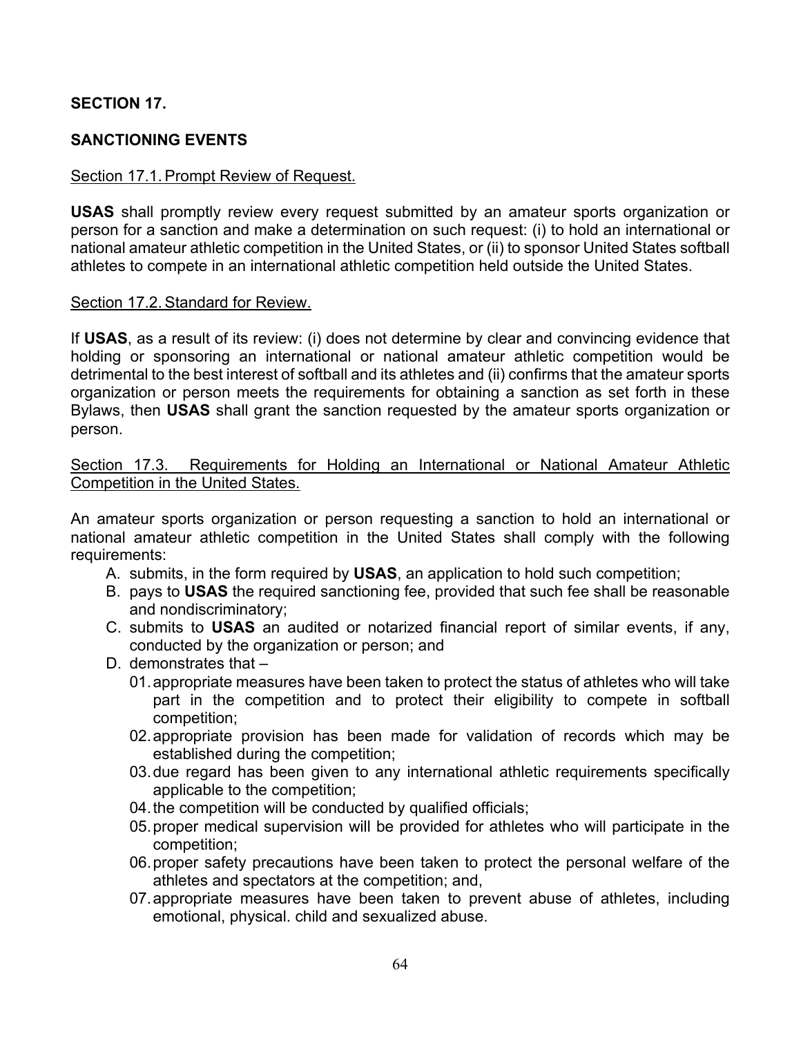## SECTION 17.

## SANCTIONING EVENTS

### Section 17.1. Prompt Review of Request.

**USAS** shall promptly review every request submitted by an amateur sports organization or person for a sanction and make a determination on such request: (i) to hold an international or national amateur athletic competition in the United States, or (ii) to sponsor United States softball athletes to compete in an international athletic competition held outside the United States.

### Section 17.2. Standard for Review.

If **USAS**, as a result of its review: (i) does not determine by clear and convincing evidence that holding or sponsoring an international or national amateur athletic competition would be detrimental to the best interest of softball and its athletes and (ii) confirms that the amateur sports organization or person meets the requirements for obtaining a sanction as set forth in these Bylaws, then **USAS** shall grant the sanction requested by the amateur sports organization or person.

### Section 17.3. Requirements for Holding an International or National Amateur Athletic Competition in the United States.

An amateur sports organization or person requesting a sanction to hold an international or national amateur athletic competition in the United States shall comply with the following requirements:

A. submits, in the form required by **USAS**, an application to hold such competition;
B. pays to **USAS** the required sanctioning fee, provided that such fee shall be reasonable and nondiscriminatory;
C. submits to **USAS** an audited or notarized financial report of similar events, if any, conducted by the organization or person; and
D. demonstrates that –
   01. appropriate measures have been taken to protect the status of athletes who will take part in the competition and to protect their eligibility to compete in softball competition;
   02. appropriate provision has been made for validation of records which may be established during the competition;
   03. due regard has been given to any international athletic requirements specifically applicable to the competition;
   04. the competition will be conducted by qualified officials;
   05. proper medical supervision will be provided for athletes who will participate in the competition;
   06. proper safety precautions have been taken to protect the personal welfare of the athletes and spectators at the competition; and,
   07. appropriate measures have been taken to prevent abuse of athletes, including emotional, physical. child and sexualized abuse.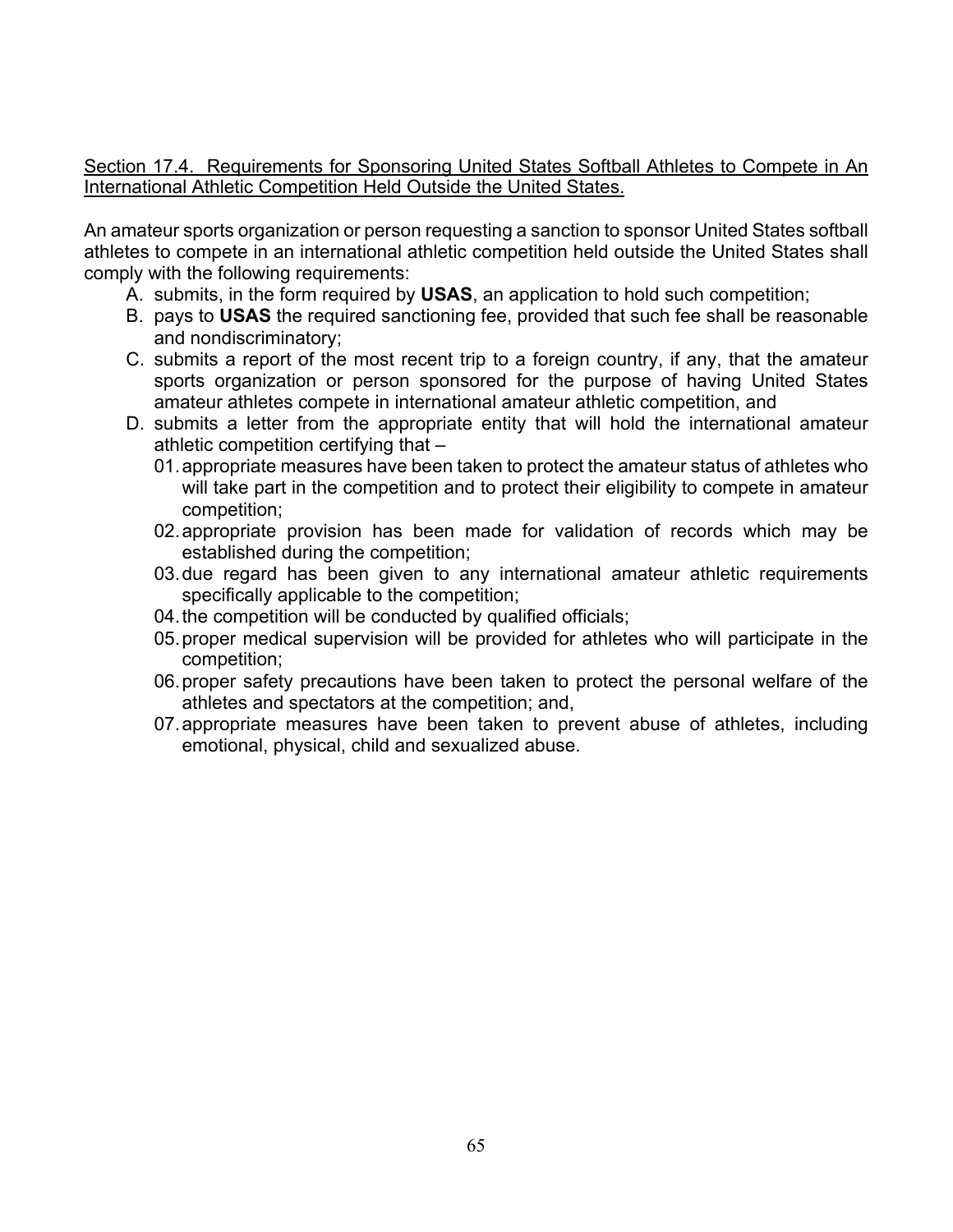<u>Section 17.4. Requirements for Sponsoring United States Softball Athletes to Compete in An International Athletic Competition Held Outside the United States.</u>

An amateur sports organization or person requesting a sanction to sponsor United States softball athletes to compete in an international athletic competition held outside the United States shall comply with the following requirements:

A. submits, in the form required by **USAS**, an application to hold such competition;
B. pays to **USAS** the required sanctioning fee, provided that such fee shall be reasonable and nondiscriminatory;
C. submits a report of the most recent trip to a foreign country, if any, that the amateur sports organization or person sponsored for the purpose of having United States amateur athletes compete in international amateur athletic competition, and
D. submits a letter from the appropriate entity that will hold the international amateur athletic competition certifying that –
   01. appropriate measures have been taken to protect the amateur status of athletes who will take part in the competition and to protect their eligibility to compete in amateur competition;
   02. appropriate provision has been made for validation of records which may be established during the competition;
   03. due regard has been given to any international amateur athletic requirements specifically applicable to the competition;
   04. the competition will be conducted by qualified officials;
   05. proper medical supervision will be provided for athletes who will participate in the competition;
   06. proper safety precautions have been taken to protect the personal welfare of the athletes and spectators at the competition; and,
   07. appropriate measures have been taken to prevent abuse of athletes, including emotional, physical, child and sexualized abuse.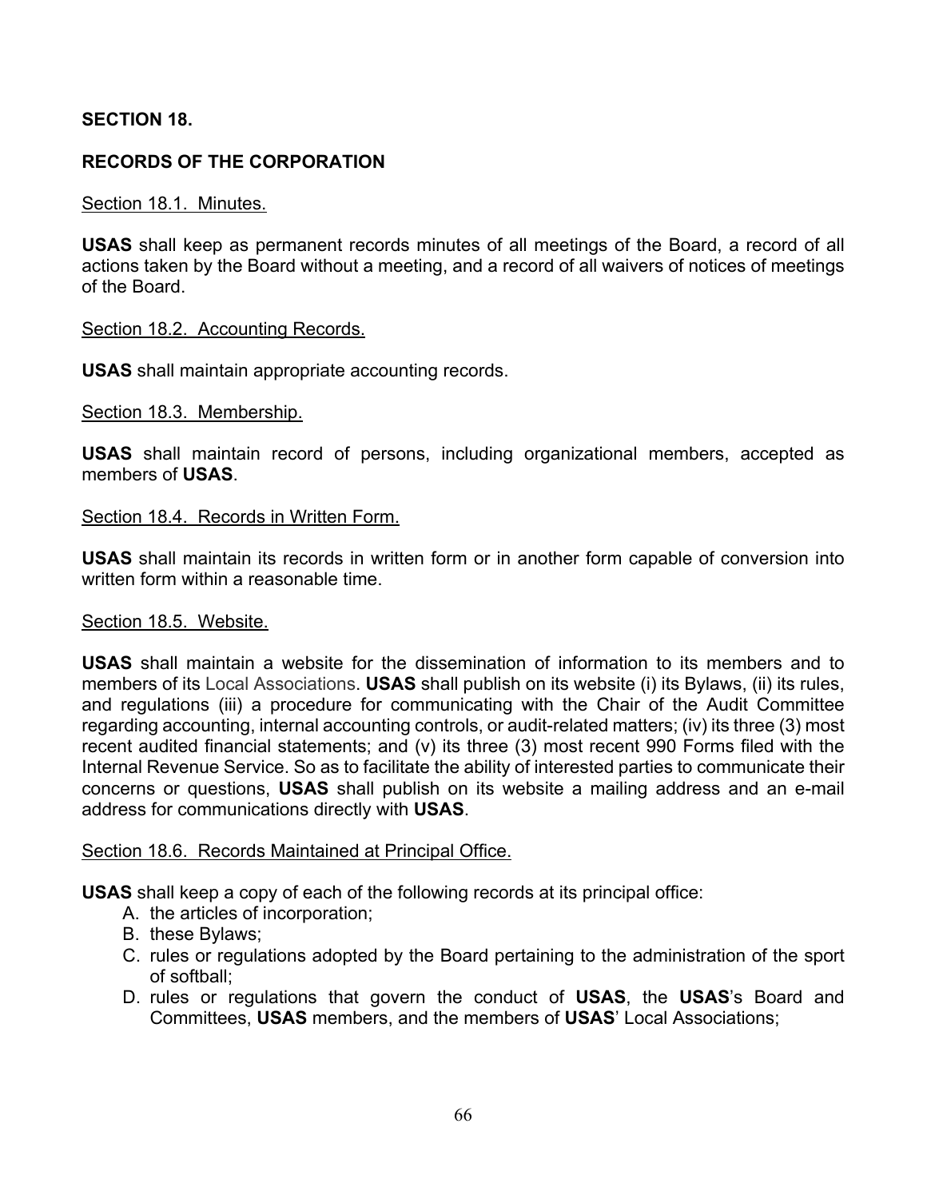## SECTION 18.

## RECORDS OF THE CORPORATION

Section 18.1. Minutes.

**USAS** shall keep as permanent records minutes of all meetings of the Board, a record of all actions taken by the Board without a meeting, and a record of all waivers of notices of meetings of the Board.

Section 18.2. Accounting Records.

**USAS** shall maintain appropriate accounting records.

Section 18.3. Membership.

**USAS** shall maintain record of persons, including organizational members, accepted as members of **USAS**.

Section 18.4. Records in Written Form.

**USAS** shall maintain its records in written form or in another form capable of conversion into written form within a reasonable time.

Section 18.5. Website.

**USAS** shall maintain a website for the dissemination of information to its members and to members of its Local Associations. **USAS** shall publish on its website (i) its Bylaws, (ii) its rules, and regulations (iii) a procedure for communicating with the Chair of the Audit Committee regarding accounting, internal accounting controls, or audit-related matters; (iv) its three (3) most recent audited financial statements; and (v) its three (3) most recent 990 Forms filed with the Internal Revenue Service. So as to facilitate the ability of interested parties to communicate their concerns or questions, **USAS** shall publish on its website a mailing address and an e-mail address for communications directly with **USAS**.

Section 18.6. Records Maintained at Principal Office.

**USAS** shall keep a copy of each of the following records at its principal office:

A. the articles of incorporation;
B. these Bylaws;
C. rules or regulations adopted by the Board pertaining to the administration of the sport of softball;
D. rules or regulations that govern the conduct of **USAS**, the **USAS**'s Board and Committees, **USAS** members, and the members of **USAS**' Local Associations;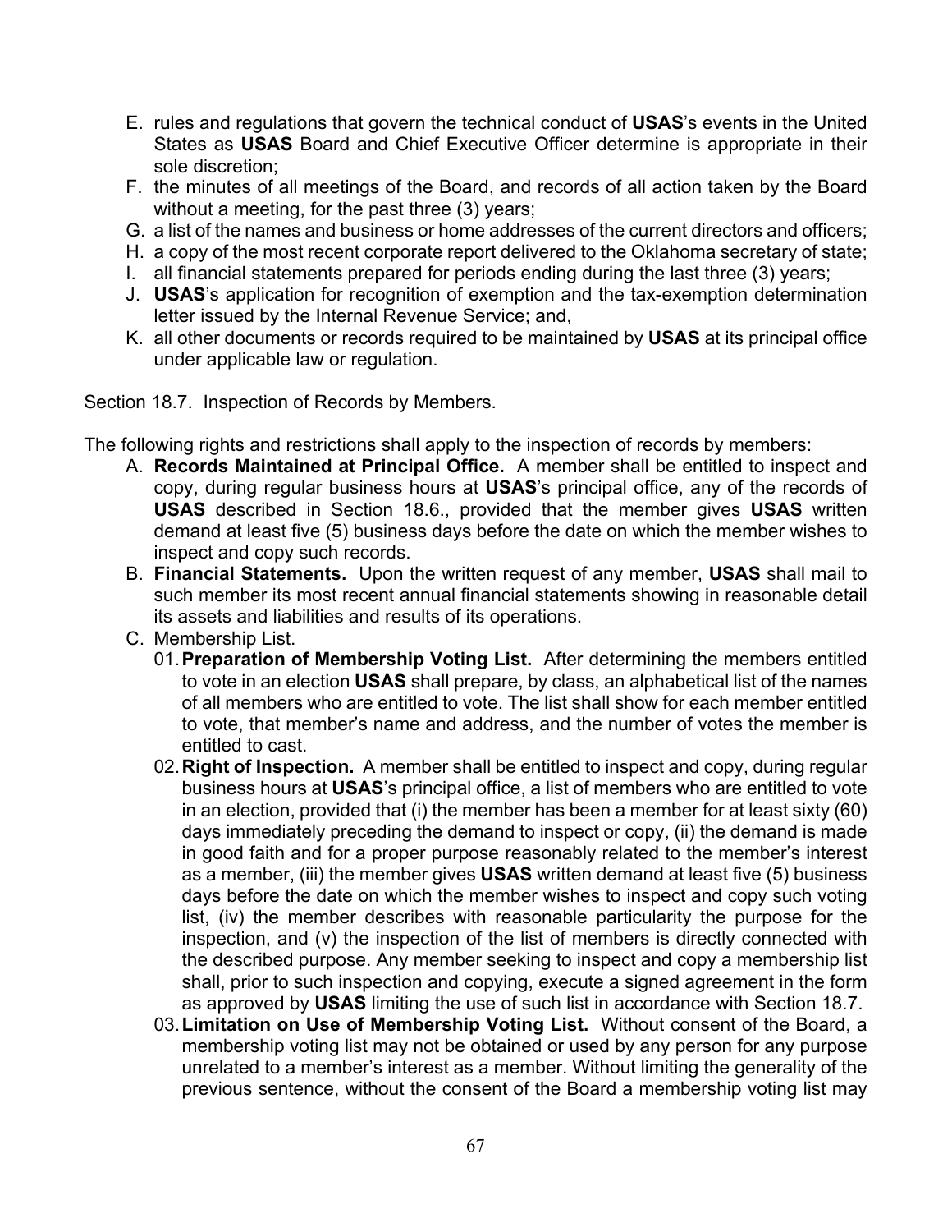E. rules and regulations that govern the technical conduct of **USAS**'s events in the United States as **USAS** Board and Chief Executive Officer determine is appropriate in their sole discretion;
F. the minutes of all meetings of the Board, and records of all action taken by the Board without a meeting, for the past three (3) years;
G. a list of the names and business or home addresses of the current directors and officers;
H. a copy of the most recent corporate report delivered to the Oklahoma secretary of state;
I. all financial statements prepared for periods ending during the last three (3) years;
J. **USAS**'s application for recognition of exemption and the tax-exemption determination letter issued by the Internal Revenue Service; and,
K. all other documents or records required to be maintained by **USAS** at its principal office under applicable law or regulation.

Section 18.7. Inspection of Records by Members.

The following rights and restrictions shall apply to the inspection of records by members:

A. **Records Maintained at Principal Office.** A member shall be entitled to inspect and copy, during regular business hours at **USAS**'s principal office, any of the records of **USAS** described in Section 18.6., provided that the member gives **USAS** written demand at least five (5) business days before the date on which the member wishes to inspect and copy such records.
B. **Financial Statements.** Upon the written request of any member, **USAS** shall mail to such member its most recent annual financial statements showing in reasonable detail its assets and liabilities and results of its operations.
C. Membership List.
   01. **Preparation of Membership Voting List.** After determining the members entitled to vote in an election **USAS** shall prepare, by class, an alphabetical list of the names of all members who are entitled to vote. The list shall show for each member entitled to vote, that member's name and address, and the number of votes the member is entitled to cast.
   02. **Right of Inspection.** A member shall be entitled to inspect and copy, during regular business hours at **USAS**'s principal office, a list of members who are entitled to vote in an election, provided that (i) the member has been a member for at least sixty (60) days immediately preceding the demand to inspect or copy, (ii) the demand is made in good faith and for a proper purpose reasonably related to the member's interest as a member, (iii) the member gives **USAS** written demand at least five (5) business days before the date on which the member wishes to inspect and copy such voting list, (iv) the member describes with reasonable particularity the purpose for the inspection, and (v) the inspection of the list of members is directly connected with the described purpose. Any member seeking to inspect and copy a membership list shall, prior to such inspection and copying, execute a signed agreement in the form as approved by **USAS** limiting the use of such list in accordance with Section 18.7.
   03. **Limitation on Use of Membership Voting List.** Without consent of the Board, a membership voting list may not be obtained or used by any person for any purpose unrelated to a member's interest as a member. Without limiting the generality of the previous sentence, without the consent of the Board a membership voting list may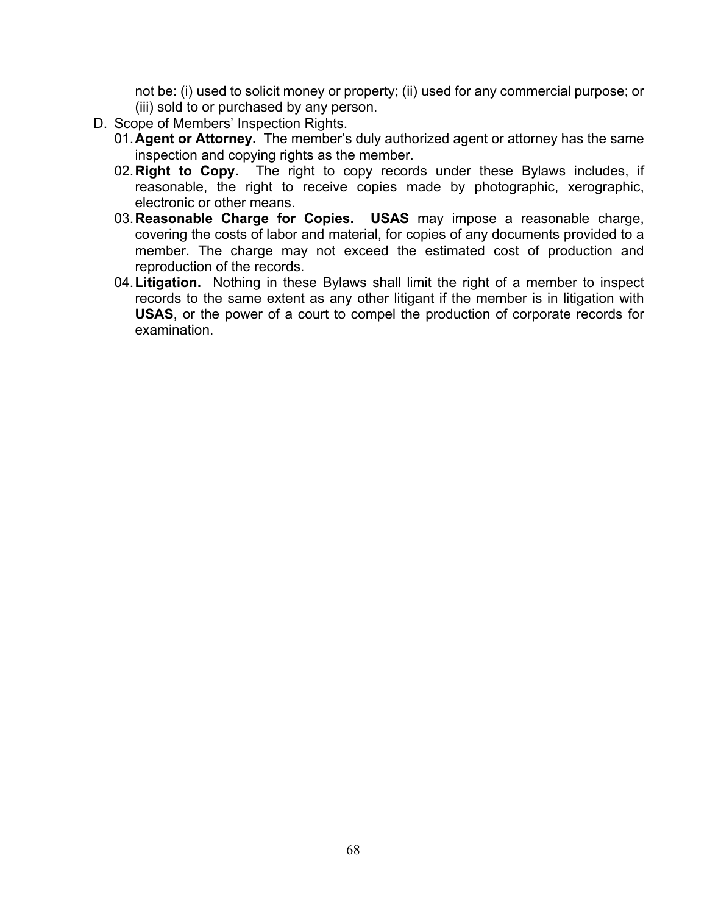not be: (i) used to solicit money or property; (ii) used for any commercial purpose; or (iii) sold to or purchased by any person.

D. Scope of Members' Inspection Rights.

  01. **Agent or Attorney.** The member's duly authorized agent or attorney has the same inspection and copying rights as the member.

  02. **Right to Copy.** The right to copy records under these Bylaws includes, if reasonable, the right to receive copies made by photographic, xerographic, electronic or other means.

  03. **Reasonable Charge for Copies.** **USAS** may impose a reasonable charge, covering the costs of labor and material, for copies of any documents provided to a member. The charge may not exceed the estimated cost of production and reproduction of the records.

  04. **Litigation.** Nothing in these Bylaws shall limit the right of a member to inspect records to the same extent as any other litigant if the member is in litigation with **USAS**, or the power of a court to compel the production of corporate records for examination.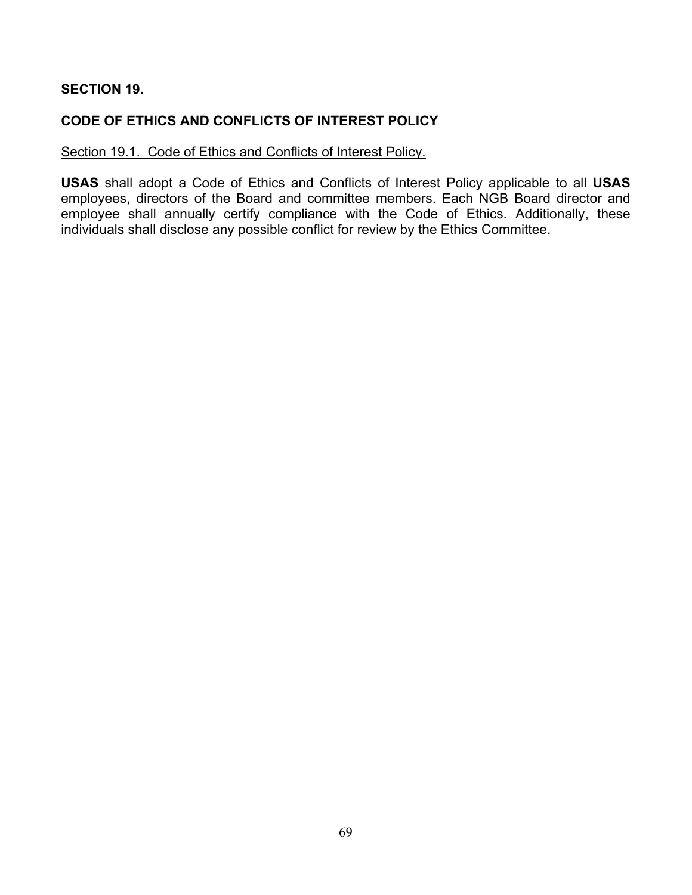## SECTION 19.

## CODE OF ETHICS AND CONFLICTS OF INTEREST POLICY

<u>Section 19.1. Code of Ethics and Conflicts of Interest Policy.</u>

**USAS** shall adopt a Code of Ethics and Conflicts of Interest Policy applicable to all **USAS** employees, directors of the Board and committee members. Each NGB Board director and employee shall annually certify compliance with the Code of Ethics. Additionally, these individuals shall disclose any possible conflict for review by the Ethics Committee.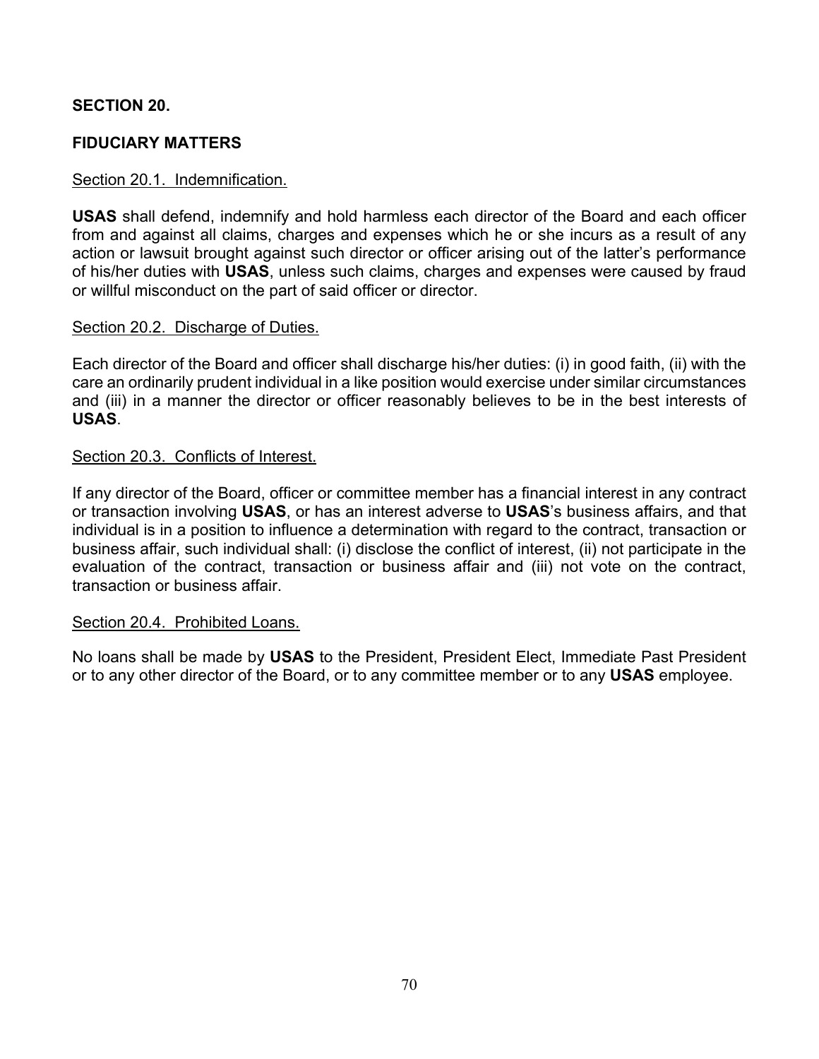## SECTION 20.

## FIDUCIARY MATTERS

Section 20.1. Indemnification.

**USAS** shall defend, indemnify and hold harmless each director of the Board and each officer from and against all claims, charges and expenses which he or she incurs as a result of any action or lawsuit brought against such director or officer arising out of the latter's performance of his/her duties with **USAS**, unless such claims, charges and expenses were caused by fraud or willful misconduct on the part of said officer or director.

Section 20.2. Discharge of Duties.

Each director of the Board and officer shall discharge his/her duties: (i) in good faith, (ii) with the care an ordinarily prudent individual in a like position would exercise under similar circumstances and (iii) in a manner the director or officer reasonably believes to be in the best interests of **USAS**.

Section 20.3. Conflicts of Interest.

If any director of the Board, officer or committee member has a financial interest in any contract or transaction involving **USAS**, or has an interest adverse to **USAS**'s business affairs, and that individual is in a position to influence a determination with regard to the contract, transaction or business affair, such individual shall: (i) disclose the conflict of interest, (ii) not participate in the evaluation of the contract, transaction or business affair and (iii) not vote on the contract, transaction or business affair.

Section 20.4. Prohibited Loans.

No loans shall be made by **USAS** to the President, President Elect, Immediate Past President or to any other director of the Board, or to any committee member or to any **USAS** employee.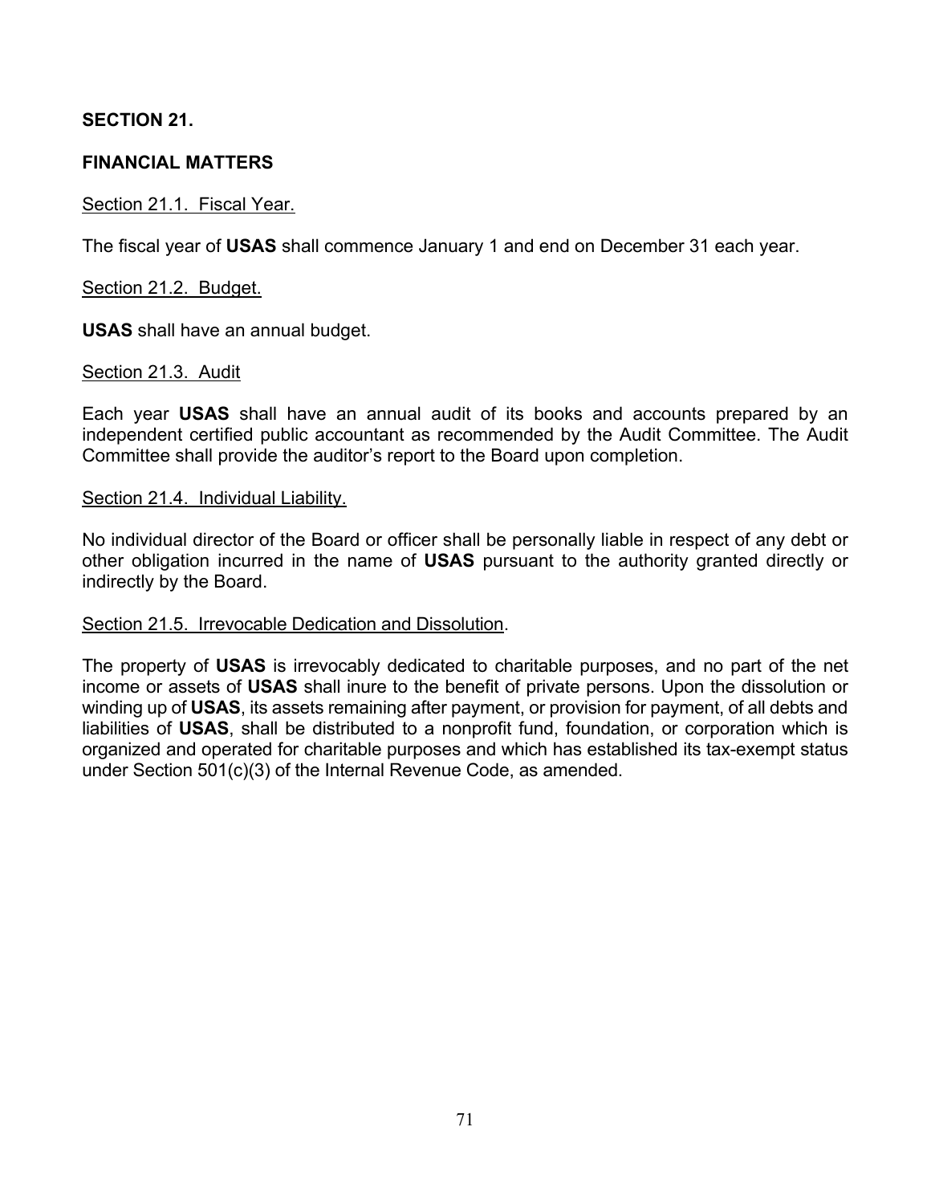**SECTION 21.**

**FINANCIAL MATTERS**

Section 21.1. Fiscal Year.

The fiscal year of **USAS** shall commence January 1 and end on December 31 each year.

Section 21.2. Budget.

**USAS** shall have an annual budget.

Section 21.3. Audit

Each year **USAS** shall have an annual audit of its books and accounts prepared by an independent certified public accountant as recommended by the Audit Committee. The Audit Committee shall provide the auditor's report to the Board upon completion.

Section 21.4. Individual Liability.

No individual director of the Board or officer shall be personally liable in respect of any debt or other obligation incurred in the name of **USAS** pursuant to the authority granted directly or indirectly by the Board.

Section 21.5. Irrevocable Dedication and Dissolution.

The property of **USAS** is irrevocably dedicated to charitable purposes, and no part of the net income or assets of **USAS** shall inure to the benefit of private persons. Upon the dissolution or winding up of **USAS**, its assets remaining after payment, or provision for payment, of all debts and liabilities of **USAS**, shall be distributed to a nonprofit fund, foundation, or corporation which is organized and operated for charitable purposes and which has established its tax-exempt status under Section 501(c)(3) of the Internal Revenue Code, as amended.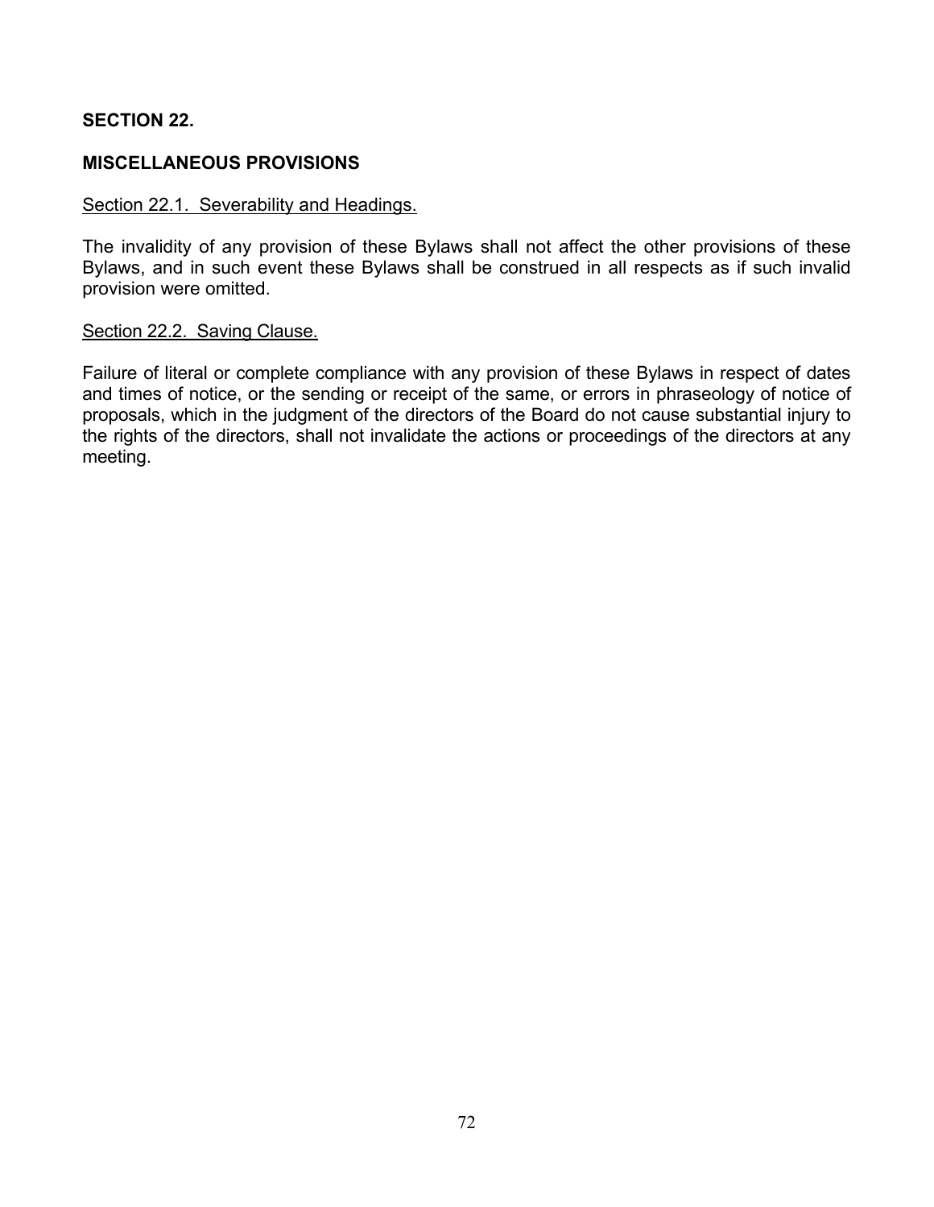## SECTION 22.

## MISCELLANEOUS PROVISIONS

Section 22.1. Severability and Headings.

The invalidity of any provision of these Bylaws shall not affect the other provisions of these Bylaws, and in such event these Bylaws shall be construed in all respects as if such invalid provision were omitted.

Section 22.2. Saving Clause.

Failure of literal or complete compliance with any provision of these Bylaws in respect of dates and times of notice, or the sending or receipt of the same, or errors in phraseology of notice of proposals, which in the judgment of the directors of the Board do not cause substantial injury to the rights of the directors, shall not invalidate the actions or proceedings of the directors at any meeting.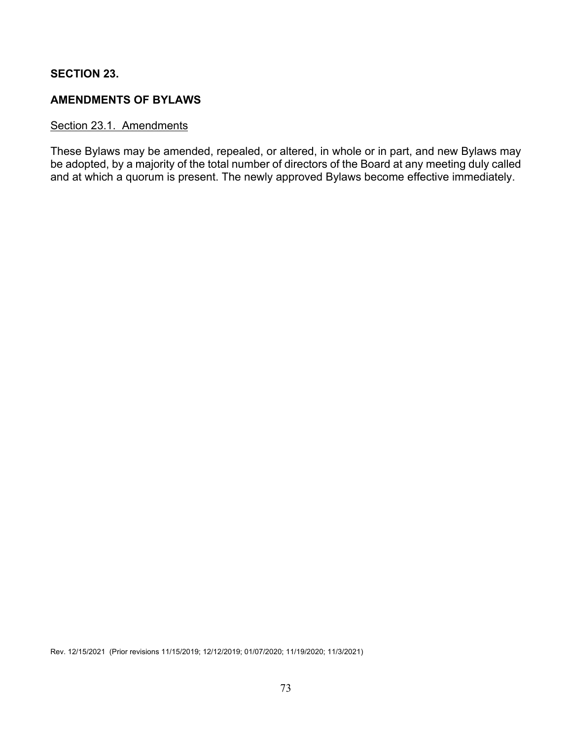**SECTION 23.**

**AMENDMENTS OF BYLAWS**

Section 23.1. Amendments

These Bylaws may be amended, repealed, or altered, in whole or in part, and new Bylaws may be adopted, by a majority of the total number of directors of the Board at any meeting duly called and at which a quorum is present. The newly approved Bylaws become effective immediately.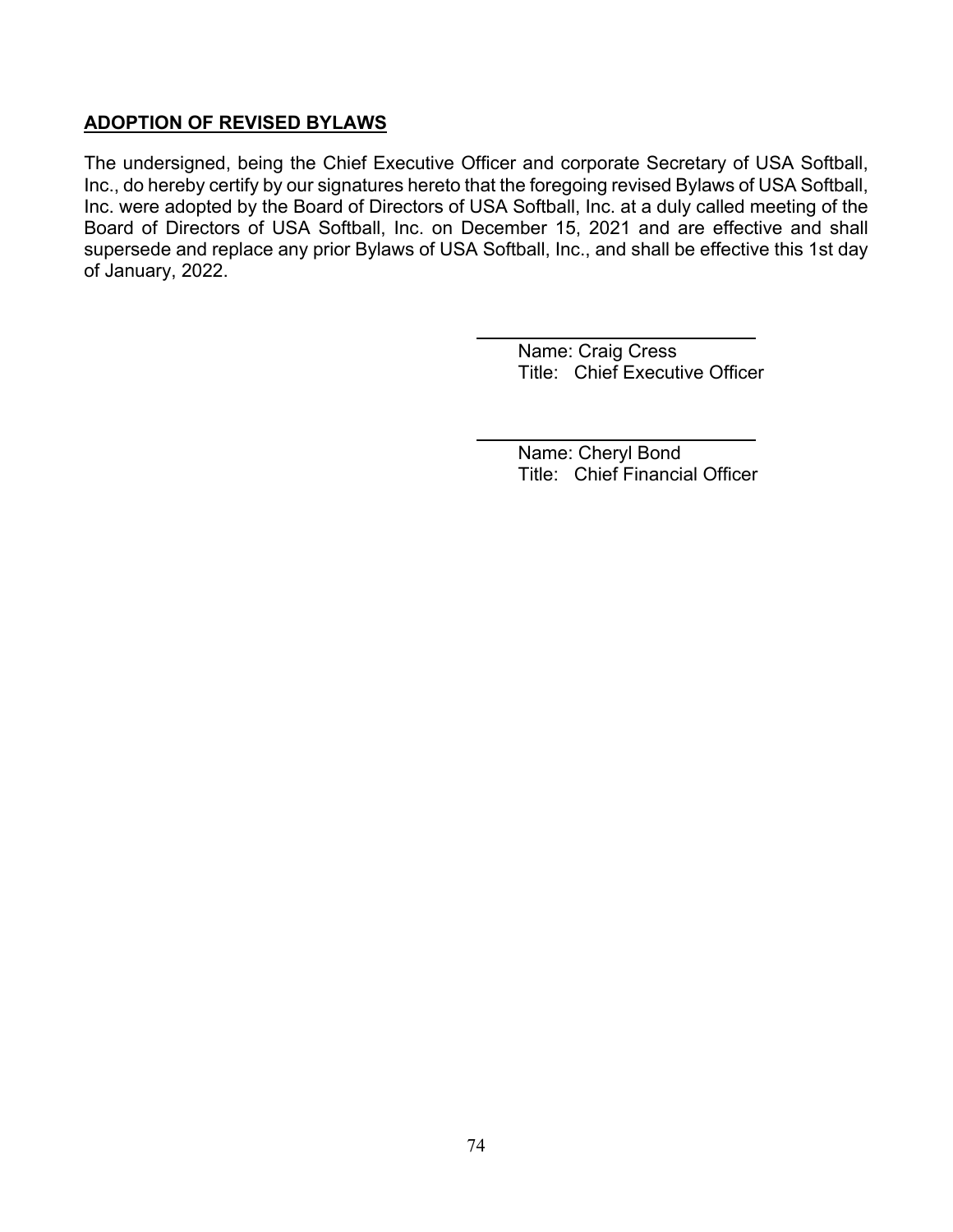**ADOPTION OF REVISED BYLAWS**

The undersigned, being the Chief Executive Officer and corporate Secretary of USA Softball, Inc., do hereby certify by our signatures hereto that the foregoing revised Bylaws of USA Softball, Inc. were adopted by the Board of Directors of USA Softball, Inc. at a duly called meeting of the Board of Directors of USA Softball, Inc. on December 15, 2021 and are effective and shall supersede and replace any prior Bylaws of USA Softball, Inc., and shall be effective this 1st day of January, 2022.

\_\_\_\_\_\_\_\_\_\_\_\_\_\_\_\_\_\_\_\_\_\_\_\_\_\_\_\_

Name: Craig Cress
Title: Chief Executive Officer

\_\_\_\_\_\_\_\_\_\_\_\_\_\_\_\_\_\_\_\_\_\_\_\_\_\_\_\_

Name: Cheryl Bond
Title: Chief Financial Officer